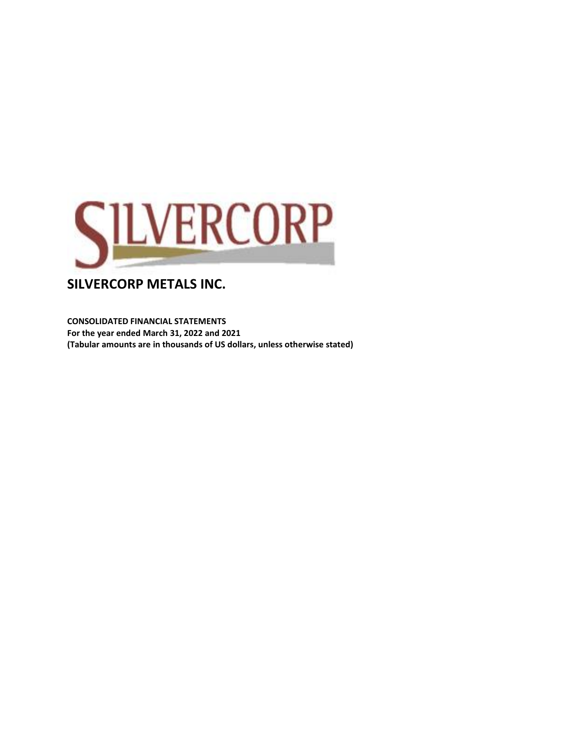# SILVERCORP METALS INC.

**CONSOLIDATED FINANCIAL STATEMENTS**
**For the year ended March 31, 2022 and 2021**
**(Tabular amounts are in thousands of US dollars, unless otherwise stated)**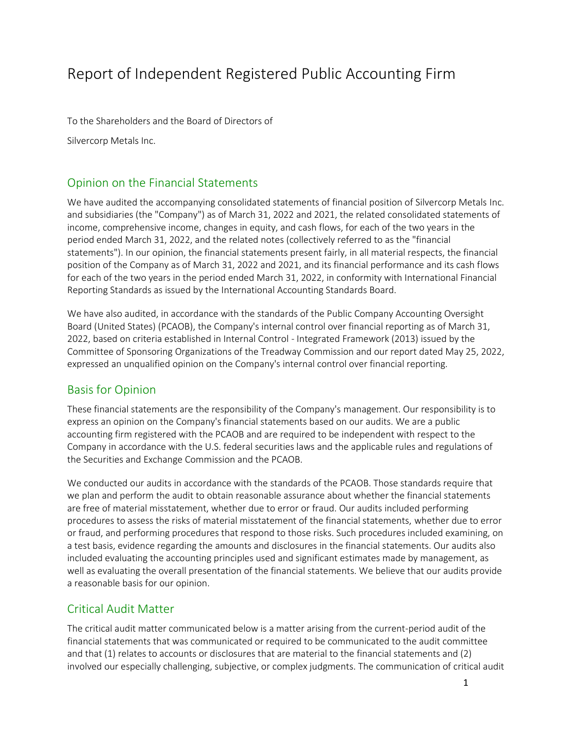# Report of Independent Registered Public Accounting Firm

To the Shareholders and the Board of Directors of

Silvercorp Metals Inc.

## Opinion on the Financial Statements

We have audited the accompanying consolidated statements of financial position of Silvercorp Metals Inc. and subsidiaries (the "Company") as of March 31, 2022 and 2021, the related consolidated statements of income, comprehensive income, changes in equity, and cash flows, for each of the two years in the period ended March 31, 2022, and the related notes (collectively referred to as the "financial statements"). In our opinion, the financial statements present fairly, in all material respects, the financial position of the Company as of March 31, 2022 and 2021, and its financial performance and its cash flows for each of the two years in the period ended March 31, 2022, in conformity with International Financial Reporting Standards as issued by the International Accounting Standards Board.

We have also audited, in accordance with the standards of the Public Company Accounting Oversight Board (United States) (PCAOB), the Company's internal control over financial reporting as of March 31, 2022, based on criteria established in Internal Control - Integrated Framework (2013) issued by the Committee of Sponsoring Organizations of the Treadway Commission and our report dated May 25, 2022, expressed an unqualified opinion on the Company's internal control over financial reporting.

## Basis for Opinion

These financial statements are the responsibility of the Company's management. Our responsibility is to express an opinion on the Company's financial statements based on our audits. We are a public accounting firm registered with the PCAOB and are required to be independent with respect to the Company in accordance with the U.S. federal securities laws and the applicable rules and regulations of the Securities and Exchange Commission and the PCAOB.

We conducted our audits in accordance with the standards of the PCAOB. Those standards require that we plan and perform the audit to obtain reasonable assurance about whether the financial statements are free of material misstatement, whether due to error or fraud. Our audits included performing procedures to assess the risks of material misstatement of the financial statements, whether due to error or fraud, and performing procedures that respond to those risks. Such procedures included examining, on a test basis, evidence regarding the amounts and disclosures in the financial statements. Our audits also included evaluating the accounting principles used and significant estimates made by management, as well as evaluating the overall presentation of the financial statements. We believe that our audits provide a reasonable basis for our opinion.

## Critical Audit Matter

The critical audit matter communicated below is a matter arising from the current-period audit of the financial statements that was communicated or required to be communicated to the audit committee and that (1) relates to accounts or disclosures that are material to the financial statements and (2) involved our especially challenging, subjective, or complex judgments. The communication of critical audit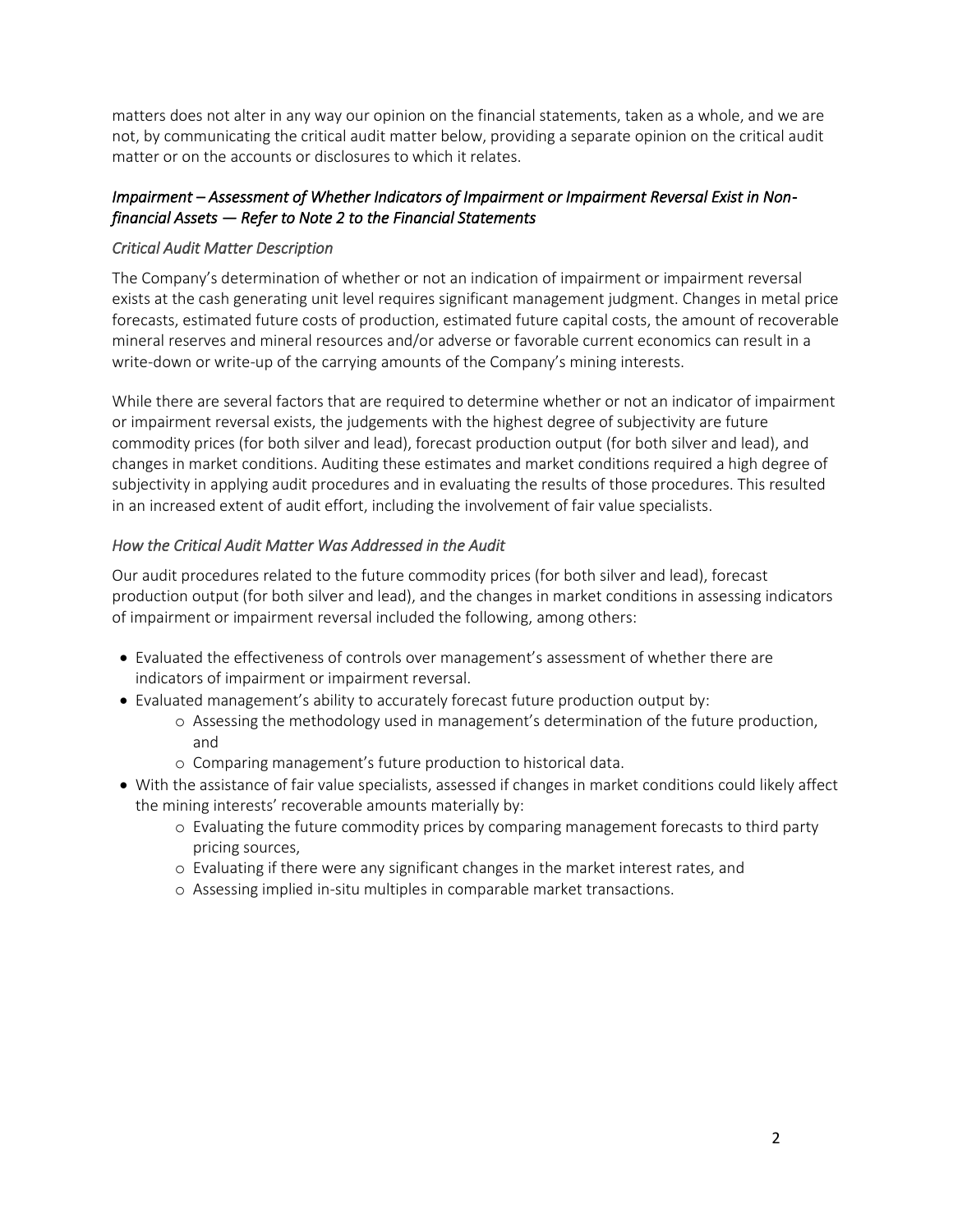matters does not alter in any way our opinion on the financial statements, taken as a whole, and we are not, by communicating the critical audit matter below, providing a separate opinion on the critical audit matter or on the accounts or disclosures to which it relates.

### *Impairment – Assessment of Whether Indicators of Impairment or Impairment Reversal Exist in Non-financial Assets — Refer to Note 2 to the Financial Statements*

#### *Critical Audit Matter Description*

The Company's determination of whether or not an indication of impairment or impairment reversal exists at the cash generating unit level requires significant management judgment. Changes in metal price forecasts, estimated future costs of production, estimated future capital costs, the amount of recoverable mineral reserves and mineral resources and/or adverse or favorable current economics can result in a write-down or write-up of the carrying amounts of the Company's mining interests.

While there are several factors that are required to determine whether or not an indicator of impairment or impairment reversal exists, the judgements with the highest degree of subjectivity are future commodity prices (for both silver and lead), forecast production output (for both silver and lead), and changes in market conditions. Auditing these estimates and market conditions required a high degree of subjectivity in applying audit procedures and in evaluating the results of those procedures. This resulted in an increased extent of audit effort, including the involvement of fair value specialists.

#### *How the Critical Audit Matter Was Addressed in the Audit*

Our audit procedures related to the future commodity prices (for both silver and lead), forecast production output (for both silver and lead), and the changes in market conditions in assessing indicators of impairment or impairment reversal included the following, among others:

- Evaluated the effectiveness of controls over management's assessment of whether there are indicators of impairment or impairment reversal.
- Evaluated management's ability to accurately forecast future production output by:
  - Assessing the methodology used in management's determination of the future production, and
  - Comparing management's future production to historical data.
- With the assistance of fair value specialists, assessed if changes in market conditions could likely affect the mining interests' recoverable amounts materially by:
  - Evaluating the future commodity prices by comparing management forecasts to third party pricing sources,
  - Evaluating if there were any significant changes in the market interest rates, and
  - Assessing implied in-situ multiples in comparable market transactions.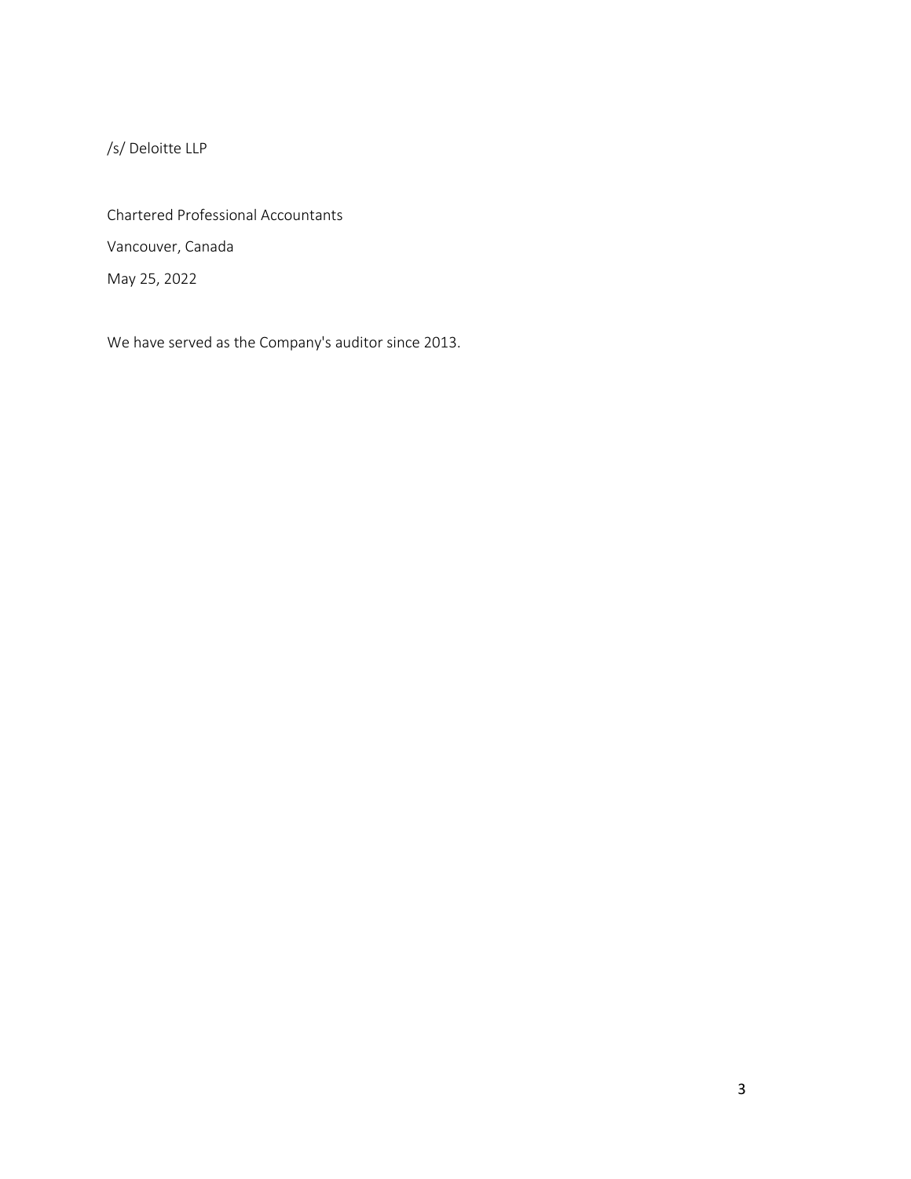/s/ Deloitte LLP

Chartered Professional Accountants

Vancouver, Canada

May 25, 2022

We have served as the Company's auditor since 2013.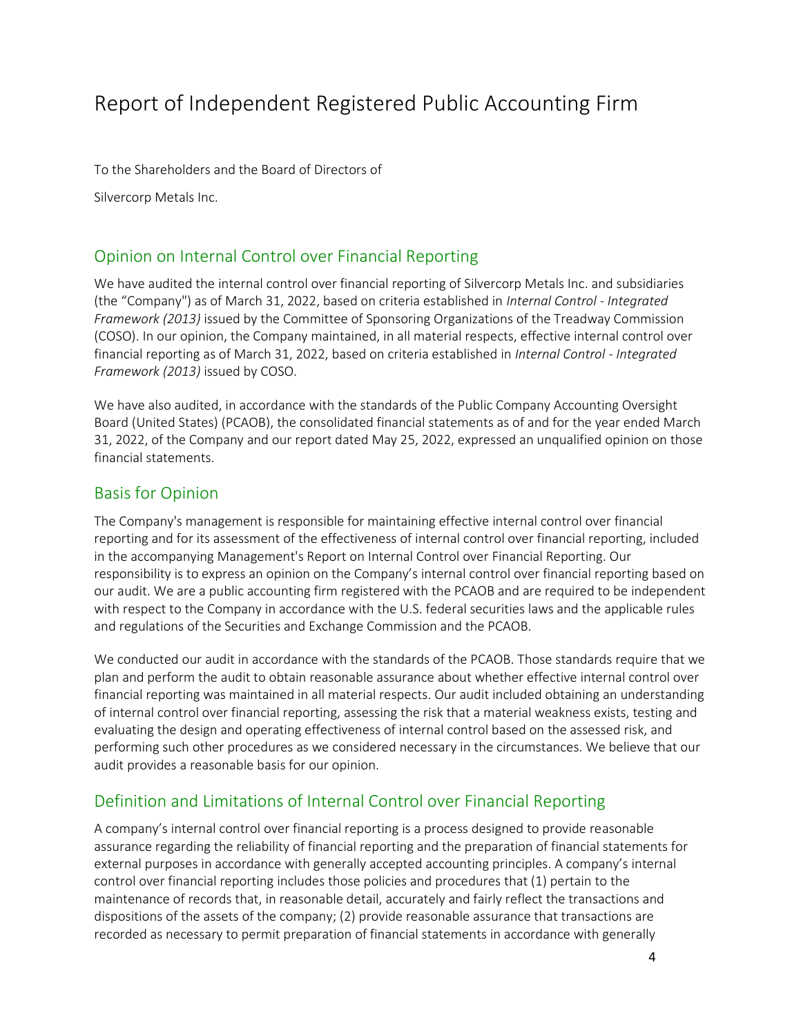# Report of Independent Registered Public Accounting Firm

To the Shareholders and the Board of Directors of

Silvercorp Metals Inc.

## Opinion on Internal Control over Financial Reporting

We have audited the internal control over financial reporting of Silvercorp Metals Inc. and subsidiaries (the "Company") as of March 31, 2022, based on criteria established in *Internal Control - Integrated Framework (2013)* issued by the Committee of Sponsoring Organizations of the Treadway Commission (COSO). In our opinion, the Company maintained, in all material respects, effective internal control over financial reporting as of March 31, 2022, based on criteria established in *Internal Control - Integrated Framework (2013)* issued by COSO.

We have also audited, in accordance with the standards of the Public Company Accounting Oversight Board (United States) (PCAOB), the consolidated financial statements as of and for the year ended March 31, 2022, of the Company and our report dated May 25, 2022, expressed an unqualified opinion on those financial statements.

## Basis for Opinion

The Company's management is responsible for maintaining effective internal control over financial reporting and for its assessment of the effectiveness of internal control over financial reporting, included in the accompanying Management's Report on Internal Control over Financial Reporting. Our responsibility is to express an opinion on the Company's internal control over financial reporting based on our audit. We are a public accounting firm registered with the PCAOB and are required to be independent with respect to the Company in accordance with the U.S. federal securities laws and the applicable rules and regulations of the Securities and Exchange Commission and the PCAOB.

We conducted our audit in accordance with the standards of the PCAOB. Those standards require that we plan and perform the audit to obtain reasonable assurance about whether effective internal control over financial reporting was maintained in all material respects. Our audit included obtaining an understanding of internal control over financial reporting, assessing the risk that a material weakness exists, testing and evaluating the design and operating effectiveness of internal control based on the assessed risk, and performing such other procedures as we considered necessary in the circumstances. We believe that our audit provides a reasonable basis for our opinion.

## Definition and Limitations of Internal Control over Financial Reporting

A company's internal control over financial reporting is a process designed to provide reasonable assurance regarding the reliability of financial reporting and the preparation of financial statements for external purposes in accordance with generally accepted accounting principles. A company's internal control over financial reporting includes those policies and procedures that (1) pertain to the maintenance of records that, in reasonable detail, accurately and fairly reflect the transactions and dispositions of the assets of the company; (2) provide reasonable assurance that transactions are recorded as necessary to permit preparation of financial statements in accordance with generally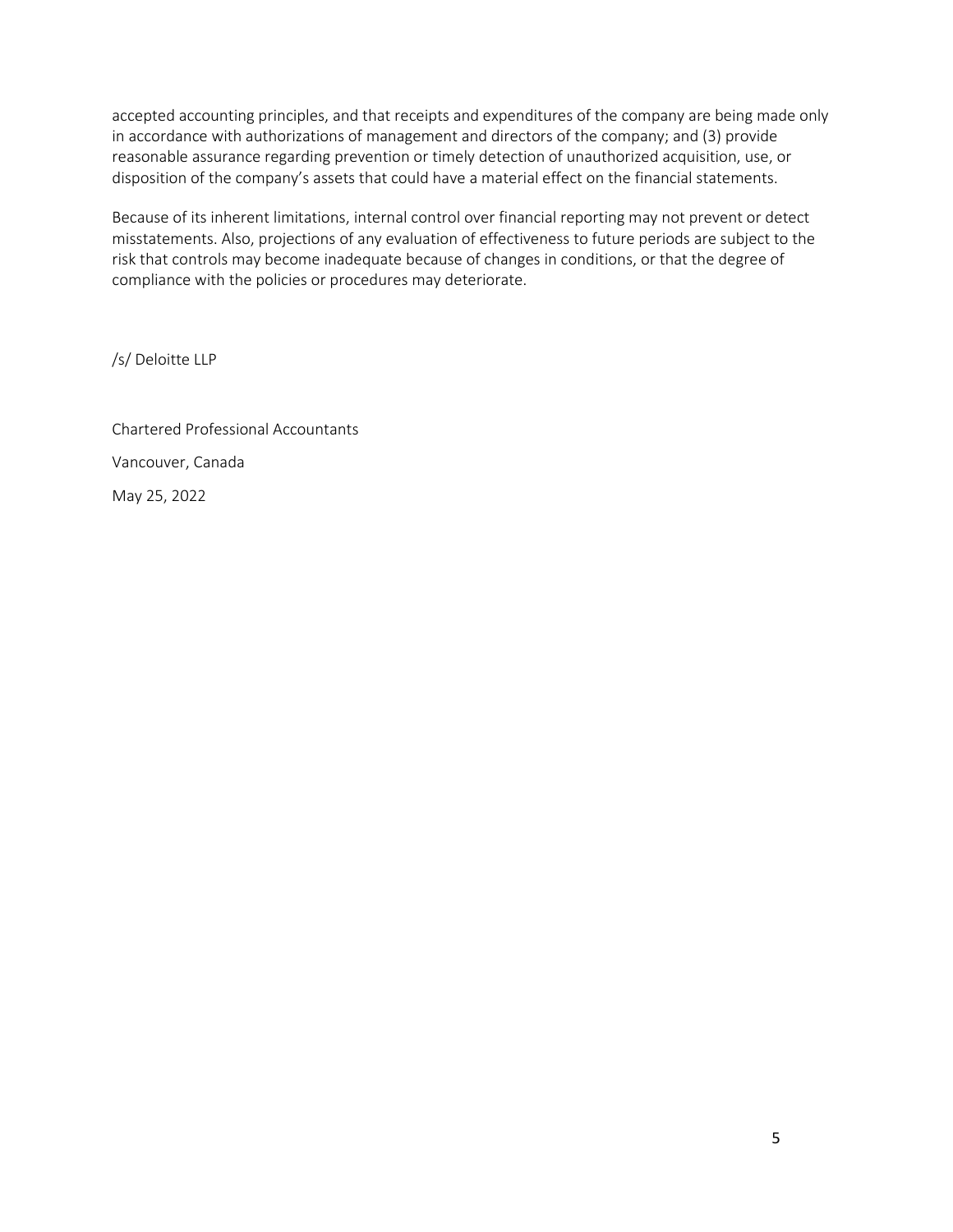accepted accounting principles, and that receipts and expenditures of the company are being made only in accordance with authorizations of management and directors of the company; and (3) provide reasonable assurance regarding prevention or timely detection of unauthorized acquisition, use, or disposition of the company's assets that could have a material effect on the financial statements.

Because of its inherent limitations, internal control over financial reporting may not prevent or detect misstatements. Also, projections of any evaluation of effectiveness to future periods are subject to the risk that controls may become inadequate because of changes in conditions, or that the degree of compliance with the policies or procedures may deteriorate.

/s/ Deloitte LLP

Chartered Professional Accountants

Vancouver, Canada

May 25, 2022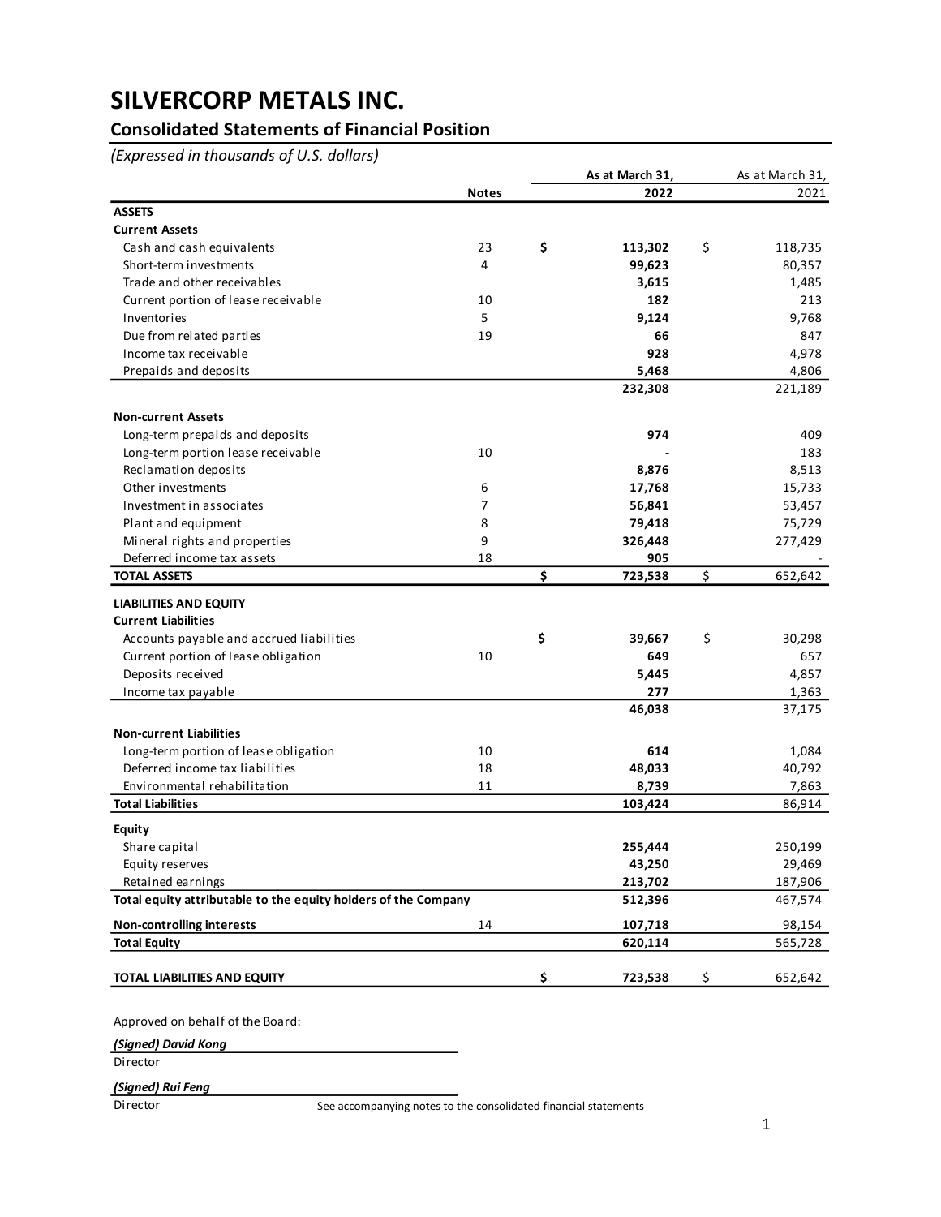# SILVERCORP METALS INC.

## Consolidated Statements of Financial Position

*(Expressed in thousands of U.S. dollars)*

| | Notes | As at March 31, 2022 | As at March 31, 2021 |
|---|---|---|---|
| **ASSETS** | | | |
| **Current Assets** | | | |
| Cash and cash equivalents | 23 | **$ 113,302** | $ 118,735 |
| Short-term investments | 4 | **99,623** | 80,357 |
| Trade and other receivables | | **3,615** | 1,485 |
| Current portion of lease receivable | 10 | **182** | 213 |
| Inventories | 5 | **9,124** | 9,768 |
| Due from related parties | 19 | **66** | 847 |
| Income tax receivable | | **928** | 4,978 |
| Prepaids and deposits | | **5,468** | 4,806 |
| | | **232,308** | 221,189 |
| **Non-current Assets** | | | |
| Long-term prepaids and deposits | | **974** | 409 |
| Long-term portion lease receivable | 10 | **-** | 183 |
| Reclamation deposits | | **8,876** | 8,513 |
| Other investments | 6 | **17,768** | 15,733 |
| Investment in associates | 7 | **56,841** | 53,457 |
| Plant and equipment | 8 | **79,418** | 75,729 |
| Mineral rights and properties | 9 | **326,448** | 277,429 |
| Deferred income tax assets | 18 | **905** | - |
| **TOTAL ASSETS** | | **$ 723,538** | $ 652,642 |
| **LIABILITIES AND EQUITY** | | | |
| **Current Liabilities** | | | |
| Accounts payable and accrued liabilities | | **$ 39,667** | $ 30,298 |
| Current portion of lease obligation | 10 | **649** | 657 |
| Deposits received | | **5,445** | 4,857 |
| Income tax payable | | **277** | 1,363 |
| | | **46,038** | 37,175 |
| **Non-current Liabilities** | | | |
| Long-term portion of lease obligation | 10 | **614** | 1,084 |
| Deferred income tax liabilities | 18 | **48,033** | 40,792 |
| Environmental rehabilitation | 11 | **8,739** | 7,863 |
| **Total Liabilities** | | **103,424** | 86,914 |
| **Equity** | | | |
| Share capital | | **255,444** | 250,199 |
| Equity reserves | | **43,250** | 29,469 |
| Retained earnings | | **213,702** | 187,906 |
| **Total equity attributable to the equity holders of the Company** | | **512,396** | 467,574 |
| **Non-controlling interests** | 14 | **107,718** | 98,154 |
| **Total Equity** | | **620,114** | 565,728 |
| **TOTAL LIABILITIES AND EQUITY** | | **$ 723,538** | $ 652,642 |

Approved on behalf of the Board:

***(Signed) David Kong***
Director

***(Signed) Rui Feng***
Director

See accompanying notes to the consolidated financial statements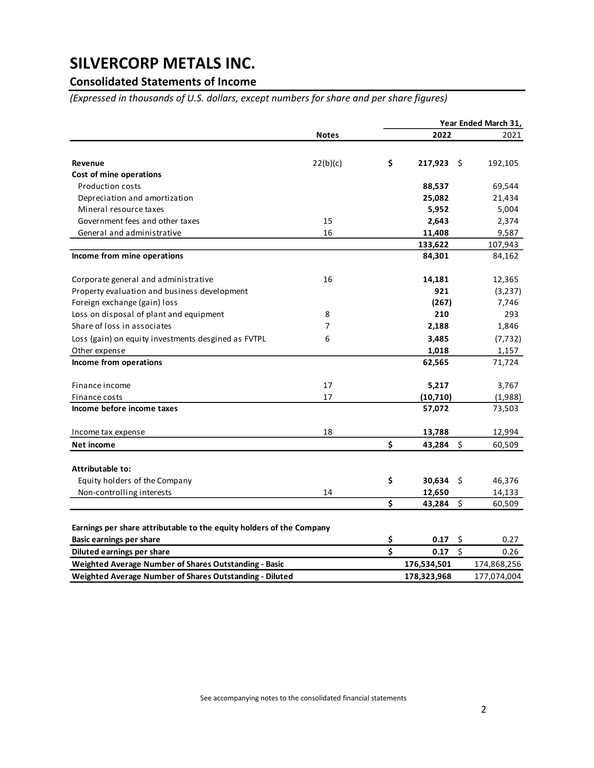# SILVERCORP METALS INC.

## Consolidated Statements of Income

*(Expressed in thousands of U.S. dollars, except numbers for share and per share figures)*

| | Notes | Year Ended March 31, 2022 | 2021 |
|---|---|---|---|
| **Revenue** | 22(b)(c) | **$ 217,923** | $ 192,105 |
| **Cost of mine operations** | | | |
| Production costs | | **88,537** | 69,544 |
| Depreciation and amortization | | **25,082** | 21,434 |
| Mineral resource taxes | | **5,952** | 5,004 |
| Government fees and other taxes | 15 | **2,643** | 2,374 |
| General and administrative | 16 | **11,408** | 9,587 |
| | | **133,622** | 107,943 |
| **Income from mine operations** | | **84,301** | 84,162 |
| | | | |
| Corporate general and administrative | 16 | **14,181** | 12,365 |
| Property evaluation and business development | | **921** | (3,237) |
| Foreign exchange (gain) loss | | **(267)** | 7,746 |
| Loss on disposal of plant and equipment | 8 | **210** | 293 |
| Share of loss in associates | 7 | **2,188** | 1,846 |
| Loss (gain) on equity investments desgined as FVTPL | 6 | **3,485** | (7,732) |
| Other expense | | **1,018** | 1,157 |
| **Income from operations** | | **62,565** | 71,724 |
| | | | |
| Finance income | 17 | **5,217** | 3,767 |
| Finance costs | 17 | **(10,710)** | (1,988) |
| **Income before income taxes** | | **57,072** | 73,503 |
| | | | |
| Income tax expense | 18 | **13,788** | 12,994 |
| **Net income** | | **$ 43,284** | $ 60,509 |
| | | | |
| **Attributable to:** | | | |
| Equity holders of the Company | | **$ 30,634** | $ 46,376 |
| Non-controlling interests | 14 | **12,650** | 14,133 |
| | | **$ 43,284** | $ 60,509 |
| | | | |
| **Earnings per share attributable to the equity holders of the Company** | | | |
| **Basic earnings per share** | | **$ 0.17** | $ 0.27 |
| **Diluted earnings per share** | | **$ 0.17** | $ 0.26 |
| **Weighted Average Number of Shares Outstanding - Basic** | | **176,534,501** | 174,868,256 |
| **Weighted Average Number of Shares Outstanding - Diluted** | | **178,323,968** | 177,074,004 |

See accompanying notes to the consolidated financial statements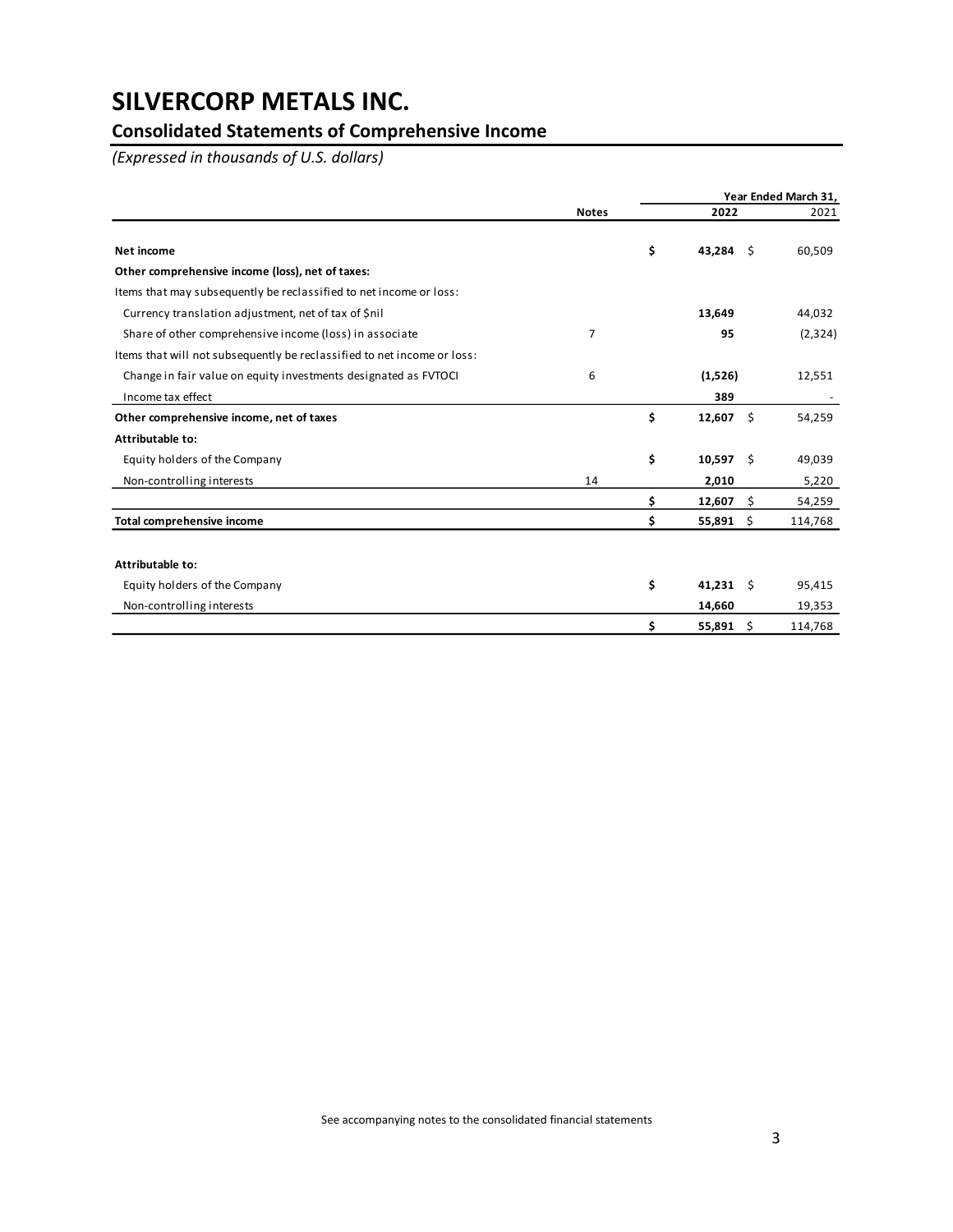# SILVERCORP METALS INC.

## Consolidated Statements of Comprehensive Income

*(Expressed in thousands of U.S. dollars)*

| | Notes | Year Ended March 31, 2022 | 2021 |
|---|---|---|---|
| **Net income** | | **$ 43,284** | $ 60,509 |
| **Other comprehensive income (loss), net of taxes:** | | | |
| Items that may subsequently be reclassified to net income or loss: | | | |
| Currency translation adjustment, net of tax of $nil | | **13,649** | 44,032 |
| Share of other comprehensive income (loss) in associate | 7 | **95** | (2,324) |
| Items that will not subsequently be reclassified to net income or loss: | | | |
| Change in fair value on equity investments designated as FVTOCI | 6 | **(1,526)** | 12,551 |
| Income tax effect | | **389** | - |
| **Other comprehensive income, net of taxes** | | **$ 12,607** | $ 54,259 |
| **Attributable to:** | | | |
| Equity holders of the Company | | **$ 10,597** | $ 49,039 |
| Non-controlling interests | 14 | **2,010** | 5,220 |
| | | **$ 12,607** | $ 54,259 |
| **Total comprehensive income** | | **$ 55,891** | $ 114,768 |
| | | | |
| **Attributable to:** | | | |
| Equity holders of the Company | | **$ 41,231** | $ 95,415 |
| Non-controlling interests | | **14,660** | 19,353 |
| | | **$ 55,891** | $ 114,768 |

See accompanying notes to the consolidated financial statements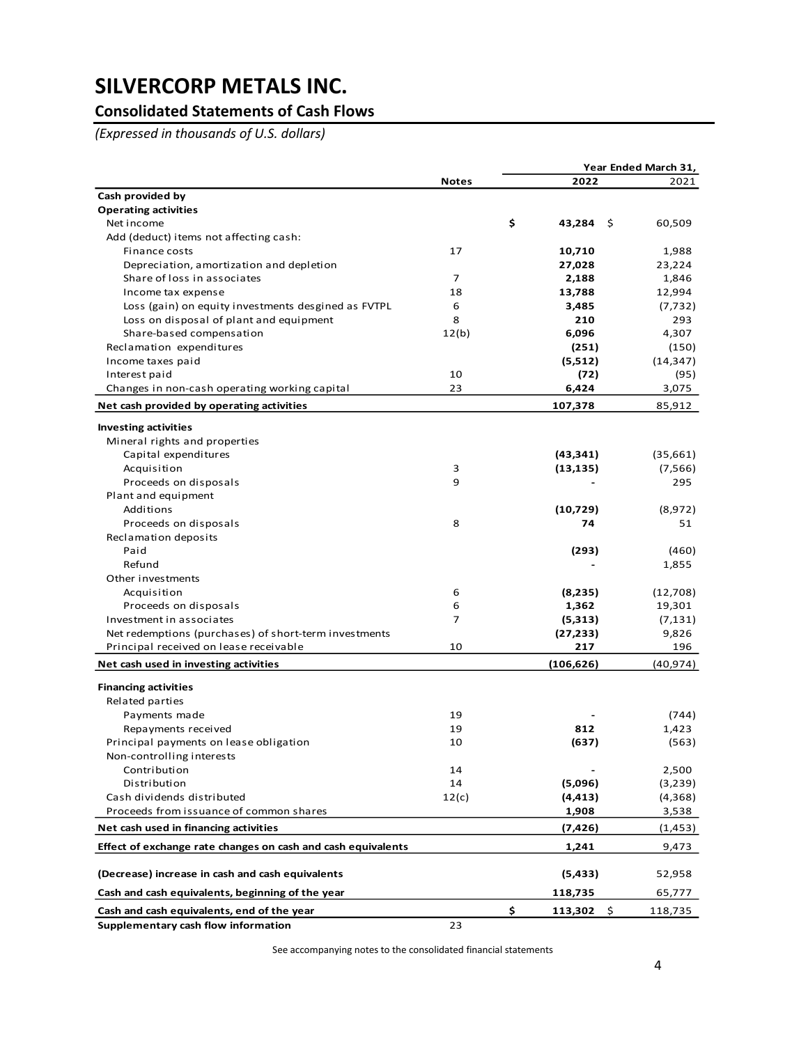# SILVERCORP METALS INC.

## Consolidated Statements of Cash Flows

*(Expressed in thousands of U.S. dollars)*

| | Notes | Year Ended March 31, 2022 | 2021 |
|---|---|---|---|
| **Cash provided by** | | | |
| **Operating activities** | | | |
| Net income | | **$ 43,284** | $ 60,509 |
| Add (deduct) items not affecting cash: | | | |
| Finance costs | 17 | **10,710** | 1,988 |
| Depreciation, amortization and depletion | | **27,028** | 23,224 |
| Share of loss in associates | 7 | **2,188** | 1,846 |
| Income tax expense | 18 | **13,788** | 12,994 |
| Loss (gain) on equity investments desgined as FVTPL | 6 | **3,485** | (7,732) |
| Loss on disposal of plant and equipment | 8 | **210** | 293 |
| Share-based compensation | 12(b) | **6,096** | 4,307 |
| Reclamation expenditures | | **(251)** | (150) |
| Income taxes paid | | **(5,512)** | (14,347) |
| Interest paid | 10 | **(72)** | (95) |
| Changes in non-cash operating working capital | 23 | **6,424** | 3,075 |
| **Net cash provided by operating activities** | | **107,378** | 85,912 |
| **Investing activities** | | | |
| Mineral rights and properties | | | |
| Capital expenditures | | **(43,341)** | (35,661) |
| Acquisition | 3 | **(13,135)** | (7,566) |
| Proceeds on disposals | 9 | **-** | 295 |
| Plant and equipment | | | |
| Additions | | **(10,729)** | (8,972) |
| Proceeds on disposals | 8 | **74** | 51 |
| Reclamation deposits | | | |
| Paid | | **(293)** | (460) |
| Refund | | **-** | 1,855 |
| Other investments | | | |
| Acquisition | 6 | **(8,235)** | (12,708) |
| Proceeds on disposals | 6 | **1,362** | 19,301 |
| Investment in associates | 7 | **(5,313)** | (7,131) |
| Net redemptions (purchases) of short-term investments | | **(27,233)** | 9,826 |
| Principal received on lease receivable | 10 | **217** | 196 |
| **Net cash used in investing activities** | | **(106,626)** | (40,974) |
| **Financing activities** | | | |
| Related parties | | | |
| Payments made | 19 | **-** | (744) |
| Repayments received | 19 | **812** | 1,423 |
| Principal payments on lease obligation | 10 | **(637)** | (563) |
| Non-controlling interests | | | |
| Contribution | 14 | **-** | 2,500 |
| Distribution | 14 | **(5,096)** | (3,239) |
| Cash dividends distributed | 12(c) | **(4,413)** | (4,368) |
| Proceeds from issuance of common shares | | **1,908** | 3,538 |
| **Net cash used in financing activities** | | **(7,426)** | (1,453) |
| **Effect of exchange rate changes on cash and cash equivalents** | | **1,241** | 9,473 |
| **(Decrease) increase in cash and cash equivalents** | | **(5,433)** | 52,958 |
| **Cash and cash equivalents, beginning of the year** | | **118,735** | 65,777 |
| **Cash and cash equivalents, end of the year** | | **$ 113,302** | $ 118,735 |
| **Supplementary cash flow information** | 23 | | |

See accompanying notes to the consolidated financial statements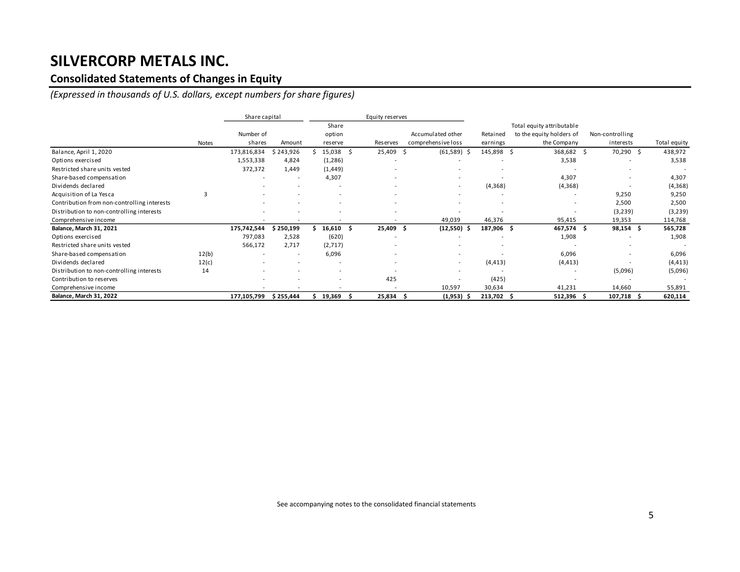# SILVERCORP METALS INC.

## Consolidated Statements of Changes in Equity

*(Expressed in thousands of U.S. dollars, except numbers for share figures)*

| | | Share capital | | Equity reserves | | | | | | |
|---|---|---|---|---|---|---|---|---|---|---|
| | Notes | Number of shares | Amount | Share option reserve | Reserves | Accumulated other comprehensive loss | Retained earnings | Total equity attributable to the equity holders of the Company | Non-controlling interests | Total equity |
| Balance, April 1, 2020 | | 173,816,834 | $ 243,926 | $ 15,038 | $ 25,409 | $ (61,589) | $ 145,898 | $ 368,682 | $ 70,290 | $ 438,972 |
| Options exercised | | 1,553,338 | 4,824 | (1,286) | - | - | - | 3,538 | - | 3,538 |
| Restricted share units vested | | 372,372 | 1,449 | (1,449) | - | - | - | - | - | - |
| Share-based compensation | | - | - | 4,307 | - | - | - | 4,307 | - | 4,307 |
| Dividends declared | | - | - | - | - | - | (4,368) | (4,368) | - | (4,368) |
| Acquisition of La Yesca | 3 | - | - | - | - | - | - | - | 9,250 | 9,250 |
| Contribution from non-controlling interests | | - | - | - | - | - | - | - | 2,500 | 2,500 |
| Distribution to non-controlling interests | | - | - | - | - | - | - | - | (3,239) | (3,239) |
| Comprehensive income | | - | - | - | - | 49,039 | 46,376 | 95,415 | 19,353 | 114,768 |
| **Balance, March 31, 2021** | | **175,742,544** | **$ 250,199** | **$ 16,610** | **$ 25,409** | **$ (12,550)** | **$ 187,906** | **$ 467,574** | **$ 98,154** | **$ 565,728** |
| Options exercised | | 797,083 | 2,528 | (620) | - | - | - | 1,908 | - | 1,908 |
| Restricted share units vested | | 566,172 | 2,717 | (2,717) | - | - | - | - | - | - |
| Share-based compensation | 12(b) | - | - | 6,096 | - | - | - | 6,096 | - | 6,096 |
| Dividends declared | 12(c) | - | - | - | - | - | (4,413) | (4,413) | - | (4,413) |
| Distribution to non-controlling interests | 14 | - | - | - | - | - | - | - | (5,096) | (5,096) |
| Contribution to reserves | | - | - | - | 425 | - | (425) | - | - | - |
| Comprehensive income | | - | - | - | - | 10,597 | 30,634 | 41,231 | 14,660 | 55,891 |
| **Balance, March 31, 2022** | | **177,105,799** | **$ 255,444** | **$ 19,369** | **$ 25,834** | **$ (1,953)** | **$ 213,702** | **$ 512,396** | **$ 107,718** | **$ 620,114** |

See accompanying notes to the consolidated financial statements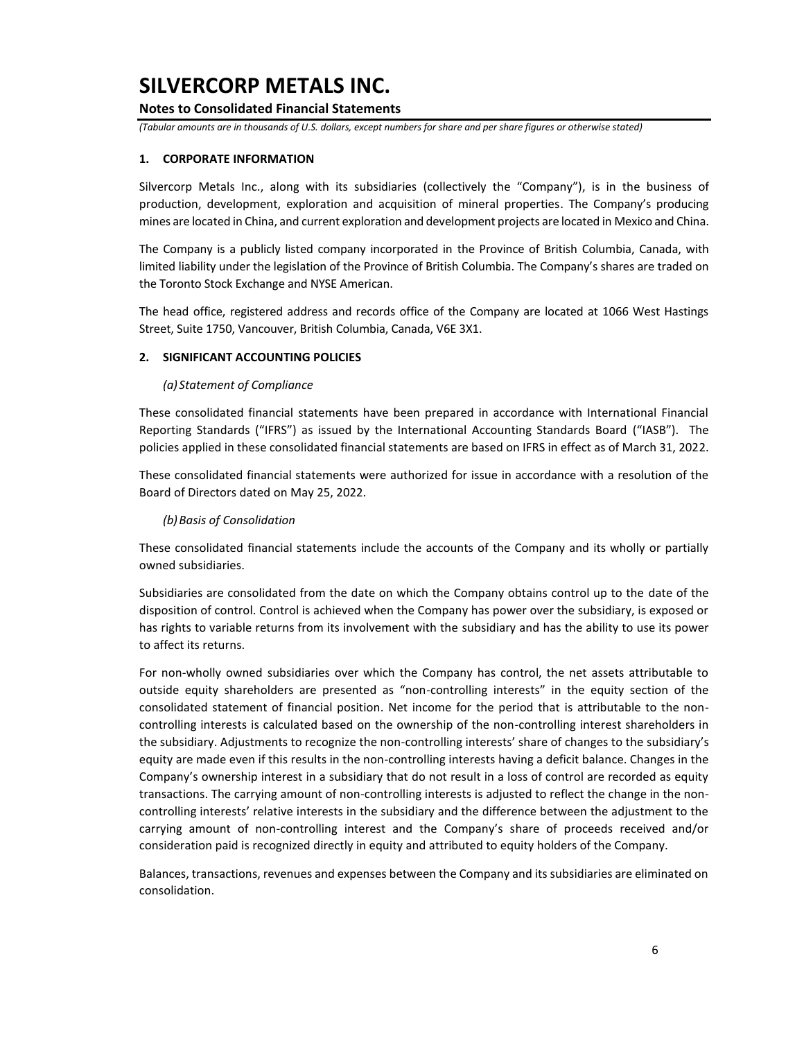# SILVERCORP METALS INC.

**Notes to Consolidated Financial Statements**

*(Tabular amounts are in thousands of U.S. dollars, except numbers for share and per share figures or otherwise stated)*

## 1. CORPORATE INFORMATION

Silvercorp Metals Inc., along with its subsidiaries (collectively the "Company"), is in the business of production, development, exploration and acquisition of mineral properties. The Company's producing mines are located in China, and current exploration and development projects are located in Mexico and China.

The Company is a publicly listed company incorporated in the Province of British Columbia, Canada, with limited liability under the legislation of the Province of British Columbia. The Company's shares are traded on the Toronto Stock Exchange and NYSE American.

The head office, registered address and records office of the Company are located at 1066 West Hastings Street, Suite 1750, Vancouver, British Columbia, Canada, V6E 3X1.

## 2. SIGNIFICANT ACCOUNTING POLICIES

### *(a) Statement of Compliance*

These consolidated financial statements have been prepared in accordance with International Financial Reporting Standards ("IFRS") as issued by the International Accounting Standards Board ("IASB"). The policies applied in these consolidated financial statements are based on IFRS in effect as of March 31, 2022.

These consolidated financial statements were authorized for issue in accordance with a resolution of the Board of Directors dated on May 25, 2022.

### *(b) Basis of Consolidation*

These consolidated financial statements include the accounts of the Company and its wholly or partially owned subsidiaries.

Subsidiaries are consolidated from the date on which the Company obtains control up to the date of the disposition of control. Control is achieved when the Company has power over the subsidiary, is exposed or has rights to variable returns from its involvement with the subsidiary and has the ability to use its power to affect its returns.

For non-wholly owned subsidiaries over which the Company has control, the net assets attributable to outside equity shareholders are presented as "non-controlling interests" in the equity section of the consolidated statement of financial position. Net income for the period that is attributable to the non-controlling interests is calculated based on the ownership of the non-controlling interest shareholders in the subsidiary. Adjustments to recognize the non-controlling interests' share of changes to the subsidiary's equity are made even if this results in the non-controlling interests having a deficit balance. Changes in the Company's ownership interest in a subsidiary that do not result in a loss of control are recorded as equity transactions. The carrying amount of non-controlling interests is adjusted to reflect the change in the non-controlling interests' relative interests in the subsidiary and the difference between the adjustment to the carrying amount of non-controlling interest and the Company's share of proceeds received and/or consideration paid is recognized directly in equity and attributed to equity holders of the Company.

Balances, transactions, revenues and expenses between the Company and its subsidiaries are eliminated on consolidation.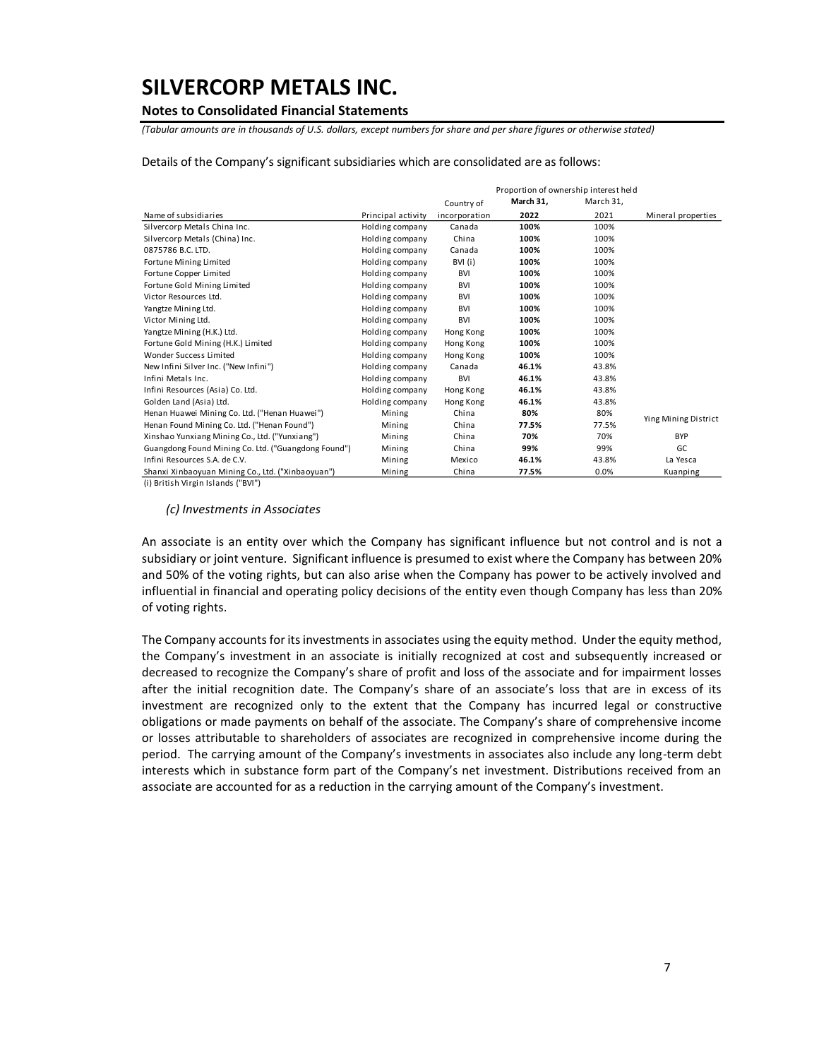# SILVERCORP METALS INC.

**Notes to Consolidated Financial Statements**

*(Tabular amounts are in thousands of U.S. dollars, except numbers for share and per share figures or otherwise stated)*

Details of the Company's significant subsidiaries which are consolidated are as follows:

| | | | Proportion of ownership interest held | | |
|---|---|---|---|---|---|
| Name of subsidiaries | Principal activity | Country of incorporation | **March 31, 2022** | March 31, 2021 | Mineral properties |
| Silvercorp Metals China Inc. | Holding company | Canada | **100%** | 100% | |
| Silvercorp Metals (China) Inc. | Holding company | China | **100%** | 100% | |
| 0875786 B.C. LTD. | Holding company | Canada | **100%** | 100% | |
| Fortune Mining Limited | Holding company | BVI (i) | **100%** | 100% | |
| Fortune Copper Limited | Holding company | BVI | **100%** | 100% | |
| Fortune Gold Mining Limited | Holding company | BVI | **100%** | 100% | |
| Victor Resources Ltd. | Holding company | BVI | **100%** | 100% | |
| Yangtze Mining Ltd. | Holding company | BVI | **100%** | 100% | |
| Victor Mining Ltd. | Holding company | BVI | **100%** | 100% | |
| Yangtze Mining (H.K.) Ltd. | Holding company | Hong Kong | **100%** | 100% | |
| Fortune Gold Mining (H.K.) Limited | Holding company | Hong Kong | **100%** | 100% | |
| Wonder Success Limited | Holding company | Hong Kong | **100%** | 100% | |
| New Infini Silver Inc. ("New Infini") | Holding company | Canada | **46.1%** | 43.8% | |
| Infini Metals Inc. | Holding company | BVI | **46.1%** | 43.8% | |
| Infini Resources (Asia) Co. Ltd. | Holding company | Hong Kong | **46.1%** | 43.8% | |
| Golden Land (Asia) Ltd. | Holding company | Hong Kong | **46.1%** | 43.8% | |
| Henan Huawei Mining Co. Ltd. ("Henan Huawei") | Mining | China | **80%** | 80% | Ying Mining District |
| Henan Found Mining Co. Ltd. ("Henan Found") | Mining | China | **77.5%** | 77.5% | Ying Mining District |
| Xinshao Yunxiang Mining Co., Ltd. ("Yunxiang") | Mining | China | **70%** | 70% | BYP |
| Guangdong Found Mining Co. Ltd. ("Guangdong Found") | Mining | China | **99%** | 99% | GC |
| Infini Resources S.A. de C.V. | Mining | Mexico | **46.1%** | 43.8% | La Yesca |
| Shanxi Xinbaoyuan Mining Co., Ltd. ("Xinbaoyuan") | Mining | China | **77.5%** | 0.0% | Kuanping |

(i) British Virgin Islands ("BVI")

*(c) Investments in Associates*

An associate is an entity over which the Company has significant influence but not control and is not a subsidiary or joint venture. Significant influence is presumed to exist where the Company has between 20% and 50% of the voting rights, but can also arise when the Company has power to be actively involved and influential in financial and operating policy decisions of the entity even though Company has less than 20% of voting rights.

The Company accounts for its investments in associates using the equity method. Under the equity method, the Company's investment in an associate is initially recognized at cost and subsequently increased or decreased to recognize the Company's share of profit and loss of the associate and for impairment losses after the initial recognition date. The Company's share of an associate's loss that are in excess of its investment are recognized only to the extent that the Company has incurred legal or constructive obligations or made payments on behalf of the associate. The Company's share of comprehensive income or losses attributable to shareholders of associates are recognized in comprehensive income during the period. The carrying amount of the Company's investments in associates also include any long-term debt interests which in substance form part of the Company's net investment. Distributions received from an associate are accounted for as a reduction in the carrying amount of the Company's investment.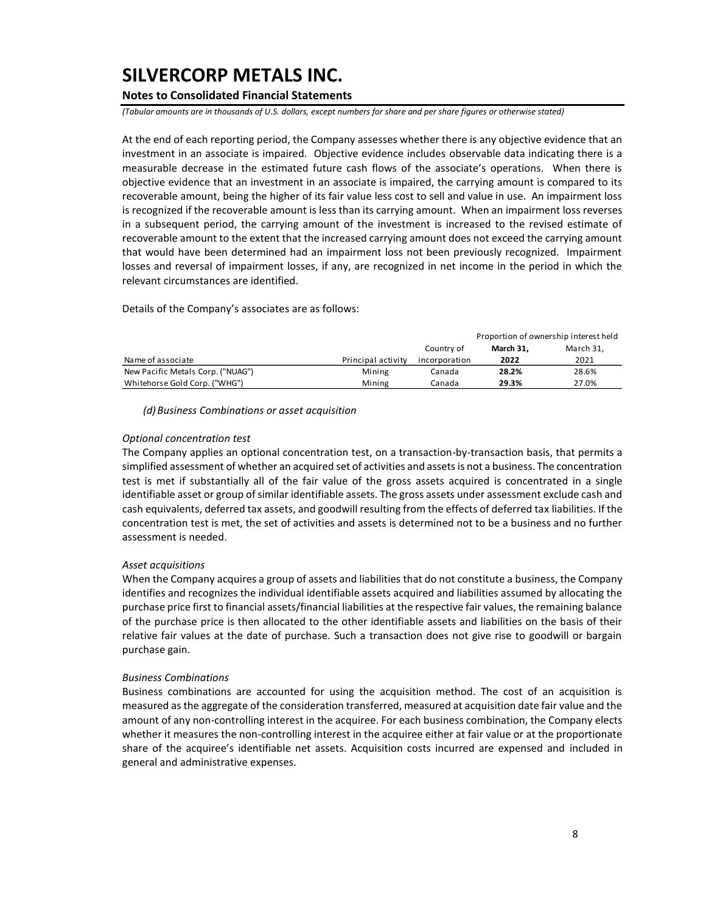At the end of each reporting period, the Company assesses whether there is any objective evidence that an investment in an associate is impaired. Objective evidence includes observable data indicating there is a measurable decrease in the estimated future cash flows of the associate's operations. When there is objective evidence that an investment in an associate is impaired, the carrying amount is compared to its recoverable amount, being the higher of its fair value less cost to sell and value in use. An impairment loss is recognized if the recoverable amount is less than its carrying amount. When an impairment loss reverses in a subsequent period, the carrying amount of the investment is increased to the revised estimate of recoverable amount to the extent that the increased carrying amount does not exceed the carrying amount that would have been determined had an impairment loss not been previously recognized. Impairment losses and reversal of impairment losses, if any, are recognized in net income in the period in which the relevant circumstances are identified.

Details of the Company's associates are as follows:

| | | | Proportion of ownership interest held | |
|---|---|---|---|---|
| Name of associate | Principal activity | Country of incorporation | **March 31, 2022** | March 31, 2021 |
| New Pacific Metals Corp. ("NUAG") | Mining | Canada | **28.2%** | 28.6% |
| Whitehorse Gold Corp. ("WHG") | Mining | Canada | **29.3%** | 27.0% |

*(d) Business Combinations or asset acquisition*

*Optional concentration test*

The Company applies an optional concentration test, on a transaction-by-transaction basis, that permits a simplified assessment of whether an acquired set of activities and assets is not a business. The concentration test is met if substantially all of the fair value of the gross assets acquired is concentrated in a single identifiable asset or group of similar identifiable assets. The gross assets under assessment exclude cash and cash equivalents, deferred tax assets, and goodwill resulting from the effects of deferred tax liabilities. If the concentration test is met, the set of activities and assets is determined not to be a business and no further assessment is needed.

*Asset acquisitions*

When the Company acquires a group of assets and liabilities that do not constitute a business, the Company identifies and recognizes the individual identifiable assets acquired and liabilities assumed by allocating the purchase price first to financial assets/financial liabilities at the respective fair values, the remaining balance of the purchase price is then allocated to the other identifiable assets and liabilities on the basis of their relative fair values at the date of purchase. Such a transaction does not give rise to goodwill or bargain purchase gain.

*Business Combinations*

Business combinations are accounted for using the acquisition method. The cost of an acquisition is measured as the aggregate of the consideration transferred, measured at acquisition date fair value and the amount of any non-controlling interest in the acquiree. For each business combination, the Company elects whether it measures the non-controlling interest in the acquiree either at fair value or at the proportionate share of the acquiree's identifiable net assets. Acquisition costs incurred are expensed and included in general and administrative expenses.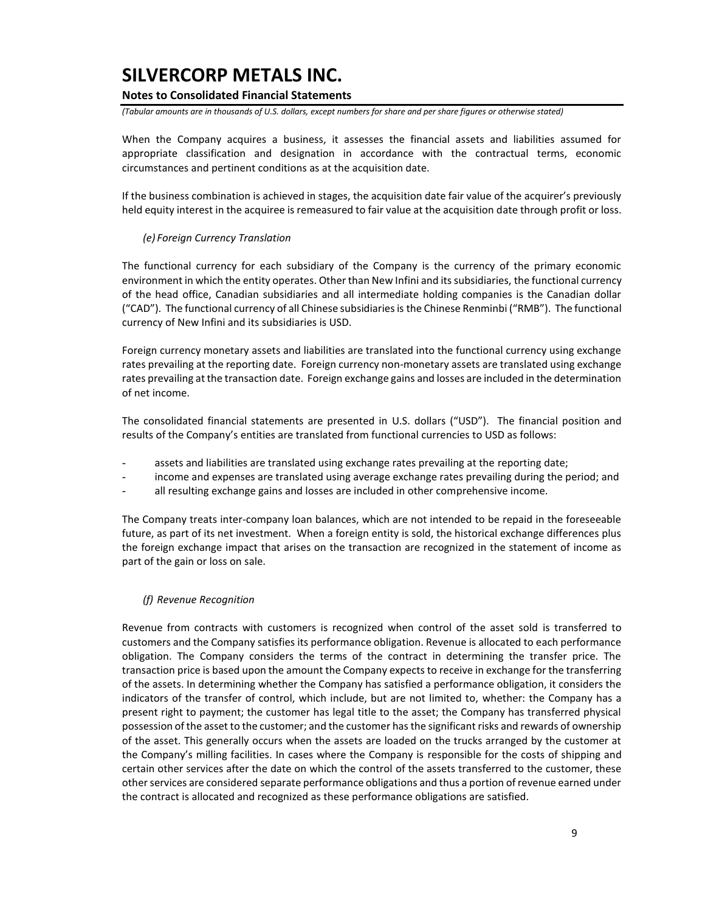When the Company acquires a business, it assesses the financial assets and liabilities assumed for appropriate classification and designation in accordance with the contractual terms, economic circumstances and pertinent conditions as at the acquisition date.

If the business combination is achieved in stages, the acquisition date fair value of the acquirer's previously held equity interest in the acquiree is remeasured to fair value at the acquisition date through profit or loss.

*(e) Foreign Currency Translation*

The functional currency for each subsidiary of the Company is the currency of the primary economic environment in which the entity operates. Other than New Infini and its subsidiaries, the functional currency of the head office, Canadian subsidiaries and all intermediate holding companies is the Canadian dollar ("CAD"). The functional currency of all Chinese subsidiaries is the Chinese Renminbi ("RMB"). The functional currency of New Infini and its subsidiaries is USD.

Foreign currency monetary assets and liabilities are translated into the functional currency using exchange rates prevailing at the reporting date. Foreign currency non-monetary assets are translated using exchange rates prevailing at the transaction date. Foreign exchange gains and losses are included in the determination of net income.

The consolidated financial statements are presented in U.S. dollars ("USD"). The financial position and results of the Company's entities are translated from functional currencies to USD as follows:

- assets and liabilities are translated using exchange rates prevailing at the reporting date;
- income and expenses are translated using average exchange rates prevailing during the period; and
- all resulting exchange gains and losses are included in other comprehensive income.

The Company treats inter-company loan balances, which are not intended to be repaid in the foreseeable future, as part of its net investment. When a foreign entity is sold, the historical exchange differences plus the foreign exchange impact that arises on the transaction are recognized in the statement of income as part of the gain or loss on sale.

*(f) Revenue Recognition*

Revenue from contracts with customers is recognized when control of the asset sold is transferred to customers and the Company satisfies its performance obligation. Revenue is allocated to each performance obligation. The Company considers the terms of the contract in determining the transfer price. The transaction price is based upon the amount the Company expects to receive in exchange for the transferring of the assets. In determining whether the Company has satisfied a performance obligation, it considers the indicators of the transfer of control, which include, but are not limited to, whether: the Company has a present right to payment; the customer has legal title to the asset; the Company has transferred physical possession of the asset to the customer; and the customer has the significant risks and rewards of ownership of the asset. This generally occurs when the assets are loaded on the trucks arranged by the customer at the Company's milling facilities. In cases where the Company is responsible for the costs of shipping and certain other services after the date on which the control of the assets transferred to the customer, these other services are considered separate performance obligations and thus a portion of revenue earned under the contract is allocated and recognized as these performance obligations are satisfied.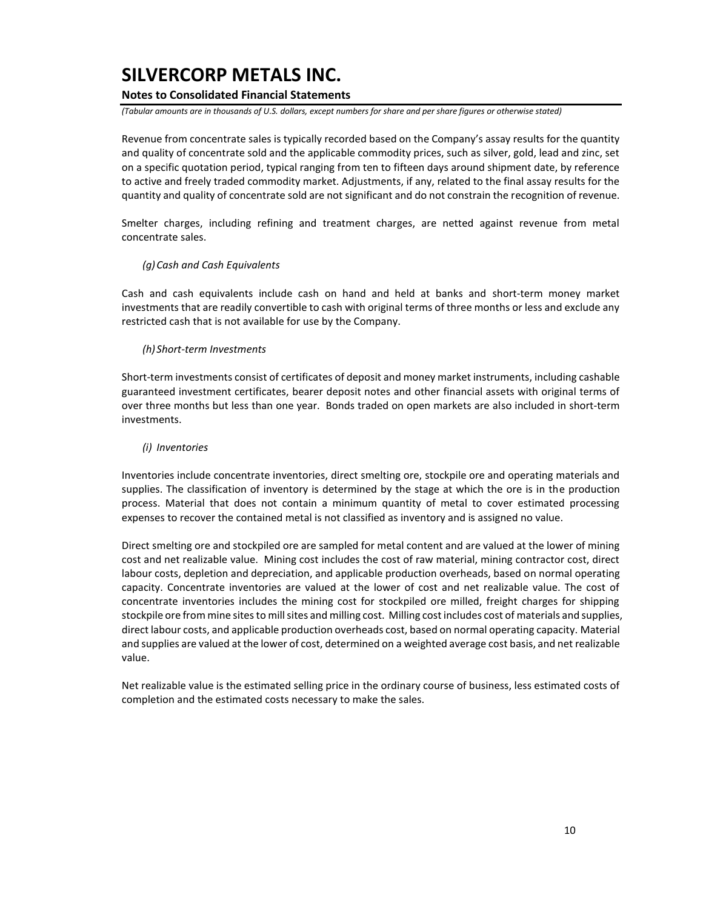Revenue from concentrate sales is typically recorded based on the Company's assay results for the quantity and quality of concentrate sold and the applicable commodity prices, such as silver, gold, lead and zinc, set on a specific quotation period, typical ranging from ten to fifteen days around shipment date, by reference to active and freely traded commodity market. Adjustments, if any, related to the final assay results for the quantity and quality of concentrate sold are not significant and do not constrain the recognition of revenue.

Smelter charges, including refining and treatment charges, are netted against revenue from metal concentrate sales.

*(g) Cash and Cash Equivalents*

Cash and cash equivalents include cash on hand and held at banks and short-term money market investments that are readily convertible to cash with original terms of three months or less and exclude any restricted cash that is not available for use by the Company.

*(h) Short-term Investments*

Short-term investments consist of certificates of deposit and money market instruments, including cashable guaranteed investment certificates, bearer deposit notes and other financial assets with original terms of over three months but less than one year. Bonds traded on open markets are also included in short-term investments.

*(i) Inventories*

Inventories include concentrate inventories, direct smelting ore, stockpile ore and operating materials and supplies. The classification of inventory is determined by the stage at which the ore is in the production process. Material that does not contain a minimum quantity of metal to cover estimated processing expenses to recover the contained metal is not classified as inventory and is assigned no value.

Direct smelting ore and stockpiled ore are sampled for metal content and are valued at the lower of mining cost and net realizable value. Mining cost includes the cost of raw material, mining contractor cost, direct labour costs, depletion and depreciation, and applicable production overheads, based on normal operating capacity. Concentrate inventories are valued at the lower of cost and net realizable value. The cost of concentrate inventories includes the mining cost for stockpiled ore milled, freight charges for shipping stockpile ore from mine sites to mill sites and milling cost. Milling cost includes cost of materials and supplies, direct labour costs, and applicable production overheads cost, based on normal operating capacity. Material and supplies are valued at the lower of cost, determined on a weighted average cost basis, and net realizable value.

Net realizable value is the estimated selling price in the ordinary course of business, less estimated costs of completion and the estimated costs necessary to make the sales.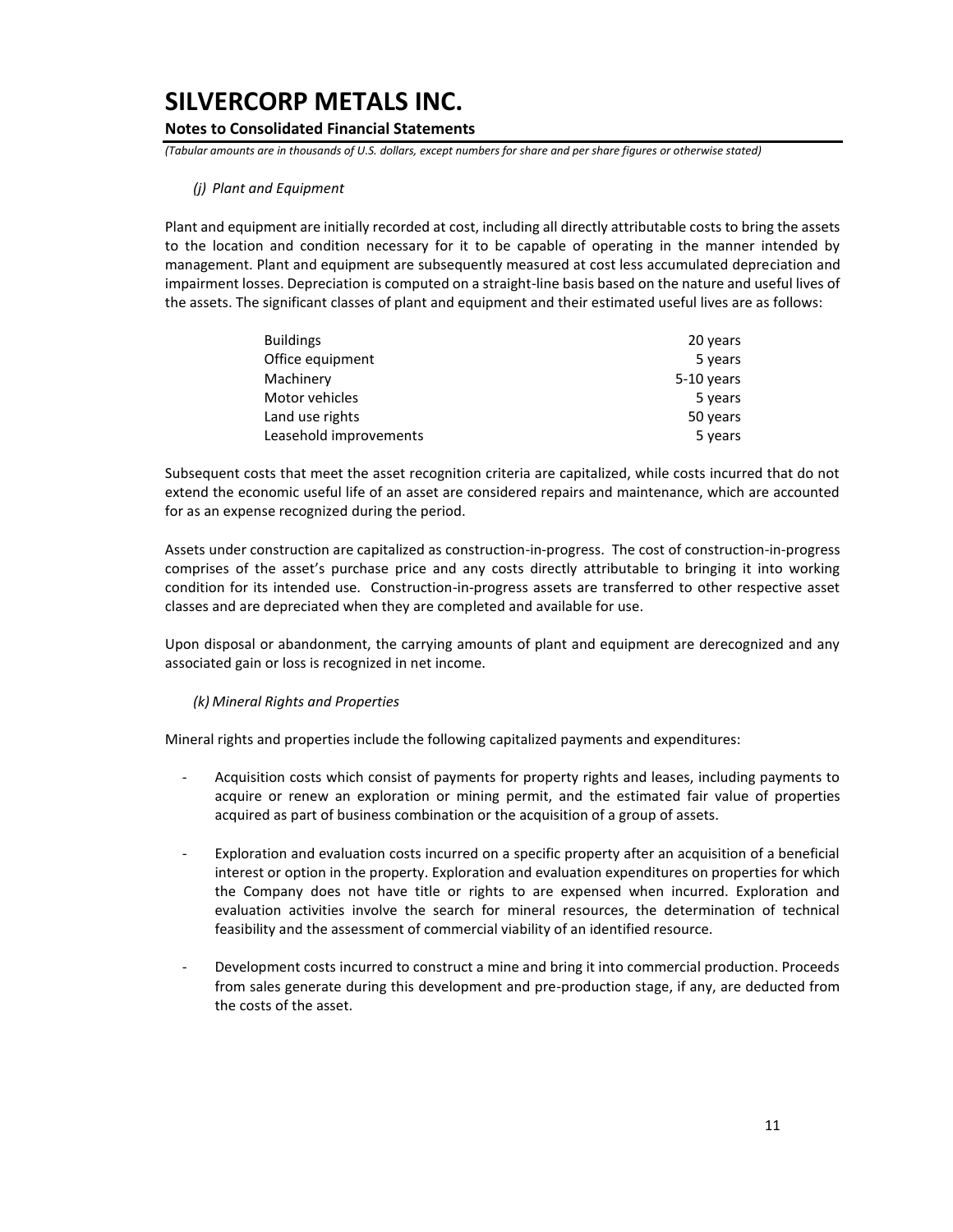*(j) Plant and Equipment*

Plant and equipment are initially recorded at cost, including all directly attributable costs to bring the assets to the location and condition necessary for it to be capable of operating in the manner intended by management. Plant and equipment are subsequently measured at cost less accumulated depreciation and impairment losses. Depreciation is computed on a straight-line basis based on the nature and useful lives of the assets. The significant classes of plant and equipment and their estimated useful lives are as follows:

| | |
|---|---|
| Buildings | 20 years |
| Office equipment | 5 years |
| Machinery | 5-10 years |
| Motor vehicles | 5 years |
| Land use rights | 50 years |
| Leasehold improvements | 5 years |

Subsequent costs that meet the asset recognition criteria are capitalized, while costs incurred that do not extend the economic useful life of an asset are considered repairs and maintenance, which are accounted for as an expense recognized during the period.

Assets under construction are capitalized as construction-in-progress. The cost of construction-in-progress comprises of the asset's purchase price and any costs directly attributable to bringing it into working condition for its intended use. Construction-in-progress assets are transferred to other respective asset classes and are depreciated when they are completed and available for use.

Upon disposal or abandonment, the carrying amounts of plant and equipment are derecognized and any associated gain or loss is recognized in net income.

*(k) Mineral Rights and Properties*

Mineral rights and properties include the following capitalized payments and expenditures:

- Acquisition costs which consist of payments for property rights and leases, including payments to acquire or renew an exploration or mining permit, and the estimated fair value of properties acquired as part of business combination or the acquisition of a group of assets.

- Exploration and evaluation costs incurred on a specific property after an acquisition of a beneficial interest or option in the property. Exploration and evaluation expenditures on properties for which the Company does not have title or rights to are expensed when incurred. Exploration and evaluation activities involve the search for mineral resources, the determination of technical feasibility and the assessment of commercial viability of an identified resource.

- Development costs incurred to construct a mine and bring it into commercial production. Proceeds from sales generate during this development and pre-production stage, if any, are deducted from the costs of the asset.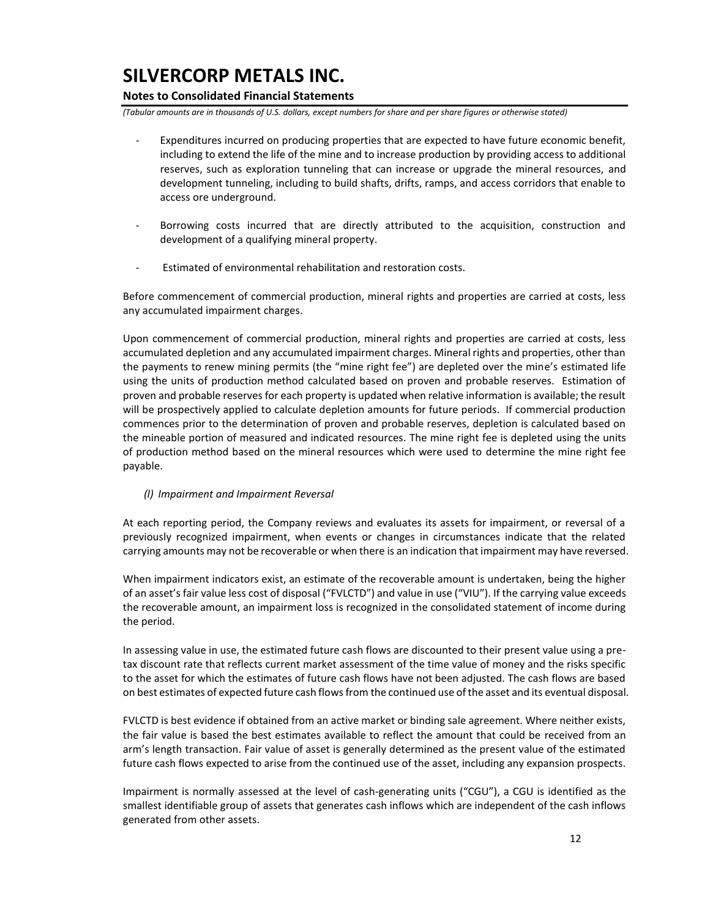- Expenditures incurred on producing properties that are expected to have future economic benefit, including to extend the life of the mine and to increase production by providing access to additional reserves, such as exploration tunneling that can increase or upgrade the mineral resources, and development tunneling, including to build shafts, drifts, ramps, and access corridors that enable to access ore underground.

- Borrowing costs incurred that are directly attributed to the acquisition, construction and development of a qualifying mineral property.

- Estimated of environmental rehabilitation and restoration costs.

Before commencement of commercial production, mineral rights and properties are carried at costs, less any accumulated impairment charges.

Upon commencement of commercial production, mineral rights and properties are carried at costs, less accumulated depletion and any accumulated impairment charges. Mineral rights and properties, other than the payments to renew mining permits (the "mine right fee") are depleted over the mine's estimated life using the units of production method calculated based on proven and probable reserves. Estimation of proven and probable reserves for each property is updated when relative information is available; the result will be prospectively applied to calculate depletion amounts for future periods. If commercial production commences prior to the determination of proven and probable reserves, depletion is calculated based on the mineable portion of measured and indicated resources. The mine right fee is depleted using the units of production method based on the mineral resources which were used to determine the mine right fee payable.

*(l) Impairment and Impairment Reversal*

At each reporting period, the Company reviews and evaluates its assets for impairment, or reversal of a previously recognized impairment, when events or changes in circumstances indicate that the related carrying amounts may not be recoverable or when there is an indication that impairment may have reversed.

When impairment indicators exist, an estimate of the recoverable amount is undertaken, being the higher of an asset's fair value less cost of disposal ("FVLCTD") and value in use ("VIU"). If the carrying value exceeds the recoverable amount, an impairment loss is recognized in the consolidated statement of income during the period.

In assessing value in use, the estimated future cash flows are discounted to their present value using a pre-tax discount rate that reflects current market assessment of the time value of money and the risks specific to the asset for which the estimates of future cash flows have not been adjusted. The cash flows are based on best estimates of expected future cash flows from the continued use of the asset and its eventual disposal.

FVLCTD is best evidence if obtained from an active market or binding sale agreement. Where neither exists, the fair value is based the best estimates available to reflect the amount that could be received from an arm's length transaction. Fair value of asset is generally determined as the present value of the estimated future cash flows expected to arise from the continued use of the asset, including any expansion prospects.

Impairment is normally assessed at the level of cash-generating units ("CGU"), a CGU is identified as the smallest identifiable group of assets that generates cash inflows which are independent of the cash inflows generated from other assets.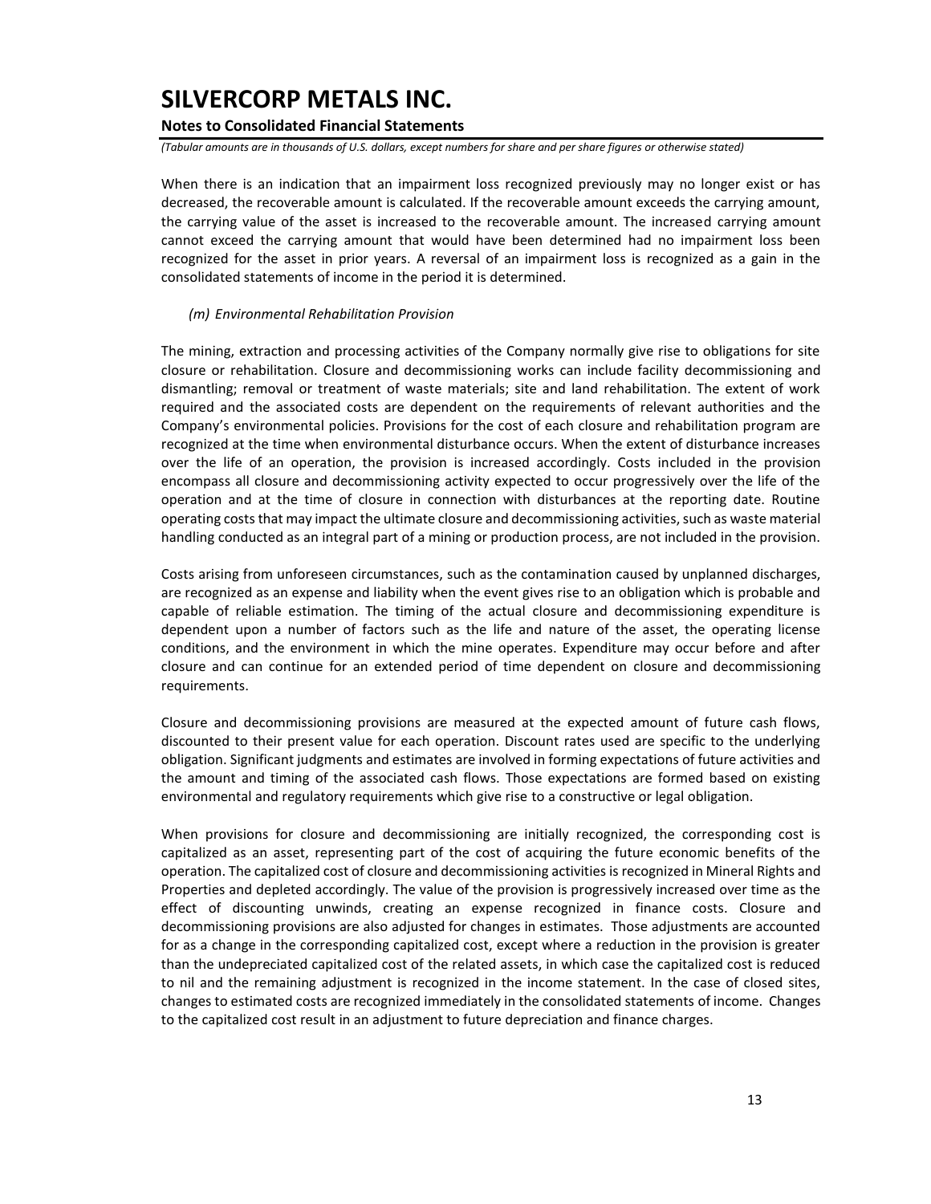When there is an indication that an impairment loss recognized previously may no longer exist or has decreased, the recoverable amount is calculated. If the recoverable amount exceeds the carrying amount, the carrying value of the asset is increased to the recoverable amount. The increased carrying amount cannot exceed the carrying amount that would have been determined had no impairment loss been recognized for the asset in prior years. A reversal of an impairment loss is recognized as a gain in the consolidated statements of income in the period it is determined.

*(m) Environmental Rehabilitation Provision*

The mining, extraction and processing activities of the Company normally give rise to obligations for site closure or rehabilitation. Closure and decommissioning works can include facility decommissioning and dismantling; removal or treatment of waste materials; site and land rehabilitation. The extent of work required and the associated costs are dependent on the requirements of relevant authorities and the Company's environmental policies. Provisions for the cost of each closure and rehabilitation program are recognized at the time when environmental disturbance occurs. When the extent of disturbance increases over the life of an operation, the provision is increased accordingly. Costs included in the provision encompass all closure and decommissioning activity expected to occur progressively over the life of the operation and at the time of closure in connection with disturbances at the reporting date. Routine operating costs that may impact the ultimate closure and decommissioning activities, such as waste material handling conducted as an integral part of a mining or production process, are not included in the provision.

Costs arising from unforeseen circumstances, such as the contamination caused by unplanned discharges, are recognized as an expense and liability when the event gives rise to an obligation which is probable and capable of reliable estimation. The timing of the actual closure and decommissioning expenditure is dependent upon a number of factors such as the life and nature of the asset, the operating license conditions, and the environment in which the mine operates. Expenditure may occur before and after closure and can continue for an extended period of time dependent on closure and decommissioning requirements.

Closure and decommissioning provisions are measured at the expected amount of future cash flows, discounted to their present value for each operation. Discount rates used are specific to the underlying obligation. Significant judgments and estimates are involved in forming expectations of future activities and the amount and timing of the associated cash flows. Those expectations are formed based on existing environmental and regulatory requirements which give rise to a constructive or legal obligation.

When provisions for closure and decommissioning are initially recognized, the corresponding cost is capitalized as an asset, representing part of the cost of acquiring the future economic benefits of the operation. The capitalized cost of closure and decommissioning activities is recognized in Mineral Rights and Properties and depleted accordingly. The value of the provision is progressively increased over time as the effect of discounting unwinds, creating an expense recognized in finance costs. Closure and decommissioning provisions are also adjusted for changes in estimates. Those adjustments are accounted for as a change in the corresponding capitalized cost, except where a reduction in the provision is greater than the undepreciated capitalized cost of the related assets, in which case the capitalized cost is reduced to nil and the remaining adjustment is recognized in the income statement. In the case of closed sites, changes to estimated costs are recognized immediately in the consolidated statements of income. Changes to the capitalized cost result in an adjustment to future depreciation and finance charges.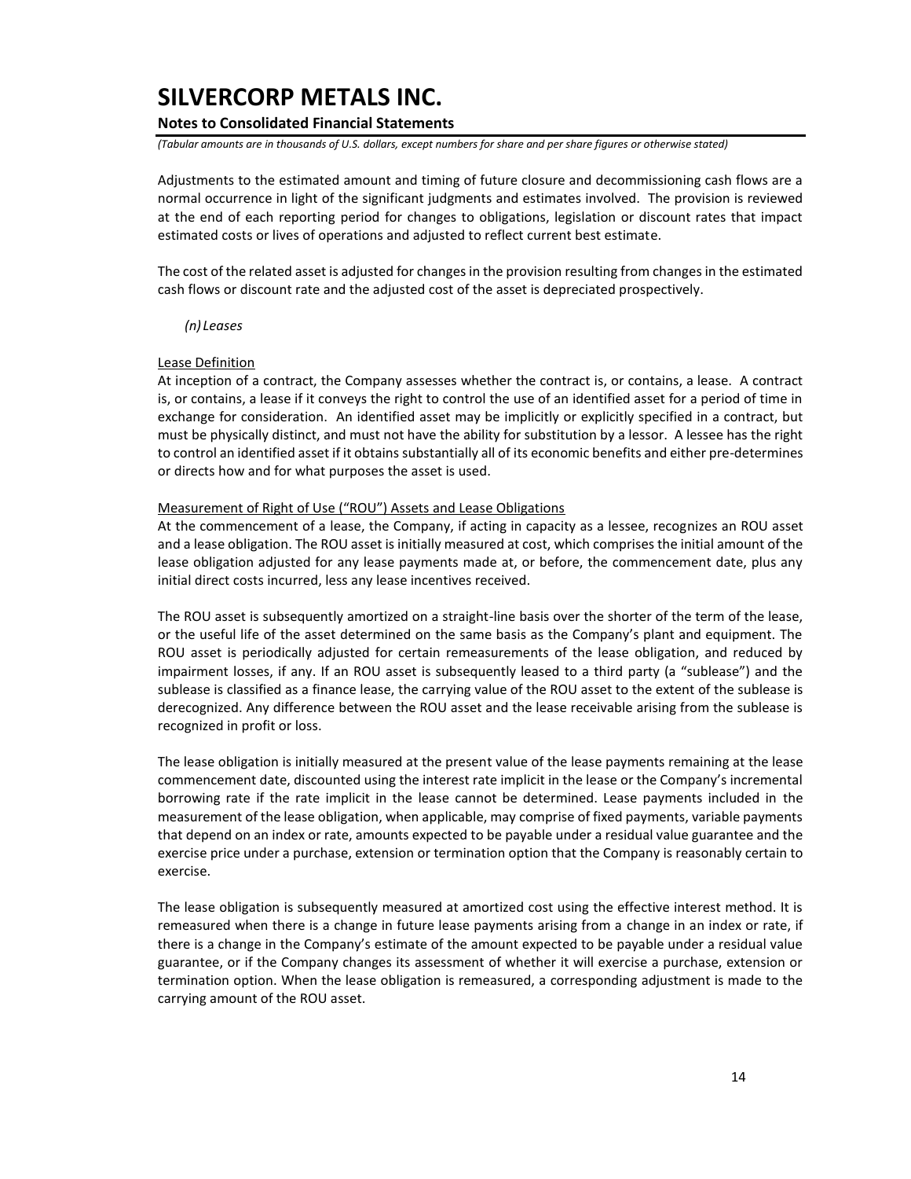Adjustments to the estimated amount and timing of future closure and decommissioning cash flows are a normal occurrence in light of the significant judgments and estimates involved. The provision is reviewed at the end of each reporting period for changes to obligations, legislation or discount rates that impact estimated costs or lives of operations and adjusted to reflect current best estimate.

The cost of the related asset is adjusted for changes in the provision resulting from changes in the estimated cash flows or discount rate and the adjusted cost of the asset is depreciated prospectively.

*(n) Leases*

Lease Definition

At inception of a contract, the Company assesses whether the contract is, or contains, a lease. A contract is, or contains, a lease if it conveys the right to control the use of an identified asset for a period of time in exchange for consideration. An identified asset may be implicitly or explicitly specified in a contract, but must be physically distinct, and must not have the ability for substitution by a lessor. A lessee has the right to control an identified asset if it obtains substantially all of its economic benefits and either pre-determines or directs how and for what purposes the asset is used.

Measurement of Right of Use ("ROU") Assets and Lease Obligations

At the commencement of a lease, the Company, if acting in capacity as a lessee, recognizes an ROU asset and a lease obligation. The ROU asset is initially measured at cost, which comprises the initial amount of the lease obligation adjusted for any lease payments made at, or before, the commencement date, plus any initial direct costs incurred, less any lease incentives received.

The ROU asset is subsequently amortized on a straight-line basis over the shorter of the term of the lease, or the useful life of the asset determined on the same basis as the Company's plant and equipment. The ROU asset is periodically adjusted for certain remeasurements of the lease obligation, and reduced by impairment losses, if any. If an ROU asset is subsequently leased to a third party (a "sublease") and the sublease is classified as a finance lease, the carrying value of the ROU asset to the extent of the sublease is derecognized. Any difference between the ROU asset and the lease receivable arising from the sublease is recognized in profit or loss.

The lease obligation is initially measured at the present value of the lease payments remaining at the lease commencement date, discounted using the interest rate implicit in the lease or the Company's incremental borrowing rate if the rate implicit in the lease cannot be determined. Lease payments included in the measurement of the lease obligation, when applicable, may comprise of fixed payments, variable payments that depend on an index or rate, amounts expected to be payable under a residual value guarantee and the exercise price under a purchase, extension or termination option that the Company is reasonably certain to exercise.

The lease obligation is subsequently measured at amortized cost using the effective interest method. It is remeasured when there is a change in future lease payments arising from a change in an index or rate, if there is a change in the Company's estimate of the amount expected to be payable under a residual value guarantee, or if the Company changes its assessment of whether it will exercise a purchase, extension or termination option. When the lease obligation is remeasured, a corresponding adjustment is made to the carrying amount of the ROU asset.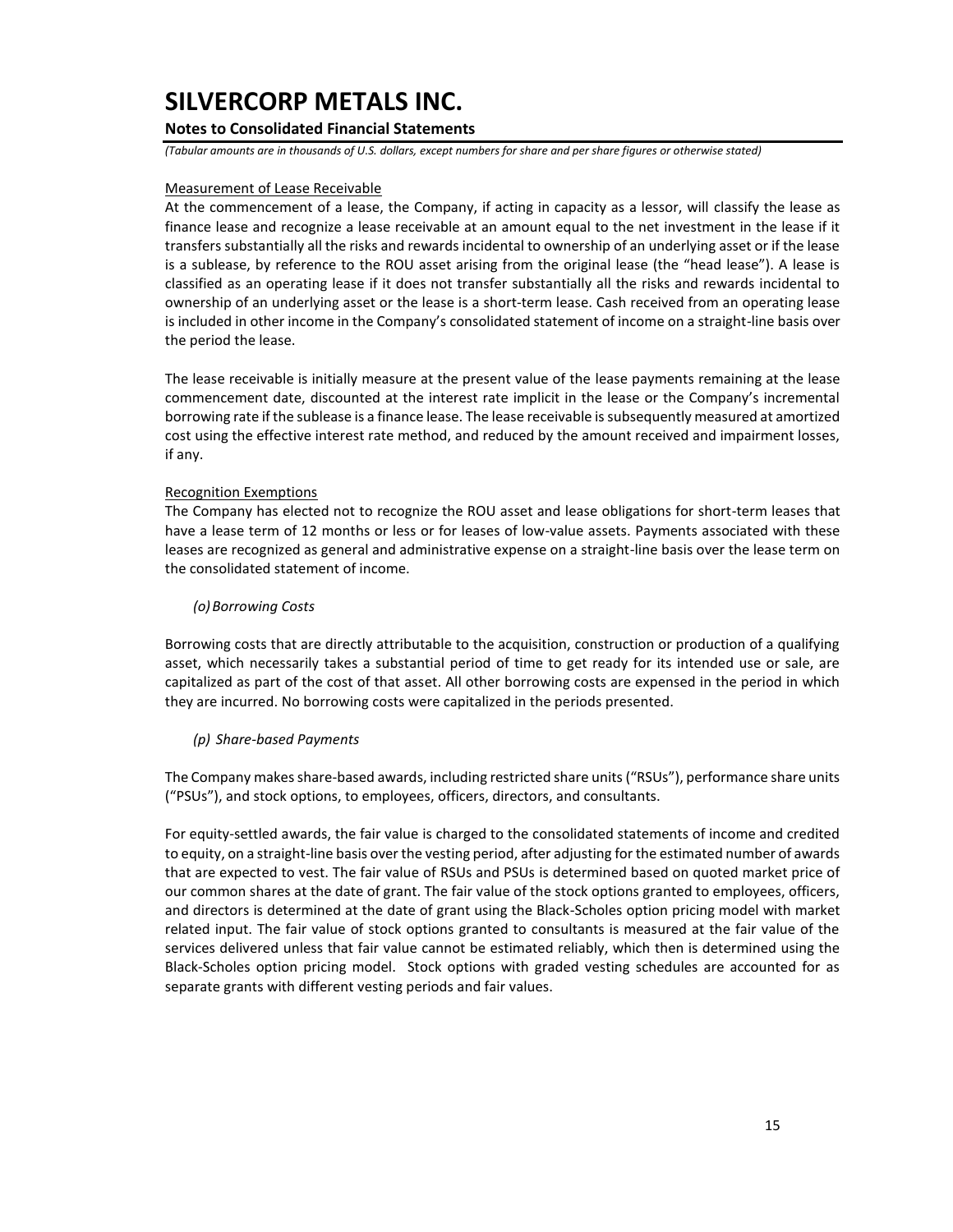Measurement of Lease Receivable

At the commencement of a lease, the Company, if acting in capacity as a lessor, will classify the lease as finance lease and recognize a lease receivable at an amount equal to the net investment in the lease if it transfers substantially all the risks and rewards incidental to ownership of an underlying asset or if the lease is a sublease, by reference to the ROU asset arising from the original lease (the "head lease"). A lease is classified as an operating lease if it does not transfer substantially all the risks and rewards incidental to ownership of an underlying asset or the lease is a short-term lease. Cash received from an operating lease is included in other income in the Company's consolidated statement of income on a straight-line basis over the period the lease.

The lease receivable is initially measure at the present value of the lease payments remaining at the lease commencement date, discounted at the interest rate implicit in the lease or the Company's incremental borrowing rate if the sublease is a finance lease. The lease receivable is subsequently measured at amortized cost using the effective interest rate method, and reduced by the amount received and impairment losses, if any.

Recognition Exemptions

The Company has elected not to recognize the ROU asset and lease obligations for short-term leases that have a lease term of 12 months or less or for leases of low-value assets. Payments associated with these leases are recognized as general and administrative expense on a straight-line basis over the lease term on the consolidated statement of income.

*(o) Borrowing Costs*

Borrowing costs that are directly attributable to the acquisition, construction or production of a qualifying asset, which necessarily takes a substantial period of time to get ready for its intended use or sale, are capitalized as part of the cost of that asset. All other borrowing costs are expensed in the period in which they are incurred. No borrowing costs were capitalized in the periods presented.

*(p) Share-based Payments*

The Company makes share-based awards, including restricted share units ("RSUs"), performance share units ("PSUs"), and stock options, to employees, officers, directors, and consultants.

For equity-settled awards, the fair value is charged to the consolidated statements of income and credited to equity, on a straight-line basis over the vesting period, after adjusting for the estimated number of awards that are expected to vest. The fair value of RSUs and PSUs is determined based on quoted market price of our common shares at the date of grant. The fair value of the stock options granted to employees, officers, and directors is determined at the date of grant using the Black-Scholes option pricing model with market related input. The fair value of stock options granted to consultants is measured at the fair value of the services delivered unless that fair value cannot be estimated reliably, which then is determined using the Black-Scholes option pricing model. Stock options with graded vesting schedules are accounted for as separate grants with different vesting periods and fair values.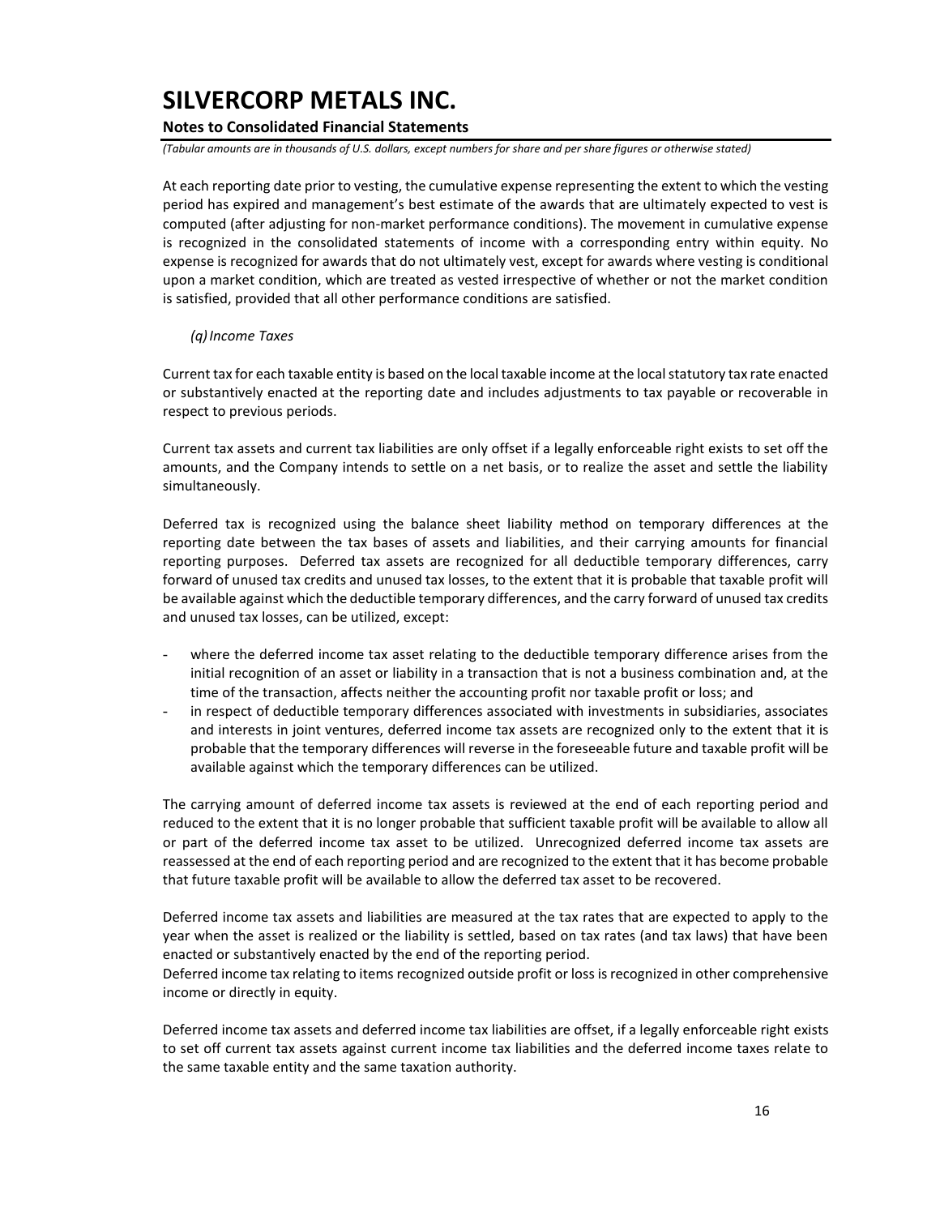At each reporting date prior to vesting, the cumulative expense representing the extent to which the vesting period has expired and management's best estimate of the awards that are ultimately expected to vest is computed (after adjusting for non-market performance conditions). The movement in cumulative expense is recognized in the consolidated statements of income with a corresponding entry within equity. No expense is recognized for awards that do not ultimately vest, except for awards where vesting is conditional upon a market condition, which are treated as vested irrespective of whether or not the market condition is satisfied, provided that all other performance conditions are satisfied.

*(q) Income Taxes*

Current tax for each taxable entity is based on the local taxable income at the local statutory tax rate enacted or substantively enacted at the reporting date and includes adjustments to tax payable or recoverable in respect to previous periods.

Current tax assets and current tax liabilities are only offset if a legally enforceable right exists to set off the amounts, and the Company intends to settle on a net basis, or to realize the asset and settle the liability simultaneously.

Deferred tax is recognized using the balance sheet liability method on temporary differences at the reporting date between the tax bases of assets and liabilities, and their carrying amounts for financial reporting purposes. Deferred tax assets are recognized for all deductible temporary differences, carry forward of unused tax credits and unused tax losses, to the extent that it is probable that taxable profit will be available against which the deductible temporary differences, and the carry forward of unused tax credits and unused tax losses, can be utilized, except:

- where the deferred income tax asset relating to the deductible temporary difference arises from the initial recognition of an asset or liability in a transaction that is not a business combination and, at the time of the transaction, affects neither the accounting profit nor taxable profit or loss; and
- in respect of deductible temporary differences associated with investments in subsidiaries, associates and interests in joint ventures, deferred income tax assets are recognized only to the extent that it is probable that the temporary differences will reverse in the foreseeable future and taxable profit will be available against which the temporary differences can be utilized.

The carrying amount of deferred income tax assets is reviewed at the end of each reporting period and reduced to the extent that it is no longer probable that sufficient taxable profit will be available to allow all or part of the deferred income tax asset to be utilized. Unrecognized deferred income tax assets are reassessed at the end of each reporting period and are recognized to the extent that it has become probable that future taxable profit will be available to allow the deferred tax asset to be recovered.

Deferred income tax assets and liabilities are measured at the tax rates that are expected to apply to the year when the asset is realized or the liability is settled, based on tax rates (and tax laws) that have been enacted or substantively enacted by the end of the reporting period.
Deferred income tax relating to items recognized outside profit or loss is recognized in other comprehensive income or directly in equity.

Deferred income tax assets and deferred income tax liabilities are offset, if a legally enforceable right exists to set off current tax assets against current income tax liabilities and the deferred income taxes relate to the same taxable entity and the same taxation authority.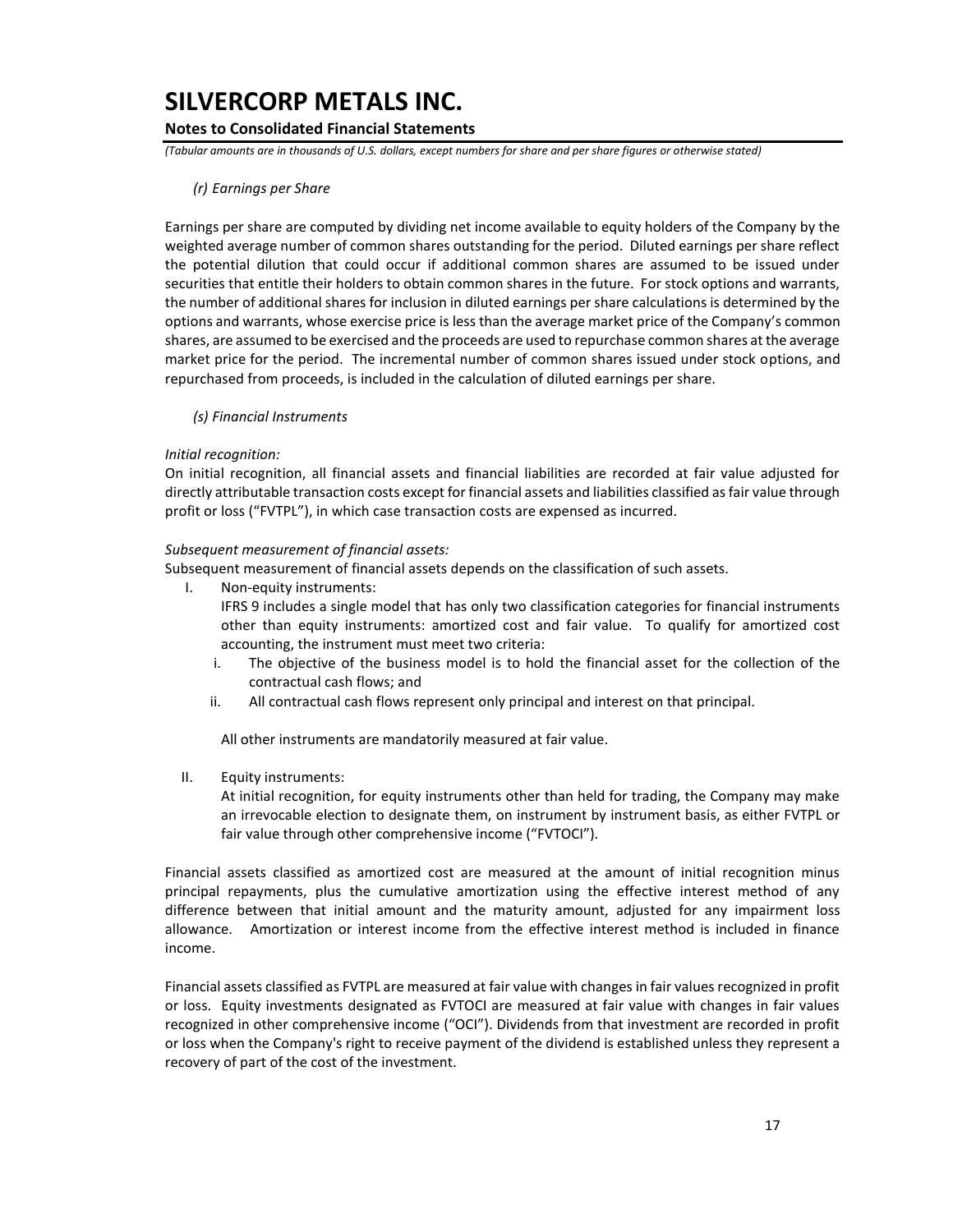*(r) Earnings per Share*

Earnings per share are computed by dividing net income available to equity holders of the Company by the weighted average number of common shares outstanding for the period. Diluted earnings per share reflect the potential dilution that could occur if additional common shares are assumed to be issued under securities that entitle their holders to obtain common shares in the future. For stock options and warrants, the number of additional shares for inclusion in diluted earnings per share calculations is determined by the options and warrants, whose exercise price is less than the average market price of the Company's common shares, are assumed to be exercised and the proceeds are used to repurchase common shares at the average market price for the period. The incremental number of common shares issued under stock options, and repurchased from proceeds, is included in the calculation of diluted earnings per share.

*(s) Financial Instruments*

*Initial recognition:*
On initial recognition, all financial assets and financial liabilities are recorded at fair value adjusted for directly attributable transaction costs except for financial assets and liabilities classified as fair value through profit or loss ("FVTPL"), in which case transaction costs are expensed as incurred.

*Subsequent measurement of financial assets:*
Subsequent measurement of financial assets depends on the classification of such assets.

I. Non-equity instruments:
   IFRS 9 includes a single model that has only two classification categories for financial instruments other than equity instruments: amortized cost and fair value. To qualify for amortized cost accounting, the instrument must meet two criteria:
   i. The objective of the business model is to hold the financial asset for the collection of the contractual cash flows; and
   ii. All contractual cash flows represent only principal and interest on that principal.

   All other instruments are mandatorily measured at fair value.

II. Equity instruments:
   At initial recognition, for equity instruments other than held for trading, the Company may make an irrevocable election to designate them, on instrument by instrument basis, as either FVTPL or fair value through other comprehensive income ("FVTOCI").

Financial assets classified as amortized cost are measured at the amount of initial recognition minus principal repayments, plus the cumulative amortization using the effective interest method of any difference between that initial amount and the maturity amount, adjusted for any impairment loss allowance. Amortization or interest income from the effective interest method is included in finance income.

Financial assets classified as FVTPL are measured at fair value with changes in fair values recognized in profit or loss. Equity investments designated as FVTOCI are measured at fair value with changes in fair values recognized in other comprehensive income ("OCI"). Dividends from that investment are recorded in profit or loss when the Company's right to receive payment of the dividend is established unless they represent a recovery of part of the cost of the investment.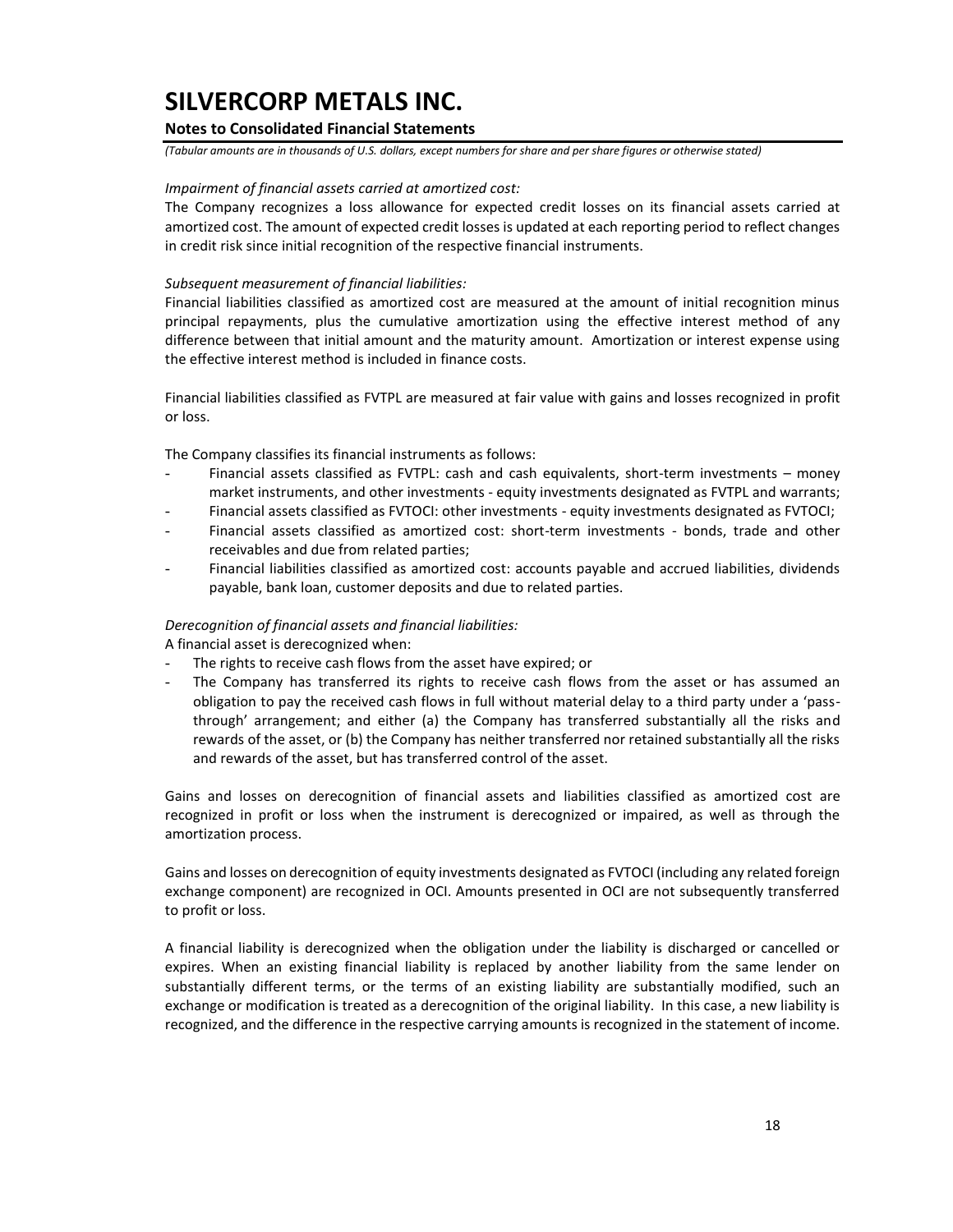*Impairment of financial assets carried at amortized cost:*
The Company recognizes a loss allowance for expected credit losses on its financial assets carried at amortized cost. The amount of expected credit losses is updated at each reporting period to reflect changes in credit risk since initial recognition of the respective financial instruments.

*Subsequent measurement of financial liabilities:*
Financial liabilities classified as amortized cost are measured at the amount of initial recognition minus principal repayments, plus the cumulative amortization using the effective interest method of any difference between that initial amount and the maturity amount. Amortization or interest expense using the effective interest method is included in finance costs.

Financial liabilities classified as FVTPL are measured at fair value with gains and losses recognized in profit or loss.

The Company classifies its financial instruments as follows:

- Financial assets classified as FVTPL: cash and cash equivalents, short-term investments – money market instruments, and other investments - equity investments designated as FVTPL and warrants;
- Financial assets classified as FVTOCI: other investments - equity investments designated as FVTOCI;
- Financial assets classified as amortized cost: short-term investments - bonds, trade and other receivables and due from related parties;
- Financial liabilities classified as amortized cost: accounts payable and accrued liabilities, dividends payable, bank loan, customer deposits and due to related parties.

*Derecognition of financial assets and financial liabilities:*
A financial asset is derecognized when:

- The rights to receive cash flows from the asset have expired; or
- The Company has transferred its rights to receive cash flows from the asset or has assumed an obligation to pay the received cash flows in full without material delay to a third party under a 'pass-through' arrangement; and either (a) the Company has transferred substantially all the risks and rewards of the asset, or (b) the Company has neither transferred nor retained substantially all the risks and rewards of the asset, but has transferred control of the asset.

Gains and losses on derecognition of financial assets and liabilities classified as amortized cost are recognized in profit or loss when the instrument is derecognized or impaired, as well as through the amortization process.

Gains and losses on derecognition of equity investments designated as FVTOCI (including any related foreign exchange component) are recognized in OCI. Amounts presented in OCI are not subsequently transferred to profit or loss.

A financial liability is derecognized when the obligation under the liability is discharged or cancelled or expires. When an existing financial liability is replaced by another liability from the same lender on substantially different terms, or the terms of an existing liability are substantially modified, such an exchange or modification is treated as a derecognition of the original liability. In this case, a new liability is recognized, and the difference in the respective carrying amounts is recognized in the statement of income.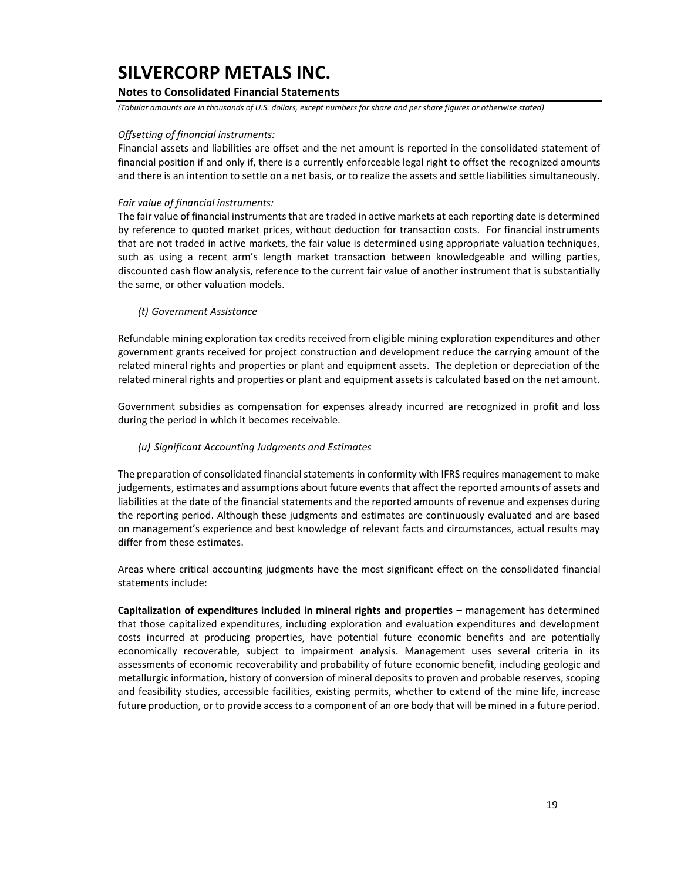*Offsetting of financial instruments:*

Financial assets and liabilities are offset and the net amount is reported in the consolidated statement of financial position if and only if, there is a currently enforceable legal right to offset the recognized amounts and there is an intention to settle on a net basis, or to realize the assets and settle liabilities simultaneously.

*Fair value of financial instruments:*

The fair value of financial instruments that are traded in active markets at each reporting date is determined by reference to quoted market prices, without deduction for transaction costs. For financial instruments that are not traded in active markets, the fair value is determined using appropriate valuation techniques, such as using a recent arm's length market transaction between knowledgeable and willing parties, discounted cash flow analysis, reference to the current fair value of another instrument that is substantially the same, or other valuation models.

*(t) Government Assistance*

Refundable mining exploration tax credits received from eligible mining exploration expenditures and other government grants received for project construction and development reduce the carrying amount of the related mineral rights and properties or plant and equipment assets. The depletion or depreciation of the related mineral rights and properties or plant and equipment assets is calculated based on the net amount.

Government subsidies as compensation for expenses already incurred are recognized in profit and loss during the period in which it becomes receivable.

*(u) Significant Accounting Judgments and Estimates*

The preparation of consolidated financial statements in conformity with IFRS requires management to make judgements, estimates and assumptions about future events that affect the reported amounts of assets and liabilities at the date of the financial statements and the reported amounts of revenue and expenses during the reporting period. Although these judgments and estimates are continuously evaluated and are based on management's experience and best knowledge of relevant facts and circumstances, actual results may differ from these estimates.

Areas where critical accounting judgments have the most significant effect on the consolidated financial statements include:

**Capitalization of expenditures included in mineral rights and properties –** management has determined that those capitalized expenditures, including exploration and evaluation expenditures and development costs incurred at producing properties, have potential future economic benefits and are potentially economically recoverable, subject to impairment analysis. Management uses several criteria in its assessments of economic recoverability and probability of future economic benefit, including geologic and metallurgic information, history of conversion of mineral deposits to proven and probable reserves, scoping and feasibility studies, accessible facilities, existing permits, whether to extend of the mine life, increase future production, or to provide access to a component of an ore body that will be mined in a future period.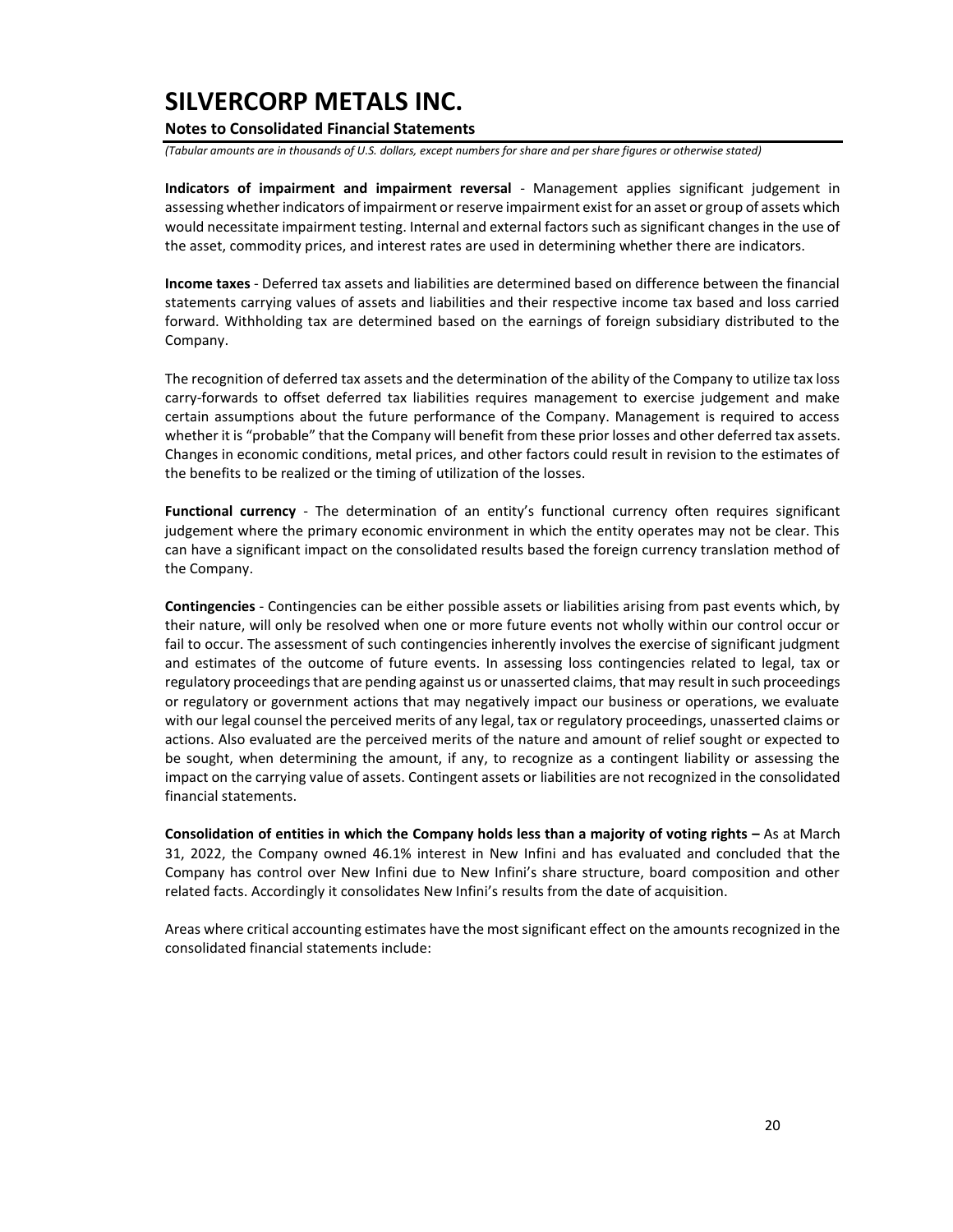**Indicators of impairment and impairment reversal** - Management applies significant judgement in assessing whether indicators of impairment or reserve impairment exist for an asset or group of assets which would necessitate impairment testing. Internal and external factors such as significant changes in the use of the asset, commodity prices, and interest rates are used in determining whether there are indicators.

**Income taxes** - Deferred tax assets and liabilities are determined based on difference between the financial statements carrying values of assets and liabilities and their respective income tax based and loss carried forward. Withholding tax are determined based on the earnings of foreign subsidiary distributed to the Company.

The recognition of deferred tax assets and the determination of the ability of the Company to utilize tax loss carry-forwards to offset deferred tax liabilities requires management to exercise judgement and make certain assumptions about the future performance of the Company. Management is required to access whether it is "probable" that the Company will benefit from these prior losses and other deferred tax assets. Changes in economic conditions, metal prices, and other factors could result in revision to the estimates of the benefits to be realized or the timing of utilization of the losses.

**Functional currency** - The determination of an entity's functional currency often requires significant judgement where the primary economic environment in which the entity operates may not be clear. This can have a significant impact on the consolidated results based the foreign currency translation method of the Company.

**Contingencies** - Contingencies can be either possible assets or liabilities arising from past events which, by their nature, will only be resolved when one or more future events not wholly within our control occur or fail to occur. The assessment of such contingencies inherently involves the exercise of significant judgment and estimates of the outcome of future events. In assessing loss contingencies related to legal, tax or regulatory proceedings that are pending against us or unasserted claims, that may result in such proceedings or regulatory or government actions that may negatively impact our business or operations, we evaluate with our legal counsel the perceived merits of any legal, tax or regulatory proceedings, unasserted claims or actions. Also evaluated are the perceived merits of the nature and amount of relief sought or expected to be sought, when determining the amount, if any, to recognize as a contingent liability or assessing the impact on the carrying value of assets. Contingent assets or liabilities are not recognized in the consolidated financial statements.

**Consolidation of entities in which the Company holds less than a majority of voting rights –** As at March 31, 2022, the Company owned 46.1% interest in New Infini and has evaluated and concluded that the Company has control over New Infini due to New Infini's share structure, board composition and other related facts. Accordingly it consolidates New Infini's results from the date of acquisition.

Areas where critical accounting estimates have the most significant effect on the amounts recognized in the consolidated financial statements include: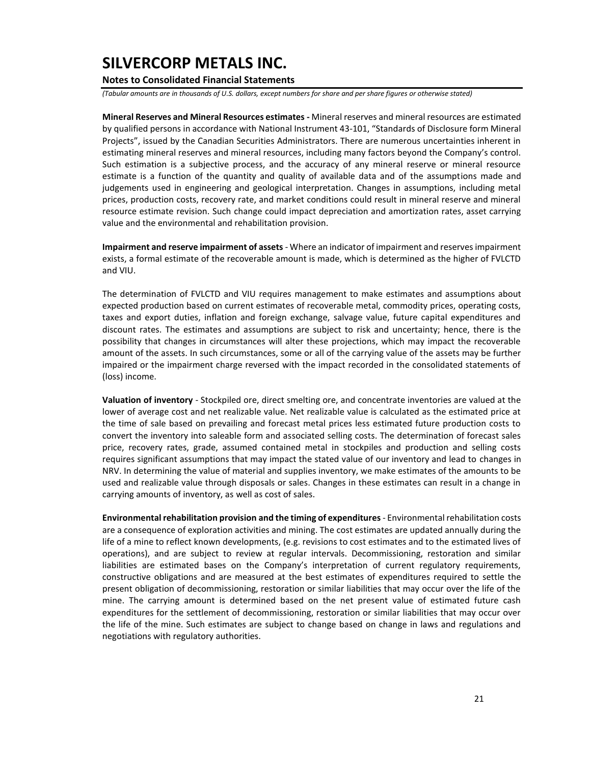**Mineral Reserves and Mineral Resources estimates -** Mineral reserves and mineral resources are estimated by qualified persons in accordance with National Instrument 43-101, "Standards of Disclosure form Mineral Projects", issued by the Canadian Securities Administrators. There are numerous uncertainties inherent in estimating mineral reserves and mineral resources, including many factors beyond the Company's control. Such estimation is a subjective process, and the accuracy of any mineral reserve or mineral resource estimate is a function of the quantity and quality of available data and of the assumptions made and judgements used in engineering and geological interpretation. Changes in assumptions, including metal prices, production costs, recovery rate, and market conditions could result in mineral reserve and mineral resource estimate revision. Such change could impact depreciation and amortization rates, asset carrying value and the environmental and rehabilitation provision.

**Impairment and reserve impairment of assets** - Where an indicator of impairment and reserves impairment exists, a formal estimate of the recoverable amount is made, which is determined as the higher of FVLCTD and VIU.

The determination of FVLCTD and VIU requires management to make estimates and assumptions about expected production based on current estimates of recoverable metal, commodity prices, operating costs, taxes and export duties, inflation and foreign exchange, salvage value, future capital expenditures and discount rates. The estimates and assumptions are subject to risk and uncertainty; hence, there is the possibility that changes in circumstances will alter these projections, which may impact the recoverable amount of the assets. In such circumstances, some or all of the carrying value of the assets may be further impaired or the impairment charge reversed with the impact recorded in the consolidated statements of (loss) income.

**Valuation of inventory** - Stockpiled ore, direct smelting ore, and concentrate inventories are valued at the lower of average cost and net realizable value. Net realizable value is calculated as the estimated price at the time of sale based on prevailing and forecast metal prices less estimated future production costs to convert the inventory into saleable form and associated selling costs. The determination of forecast sales price, recovery rates, grade, assumed contained metal in stockpiles and production and selling costs requires significant assumptions that may impact the stated value of our inventory and lead to changes in NRV. In determining the value of material and supplies inventory, we make estimates of the amounts to be used and realizable value through disposals or sales. Changes in these estimates can result in a change in carrying amounts of inventory, as well as cost of sales.

**Environmental rehabilitation provision and the timing of expenditures** - Environmental rehabilitation costs are a consequence of exploration activities and mining. The cost estimates are updated annually during the life of a mine to reflect known developments, (e.g. revisions to cost estimates and to the estimated lives of operations), and are subject to review at regular intervals. Decommissioning, restoration and similar liabilities are estimated bases on the Company's interpretation of current regulatory requirements, constructive obligations and are measured at the best estimates of expenditures required to settle the present obligation of decommissioning, restoration or similar liabilities that may occur over the life of the mine. The carrying amount is determined based on the net present value of estimated future cash expenditures for the settlement of decommissioning, restoration or similar liabilities that may occur over the life of the mine. Such estimates are subject to change based on change in laws and regulations and negotiations with regulatory authorities.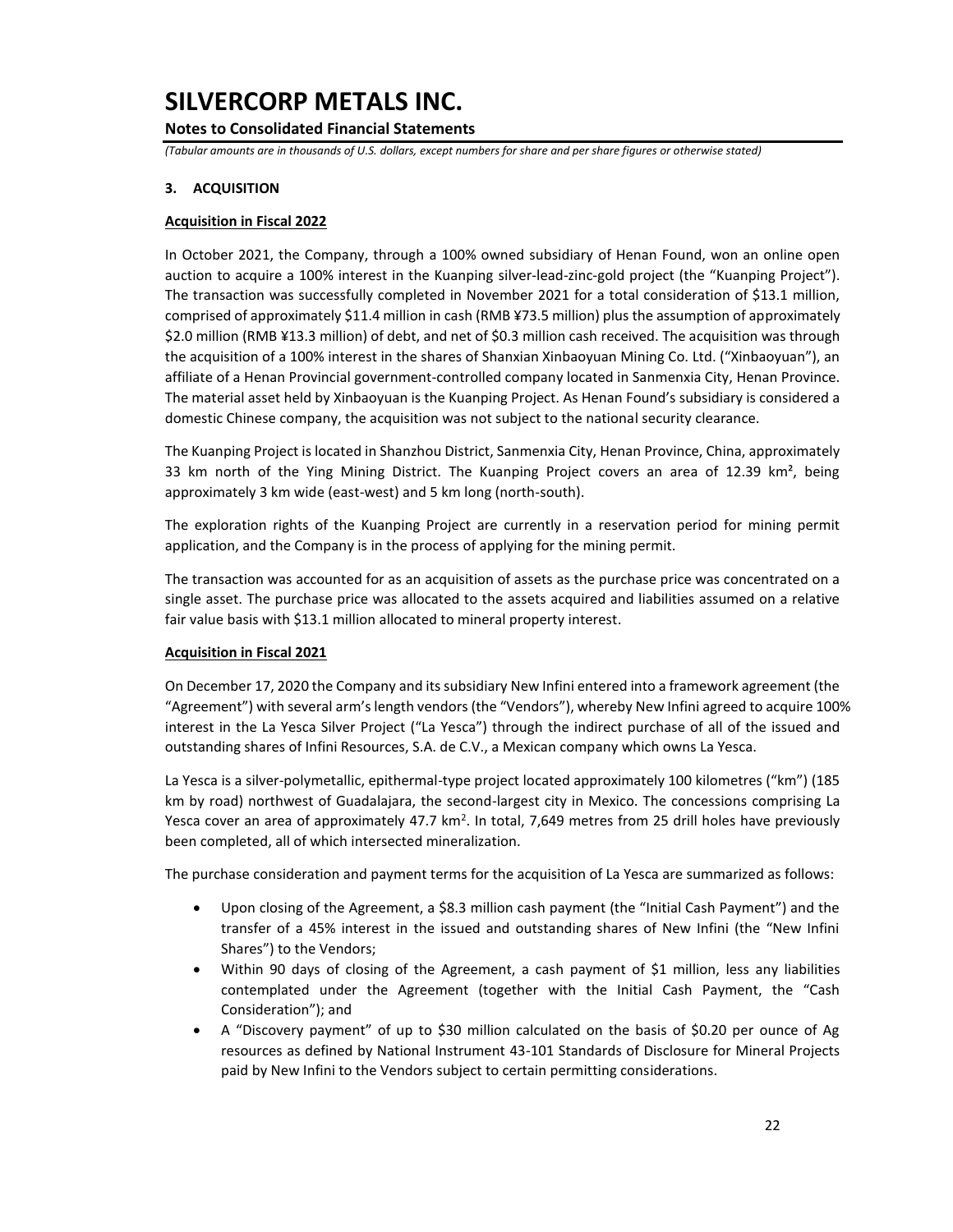## 3. ACQUISITION

**Acquisition in Fiscal 2022**

In October 2021, the Company, through a 100% owned subsidiary of Henan Found, won an online open auction to acquire a 100% interest in the Kuanping silver-lead-zinc-gold project (the "Kuanping Project"). The transaction was successfully completed in November 2021 for a total consideration of $13.1 million, comprised of approximately $11.4 million in cash (RMB ¥73.5 million) plus the assumption of approximately $2.0 million (RMB ¥13.3 million) of debt, and net of $0.3 million cash received. The acquisition was through the acquisition of a 100% interest in the shares of Shanxian Xinbaoyuan Mining Co. Ltd. ("Xinbaoyuan"), an affiliate of a Henan Provincial government-controlled company located in Sanmenxia City, Henan Province. The material asset held by Xinbaoyuan is the Kuanping Project. As Henan Found's subsidiary is considered a domestic Chinese company, the acquisition was not subject to the national security clearance.

The Kuanping Project is located in Shanzhou District, Sanmenxia City, Henan Province, China, approximately 33 km north of the Ying Mining District. The Kuanping Project covers an area of 12.39 km², being approximately 3 km wide (east-west) and 5 km long (north-south).

The exploration rights of the Kuanping Project are currently in a reservation period for mining permit application, and the Company is in the process of applying for the mining permit.

The transaction was accounted for as an acquisition of assets as the purchase price was concentrated on a single asset. The purchase price was allocated to the assets acquired and liabilities assumed on a relative fair value basis with $13.1 million allocated to mineral property interest.

**Acquisition in Fiscal 2021**

On December 17, 2020 the Company and its subsidiary New Infini entered into a framework agreement (the "Agreement") with several arm's length vendors (the "Vendors"), whereby New Infini agreed to acquire 100% interest in the La Yesca Silver Project ("La Yesca") through the indirect purchase of all of the issued and outstanding shares of Infini Resources, S.A. de C.V., a Mexican company which owns La Yesca.

La Yesca is a silver-polymetallic, epithermal-type project located approximately 100 kilometres ("km") (185 km by road) northwest of Guadalajara, the second-largest city in Mexico. The concessions comprising La Yesca cover an area of approximately 47.7 km². In total, 7,649 metres from 25 drill holes have previously been completed, all of which intersected mineralization.

The purchase consideration and payment terms for the acquisition of La Yesca are summarized as follows:

- Upon closing of the Agreement, a $8.3 million cash payment (the "Initial Cash Payment") and the transfer of a 45% interest in the issued and outstanding shares of New Infini (the "New Infini Shares") to the Vendors;
- Within 90 days of closing of the Agreement, a cash payment of $1 million, less any liabilities contemplated under the Agreement (together with the Initial Cash Payment, the "Cash Consideration"); and
- A "Discovery payment" of up to $30 million calculated on the basis of $0.20 per ounce of Ag resources as defined by National Instrument 43-101 Standards of Disclosure for Mineral Projects paid by New Infini to the Vendors subject to certain permitting considerations.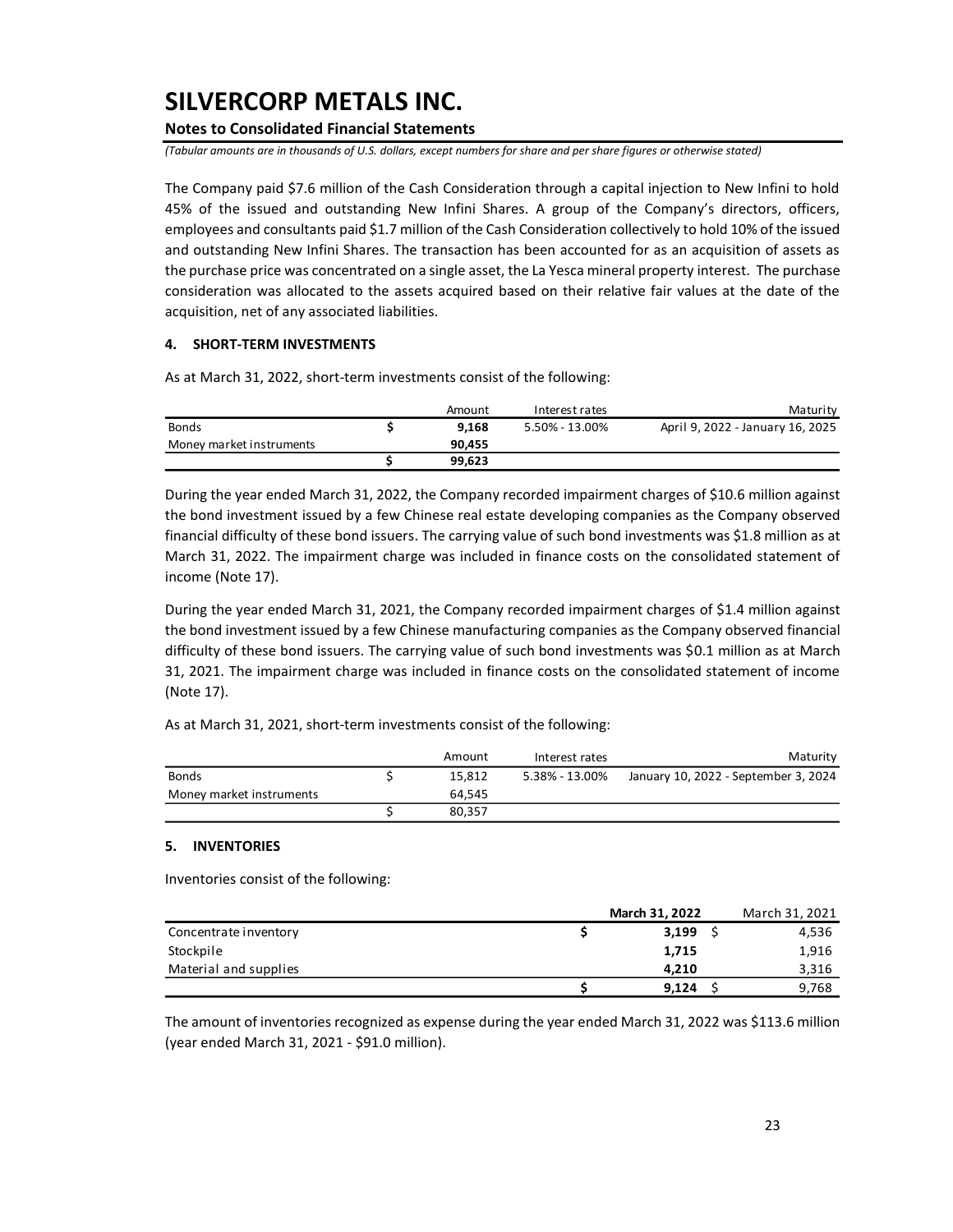The Company paid $7.6 million of the Cash Consideration through a capital injection to New Infini to hold 45% of the issued and outstanding New Infini Shares. A group of the Company's directors, officers, employees and consultants paid $1.7 million of the Cash Consideration collectively to hold 10% of the issued and outstanding New Infini Shares. The transaction has been accounted for as an acquisition of assets as the purchase price was concentrated on a single asset, the La Yesca mineral property interest. The purchase consideration was allocated to the assets acquired based on their relative fair values at the date of the acquisition, net of any associated liabilities.

## 4. SHORT-TERM INVESTMENTS

As at March 31, 2022, short-term investments consist of the following:

| | | Amount | Interest rates | Maturity |
|---|---|---|---|---|
| Bonds | $ | **9,168** | 5.50% - 13.00% | April 9, 2022 - January 16, 2025 |
| Money market instruments | | **90,455** | | |
| | $ | **99,623** | | |

During the year ended March 31, 2022, the Company recorded impairment charges of $10.6 million against the bond investment issued by a few Chinese real estate developing companies as the Company observed financial difficulty of these bond issuers. The carrying value of such bond investments was $1.8 million as at March 31, 2022. The impairment charge was included in finance costs on the consolidated statement of income (Note 17).

During the year ended March 31, 2021, the Company recorded impairment charges of $1.4 million against the bond investment issued by a few Chinese manufacturing companies as the Company observed financial difficulty of these bond issuers. The carrying value of such bond investments was $0.1 million as at March 31, 2021. The impairment charge was included in finance costs on the consolidated statement of income (Note 17).

As at March 31, 2021, short-term investments consist of the following:

| | | Amount | Interest rates | Maturity |
|---|---|---|---|---|
| Bonds | $ | 15,812 | 5.38% - 13.00% | January 10, 2022 - September 3, 2024 |
| Money market instruments | | 64,545 | | |
| | $ | 80,357 | | |

## 5. INVENTORIES

Inventories consist of the following:

| | | **March 31, 2022** | | March 31, 2021 |
|---|---|---|---|---|
| Concentrate inventory | $ | **3,199** | $ | 4,536 |
| Stockpile | | **1,715** | | 1,916 |
| Material and supplies | | **4,210** | | 3,316 |
| | $ | **9,124** | $ | 9,768 |

The amount of inventories recognized as expense during the year ended March 31, 2022 was $113.6 million (year ended March 31, 2021 - $91.0 million).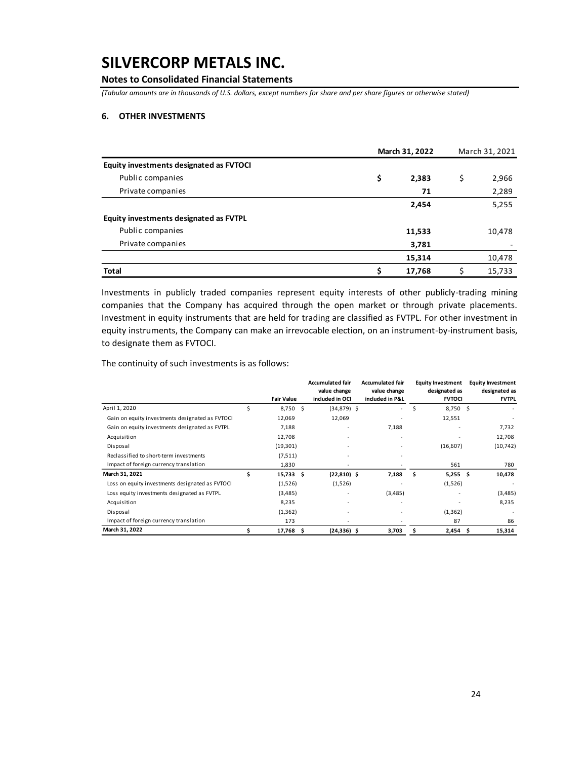# SILVERCORP METALS INC.

**Notes to Consolidated Financial Statements**

*(Tabular amounts are in thousands of U.S. dollars, except numbers for share and per share figures or otherwise stated)*

## 6. OTHER INVESTMENTS

| | March 31, 2022 | March 31, 2021 |
|---|---|---|
| **Equity investments designated as FVTOCI** | | |
| Public companies | **$ 2,383** | $ 2,966 |
| Private companies | **71** | 2,289 |
| | **2,454** | 5,255 |
| **Equity investments designated as FVTPL** | | |
| Public companies | **11,533** | 10,478 |
| Private companies | **3,781** | - |
| | **15,314** | 10,478 |
| **Total** | **$ 17,768** | $ 15,733 |

Investments in publicly traded companies represent equity interests of other publicly-trading mining companies that the Company has acquired through the open market or through private placements. Investment in equity instruments that are held for trading are classified as FVTPL. For other investment in equity instruments, the Company can make an irrevocable election, on an instrument-by-instrument basis, to designate them as FVTOCI.

The continuity of such investments is as follows:

| | Fair Value | Accumulated fair value change included in OCI | Accumulated fair value change included in P&L | Equity Investment designated as FVTOCI | Equity Investment designated as FVTPL |
|---|---|---|---|---|---|
| April 1, 2020 | $ 8,750 | $ (34,879) | $ - | $ 8,750 | $ - |
| Gain on equity investments designated as FVTOCI | 12,069 | 12,069 | - | 12,551 | - |
| Gain on equity investments designated as FVTPL | 7,188 | - | 7,188 | - | 7,732 |
| Acquisition | 12,708 | - | - | - | 12,708 |
| Disposal | (19,301) | - | - | (16,607) | (10,742) |
| Reclassified to short-term investments | (7,511) | - | - | | |
| Impact of foreign currency translation | 1,830 | - | - | 561 | 780 |
| **March 31, 2021** | **$ 15,733** | **$ (22,810)** | **$ 7,188** | **$ 5,255** | **$ 10,478** |
| Loss on equity investments designated as FVTOCI | (1,526) | (1,526) | - | (1,526) | - |
| Loss equity investments designated as FVTPL | (3,485) | - | (3,485) | - | (3,485) |
| Acquisition | 8,235 | - | - | - | 8,235 |
| Disposal | (1,362) | - | - | (1,362) | - |
| Impact of foreign currency translation | 173 | - | - | 87 | 86 |
| **March 31, 2022** | **$ 17,768** | **$ (24,336)** | **$ 3,703** | **$ 2,454** | **$ 15,314** |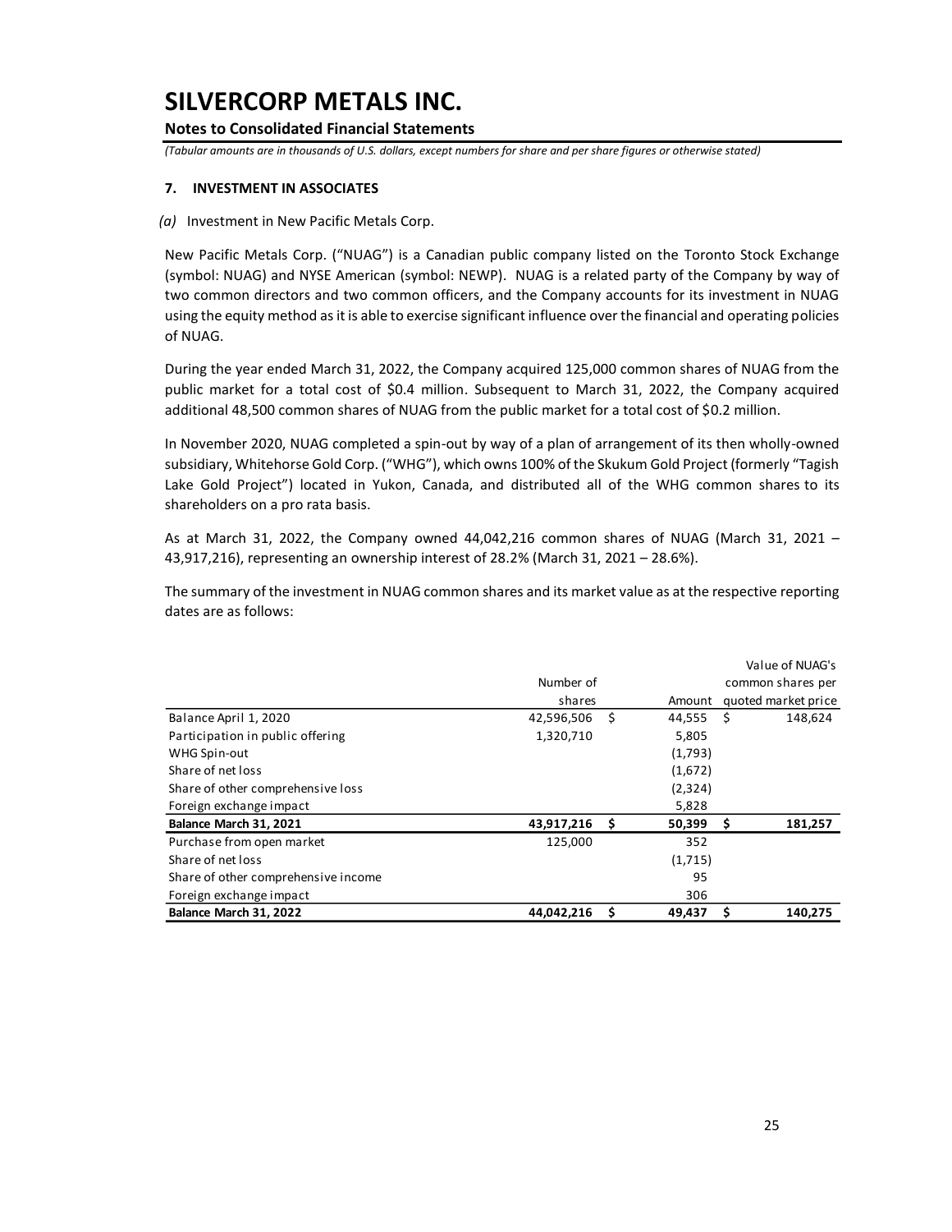# SILVERCORP METALS INC.

**Notes to Consolidated Financial Statements**

*(Tabular amounts are in thousands of U.S. dollars, except numbers for share and per share figures or otherwise stated)*

## 7. INVESTMENT IN ASSOCIATES

*(a)* Investment in New Pacific Metals Corp.

New Pacific Metals Corp. ("NUAG") is a Canadian public company listed on the Toronto Stock Exchange (symbol: NUAG) and NYSE American (symbol: NEWP). NUAG is a related party of the Company by way of two common directors and two common officers, and the Company accounts for its investment in NUAG using the equity method as it is able to exercise significant influence over the financial and operating policies of NUAG.

During the year ended March 31, 2022, the Company acquired 125,000 common shares of NUAG from the public market for a total cost of $0.4 million. Subsequent to March 31, 2022, the Company acquired additional 48,500 common shares of NUAG from the public market for a total cost of $0.2 million.

In November 2020, NUAG completed a spin-out by way of a plan of arrangement of its then wholly-owned subsidiary, Whitehorse Gold Corp. ("WHG"), which owns 100% of the Skukum Gold Project (formerly "Tagish Lake Gold Project") located in Yukon, Canada, and distributed all of the WHG common shares to its shareholders on a pro rata basis.

As at March 31, 2022, the Company owned 44,042,216 common shares of NUAG (March 31, 2021 – 43,917,216), representing an ownership interest of 28.2% (March 31, 2021 – 28.6%).

The summary of the investment in NUAG common shares and its market value as at the respective reporting dates are as follows:

| | Number of shares | Amount | Value of NUAG's common shares per quoted market price |
|---|---|---|---|
| Balance April 1, 2020 | 42,596,506 | $ 44,555 | $ 148,624 |
| Participation in public offering | 1,320,710 | 5,805 | |
| WHG Spin-out | | (1,793) | |
| Share of net loss | | (1,672) | |
| Share of other comprehensive loss | | (2,324) | |
| Foreign exchange impact | | 5,828 | |
| **Balance March 31, 2021** | **43,917,216** | **$ 50,399** | **$ 181,257** |
| Purchase from open market | 125,000 | 352 | |
| Share of net loss | | (1,715) | |
| Share of other comprehensive income | | 95 | |
| Foreign exchange impact | | 306 | |
| **Balance March 31, 2022** | **44,042,216** | **$ 49,437** | **$ 140,275** |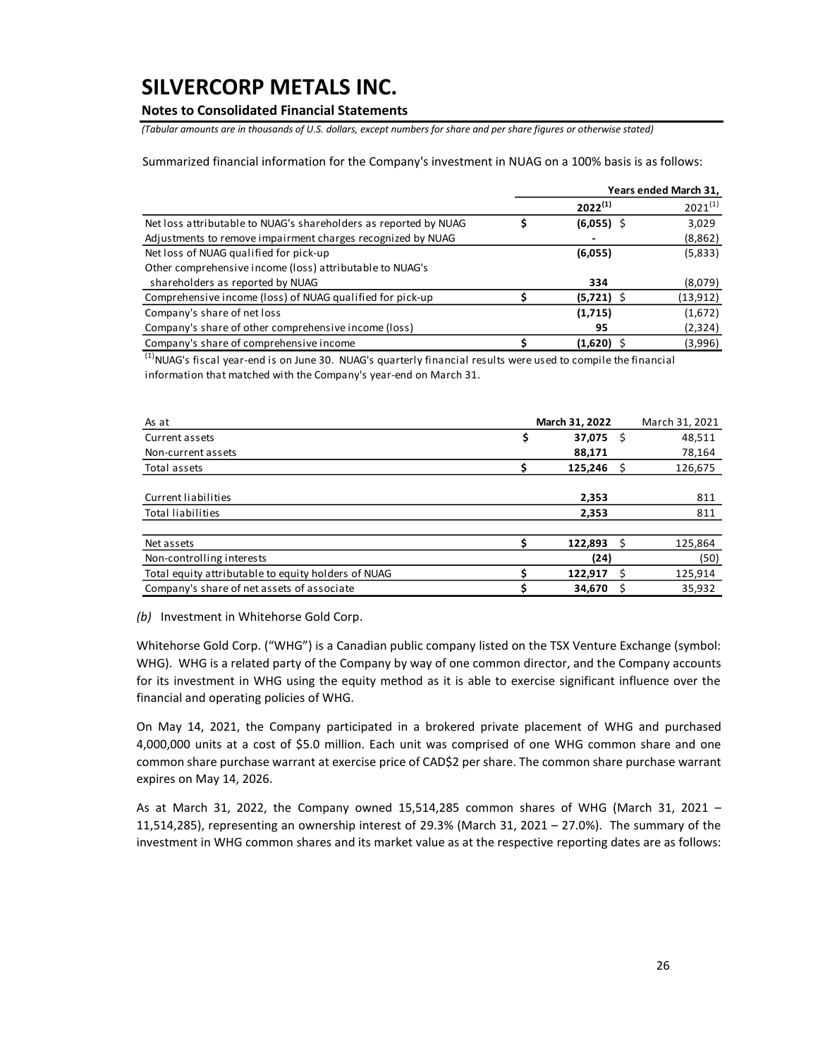# SILVERCORP METALS INC.

## Notes to Consolidated Financial Statements

*(Tabular amounts are in thousands of U.S. dollars, except numbers for share and per share figures or otherwise stated)*

Summarized financial information for the Company's investment in NUAG on a 100% basis is as follows:

| | Years ended March 31, | |
|---|---|---|
| | **2022[1]** | 2021[1] |
| Net loss attributable to NUAG's shareholders as reported by NUAG | **$ (6,055)** | $ 3,029 |
| Adjustments to remove impairment charges recognized by NUAG | **-** | (8,862) |
| Net loss of NUAG qualified for pick-up | **(6,055)** | (5,833) |
| Other comprehensive income (loss) attributable to NUAG's shareholders as reported by NUAG | **334** | (8,079) |
| Comprehensive income (loss) of NUAG qualified for pick-up | **$ (5,721)** | $ (13,912) |
| Company's share of net loss | **(1,715)** | (1,672) |
| Company's share of other comprehensive income (loss) | **95** | (2,324) |
| Company's share of comprehensive income | **$ (1,620)** | $ (3,996) |

[1]NUAG's fiscal year-end is on June 30. NUAG's quarterly financial results were used to compile the financial information that matched with the Company's year-end on March 31.

| As at | **March 31, 2022** | March 31, 2021 |
|---|---|---|
| Current assets | **$ 37,075** | $ 48,511 |
| Non-current assets | **88,171** | 78,164 |
| Total assets | **$ 125,246** | $ 126,675 |
| | | |
| Current liabilities | **2,353** | 811 |
| Total liabilities | **2,353** | 811 |
| | | |
| Net assets | **$ 122,893** | $ 125,864 |
| Non-controlling interests | **(24)** | (50) |
| Total equity attributable to equity holders of NUAG | **$ 122,917** | $ 125,914 |
| Company's share of net assets of associate | **$ 34,670** | $ 35,932 |

*(b)* Investment in Whitehorse Gold Corp.

Whitehorse Gold Corp. ("WHG") is a Canadian public company listed on the TSX Venture Exchange (symbol: WHG). WHG is a related party of the Company by way of one common director, and the Company accounts for its investment in WHG using the equity method as it is able to exercise significant influence over the financial and operating policies of WHG.

On May 14, 2021, the Company participated in a brokered private placement of WHG and purchased 4,000,000 units at a cost of $5.0 million. Each unit was comprised of one WHG common share and one common share purchase warrant at exercise price of CAD$2 per share. The common share purchase warrant expires on May 14, 2026.

As at March 31, 2022, the Company owned 15,514,285 common shares of WHG (March 31, 2021 – 11,514,285), representing an ownership interest of 29.3% (March 31, 2021 – 27.0%). The summary of the investment in WHG common shares and its market value as at the respective reporting dates are as follows: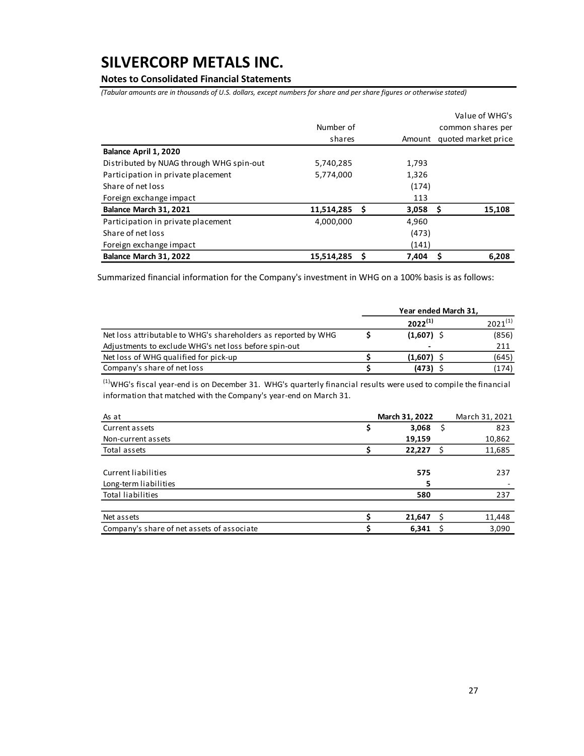# SILVERCORP METALS INC.

## Notes to Consolidated Financial Statements

*(Tabular amounts are in thousands of U.S. dollars, except numbers for share and per share figures or otherwise stated)*

| | Number of shares | Amount | Value of WHG's common shares per quoted market price |
|---|---|---|---|
| **Balance April 1, 2020** | | | |
| Distributed by NUAG through WHG spin-out | 5,740,285 | 1,793 | |
| Participation in private placement | 5,774,000 | 1,326 | |
| Share of net loss | | (174) | |
| Foreign exchange impact | | 113 | |
| **Balance March 31, 2021** | **11,514,285** | **$ 3,058** | **$ 15,108** |
| Participation in private placement | 4,000,000 | 4,960 | |
| Share of net loss | | (473) | |
| Foreign exchange impact | | (141) | |
| **Balance March 31, 2022** | **15,514,285** | **$ 7,404** | **$ 6,208** |

Summarized financial information for the Company's investment in WHG on a 100% basis is as follows:

| | Year ended March 31, | |
|---|---|---|
| | **2022[(1)]** | 2021[(1)] |
| Net loss attributable to WHG's shareholders as reported by WHG | **$ (1,607)** | $ (856) |
| Adjustments to exclude WHG's net loss before spin-out | **-** | 211 |
| Net loss of WHG qualified for pick-up | **$ (1,607)** | $ (645) |
| Company's share of net loss | **$ (473)** | $ (174) |

[(1)]WHG's fiscal year-end is on December 31. WHG's quarterly financial results were used to compile the financial information that matched with the Company's year-end on March 31.

| As at | **March 31, 2022** | March 31, 2021 |
|---|---|---|
| Current assets | **$ 3,068** | $ 823 |
| Non-current assets | **19,159** | 10,862 |
| Total assets | **$ 22,227** | $ 11,685 |
| | | |
| Current liabilities | **575** | 237 |
| Long-term liabilities | **5** | - |
| Total liabilities | **580** | 237 |
| | | |
| Net assets | **$ 21,647** | $ 11,448 |
| Company's share of net assets of associate | **$ 6,341** | $ 3,090 |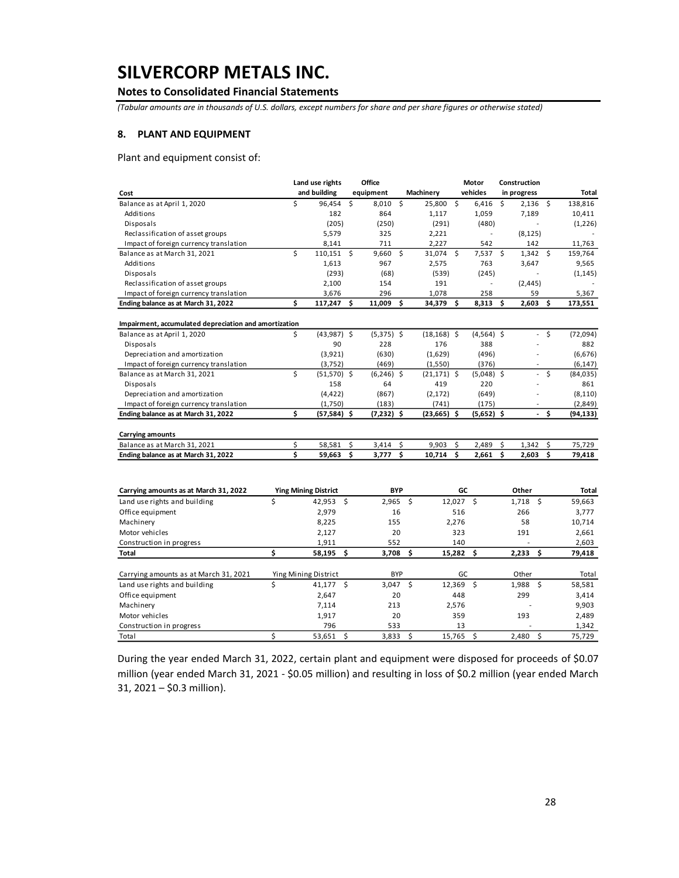# SILVERCORP METALS INC.

## Notes to Consolidated Financial Statements

*(Tabular amounts are in thousands of U.S. dollars, except numbers for share and per share figures or otherwise stated)*

### 8. PLANT AND EQUIPMENT

Plant and equipment consist of:

| Cost | Land use rights and building | Office equipment | Machinery | Motor vehicles | Construction in progress | Total |
|---|---|---|---|---|---|---|
| Balance as at April 1, 2020 | $ 96,454 | $ 8,010 | $ 25,800 | $ 6,416 | $ 2,136 | $ 138,816 |
| Additions | 182 | 864 | 1,117 | 1,059 | 7,189 | 10,411 |
| Disposals | (205) | (250) | (291) | (480) | - | (1,226) |
| Reclassification of asset groups | 5,579 | 325 | 2,221 | - | (8,125) | - |
| Impact of foreign currency translation | 8,141 | 711 | 2,227 | 542 | 142 | 11,763 |
| Balance as at March 31, 2021 | $ 110,151 | $ 9,660 | $ 31,074 | $ 7,537 | $ 1,342 | $ 159,764 |
| Additions | 1,613 | 967 | 2,575 | 763 | 3,647 | 9,565 |
| Disposals | (293) | (68) | (539) | (245) | - | (1,145) |
| Reclassification of asset groups | 2,100 | 154 | 191 | - | (2,445) | - |
| Impact of foreign currency translation | 3,676 | 296 | 1,078 | 258 | 59 | 5,367 |
| **Ending balance as at March 31, 2022** | **$ 117,247** | **$ 11,009** | **$ 34,379** | **$ 8,313** | **$ 2,603** | **$ 173,551** |
| **Impairment, accumulated depreciation and amortization** | | | | | | |
| Balance as at April 1, 2020 | $ (43,987) | $ (5,375) | $ (18,168) | $ (4,564) | $ - | $ (72,094) |
| Disposals | 90 | 228 | 176 | 388 | - | 882 |
| Depreciation and amortization | (3,921) | (630) | (1,629) | (496) | - | (6,676) |
| Impact of foreign currency translation | (3,752) | (469) | (1,550) | (376) | - | (6,147) |
| Balance as at March 31, 2021 | $ (51,570) | $ (6,246) | $ (21,171) | $ (5,048) | $ - | $ (84,035) |
| Disposals | 158 | 64 | 419 | 220 | - | 861 |
| Depreciation and amortization | (4,422) | (867) | (2,172) | (649) | - | (8,110) |
| Impact of foreign currency translation | (1,750) | (183) | (741) | (175) | - | (2,849) |
| **Ending balance as at March 31, 2022** | **$ (57,584)** | **$ (7,232)** | **$ (23,665)** | **$ (5,652)** | **$ -** | **$ (94,133)** |
| **Carrying amounts** | | | | | | |
| Balance as at March 31, 2021 | $ 58,581 | $ 3,414 | $ 9,903 | $ 2,489 | $ 1,342 | $ 75,729 |
| **Ending balance as at March 31, 2022** | **$ 59,663** | **$ 3,777** | **$ 10,714** | **$ 2,661** | **$ 2,603** | **$ 79,418** |

| Carrying amounts as at March 31, 2022 | Ying Mining District | BYP | GC | Other | Total |
|---|---|---|---|---|---|
| Land use rights and building | $ 42,953 | $ 2,965 | $ 12,027 | $ 1,718 | $ 59,663 |
| Office equipment | 2,979 | 16 | 516 | 266 | 3,777 |
| Machinery | 8,225 | 155 | 2,276 | 58 | 10,714 |
| Motor vehicles | 2,127 | 20 | 323 | 191 | 2,661 |
| Construction in progress | 1,911 | 552 | 140 | - | 2,603 |
| **Total** | **$ 58,195** | **$ 3,708** | **$ 15,282** | **$ 2,233** | **$ 79,418** |

| Carrying amounts as at March 31, 2021 | Ying Mining District | BYP | GC | Other | Total |
|---|---|---|---|---|---|
| Land use rights and building | $ 41,177 | $ 3,047 | $ 12,369 | $ 1,988 | $ 58,581 |
| Office equipment | 2,647 | 20 | 448 | 299 | 3,414 |
| Machinery | 7,114 | 213 | 2,576 | - | 9,903 |
| Motor vehicles | 1,917 | 20 | 359 | 193 | 2,489 |
| Construction in progress | 796 | 533 | 13 | - | 1,342 |
| Total | $ 53,651 | $ 3,833 | $ 15,765 | $ 2,480 | $ 75,729 |

During the year ended March 31, 2022, certain plant and equipment were disposed for proceeds of $0.07 million (year ended March 31, 2021 - $0.05 million) and resulting in loss of $0.2 million (year ended March 31, 2021 – $0.3 million).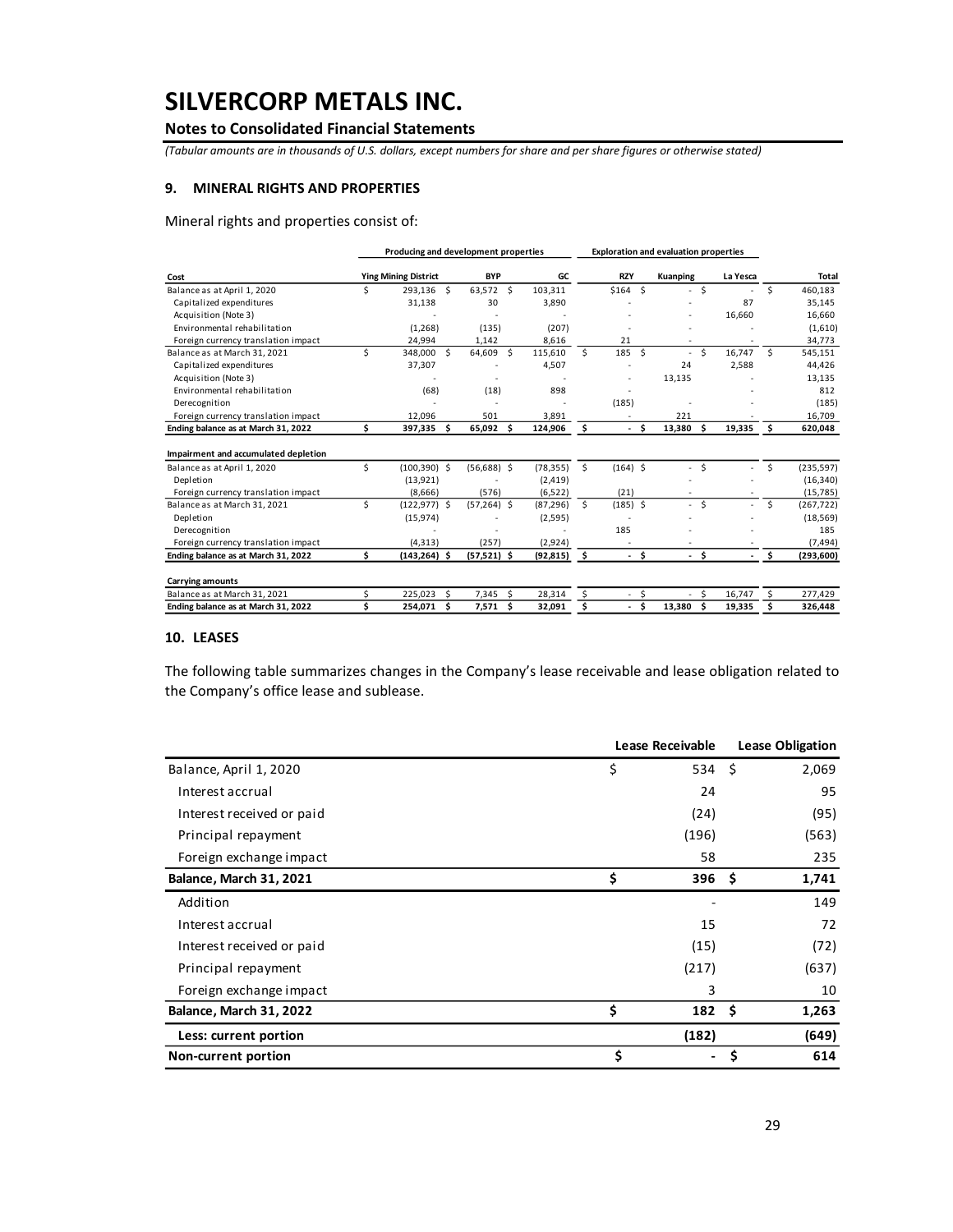# SILVERCORP METALS INC.

**Notes to Consolidated Financial Statements**

*(Tabular amounts are in thousands of U.S. dollars, except numbers for share and per share figures or otherwise stated)*

## 9. MINERAL RIGHTS AND PROPERTIES

Mineral rights and properties consist of:

| | Producing and development properties | | | Exploration and evaluation properties | | | |
|---|---|---|---|---|---|---|---|
| **Cost** | **Ying Mining District** | **BYP** | **GC** | **RZY** | **Kuanping** | **La Yesca** | **Total** |
| Balance as at April 1, 2020 | $ 293,136 | $ 63,572 | $ 103,311 | $164 | $ - | $ - | $ 460,183 |
| Capitalized expenditures | 31,138 | 30 | 3,890 | - | - | 87 | 35,145 |
| Acquisition (Note 3) | - | - | - | - | - | 16,660 | 16,660 |
| Environmental rehabilitation | (1,268) | (135) | (207) | - | - | - | (1,610) |
| Foreign currency translation impact | 24,994 | 1,142 | 8,616 | 21 | - | - | 34,773 |
| Balance as at March 31, 2021 | $ 348,000 | $ 64,609 | $ 115,610 | $ 185 | $ - | $ 16,747 | $ 545,151 |
| Capitalized expenditures | 37,307 | - | 4,507 | - | 24 | 2,588 | 44,426 |
| Acquisition (Note 3) | - | - | - | - | 13,135 | - | 13,135 |
| Environmental rehabilitation | (68) | (18) | 898 | - | | - | 812 |
| Derecognition | - | - | - | (185) | - | - | (185) |
| Foreign currency translation impact | 12,096 | 501 | 3,891 | - | 221 | - | 16,709 |
| **Ending balance as at March 31, 2022** | **$ 397,335** | **$ 65,092** | **$ 124,906** | **$ -** | **$ 13,380** | **$ 19,335** | **$ 620,048** |
| | | | | | | | |
| **Impairment and accumulated depletion** | | | | | | | |
| Balance as at April 1, 2020 | $ (100,390) | $ (56,688) | $ (78,355) | $ (164) | $ - | $ - | $ (235,597) |
| Depletion | (13,921) | - | (2,419) | - | - | - | (16,340) |
| Foreign currency translation impact | (8,666) | (576) | (6,522) | (21) | - | - | (15,785) |
| Balance as at March 31, 2021 | $ (122,977) | $ (57,264) | $ (87,296) | $ (185) | $ - | $ - | $ (267,722) |
| Depletion | (15,974) | - | (2,595) | - | - | - | (18,569) |
| Derecognition | - | - | - | 185 | - | - | 185 |
| Foreign currency translation impact | (4,313) | (257) | (2,924) | - | - | - | (7,494) |
| **Ending balance as at March 31, 2022** | **$ (143,264)** | **$ (57,521)** | **$ (92,815)** | **$ -** | **$ -** | **$ -** | **$ (293,600)** |
| | | | | | | | |
| **Carrying amounts** | | | | | | | |
| Balance as at March 31, 2021 | $ 225,023 | $ 7,345 | $ 28,314 | $ - | $ - | $ 16,747 | $ 277,429 |
| **Ending balance as at March 31, 2022** | **$ 254,071** | **$ 7,571** | **$ 32,091** | **$ -** | **$ 13,380** | **$ 19,335** | **$ 326,448** |

## 10. LEASES

The following table summarizes changes in the Company's lease receivable and lease obligation related to the Company's office lease and sublease.

| | Lease Receivable | Lease Obligation |
|---|---|---|
| Balance, April 1, 2020 | $ 534 | $ 2,069 |
| Interest accrual | 24 | 95 |
| Interest received or paid | (24) | (95) |
| Principal repayment | (196) | (563) |
| Foreign exchange impact | 58 | 235 |
| **Balance, March 31, 2021** | **$ 396** | **$ 1,741** |
| Addition | - | 149 |
| Interest accrual | 15 | 72 |
| Interest received or paid | (15) | (72) |
| Principal repayment | (217) | (637) |
| Foreign exchange impact | 3 | 10 |
| **Balance, March 31, 2022** | **$ 182** | **$ 1,263** |
| **Less: current portion** | **(182)** | **(649)** |
| **Non-current portion** | **$ -** | **$ 614** |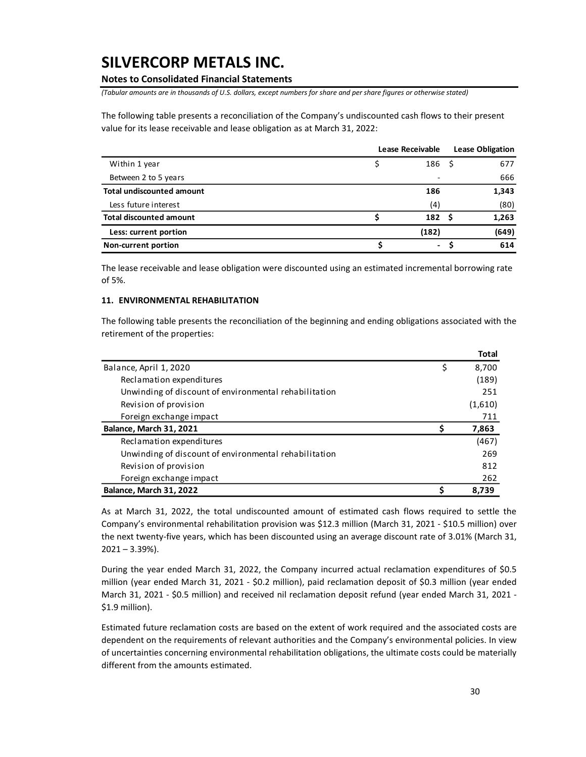# SILVERCORP METALS INC.

**Notes to Consolidated Financial Statements**

*(Tabular amounts are in thousands of U.S. dollars, except numbers for share and per share figures or otherwise stated)*

The following table presents a reconciliation of the Company's undiscounted cash flows to their present value for its lease receivable and lease obligation as at March 31, 2022:

| | Lease Receivable | Lease Obligation |
|---|---|---|
| Within 1 year | $ 186 | $ 677 |
| Between 2 to 5 years | - | 666 |
| **Total undiscounted amount** | **186** | **1,343** |
| Less future interest | (4) | (80) |
| **Total discounted amount** | **$ 182** | **$ 1,263** |
| **Less: current portion** | **(182)** | **(649)** |
| **Non-current portion** | **$ -** | **$ 614** |

The lease receivable and lease obligation were discounted using an estimated incremental borrowing rate of 5%.

### 11. ENVIRONMENTAL REHABILITATION

The following table presents the reconciliation of the beginning and ending obligations associated with the retirement of the properties:

| | Total |
|---|---|
| Balance, April 1, 2020 | $ 8,700 |
| Reclamation expenditures | (189) |
| Unwinding of discount of environmental rehabilitation | 251 |
| Revision of provision | (1,610) |
| Foreign exchange impact | 711 |
| **Balance, March 31, 2021** | **$ 7,863** |
| Reclamation expenditures | (467) |
| Unwinding of discount of environmental rehabilitation | 269 |
| Revision of provision | 812 |
| Foreign exchange impact | 262 |
| **Balance, March 31, 2022** | **$ 8,739** |

As at March 31, 2022, the total undiscounted amount of estimated cash flows required to settle the Company's environmental rehabilitation provision was $12.3 million (March 31, 2021 - $10.5 million) over the next twenty-five years, which has been discounted using an average discount rate of 3.01% (March 31, 2021 – 3.39%).

During the year ended March 31, 2022, the Company incurred actual reclamation expenditures of $0.5 million (year ended March 31, 2021 - $0.2 million), paid reclamation deposit of $0.3 million (year ended March 31, 2021 - $0.5 million) and received nil reclamation deposit refund (year ended March 31, 2021 - $1.9 million).

Estimated future reclamation costs are based on the extent of work required and the associated costs are dependent on the requirements of relevant authorities and the Company's environmental policies. In view of uncertainties concerning environmental rehabilitation obligations, the ultimate costs could be materially different from the amounts estimated.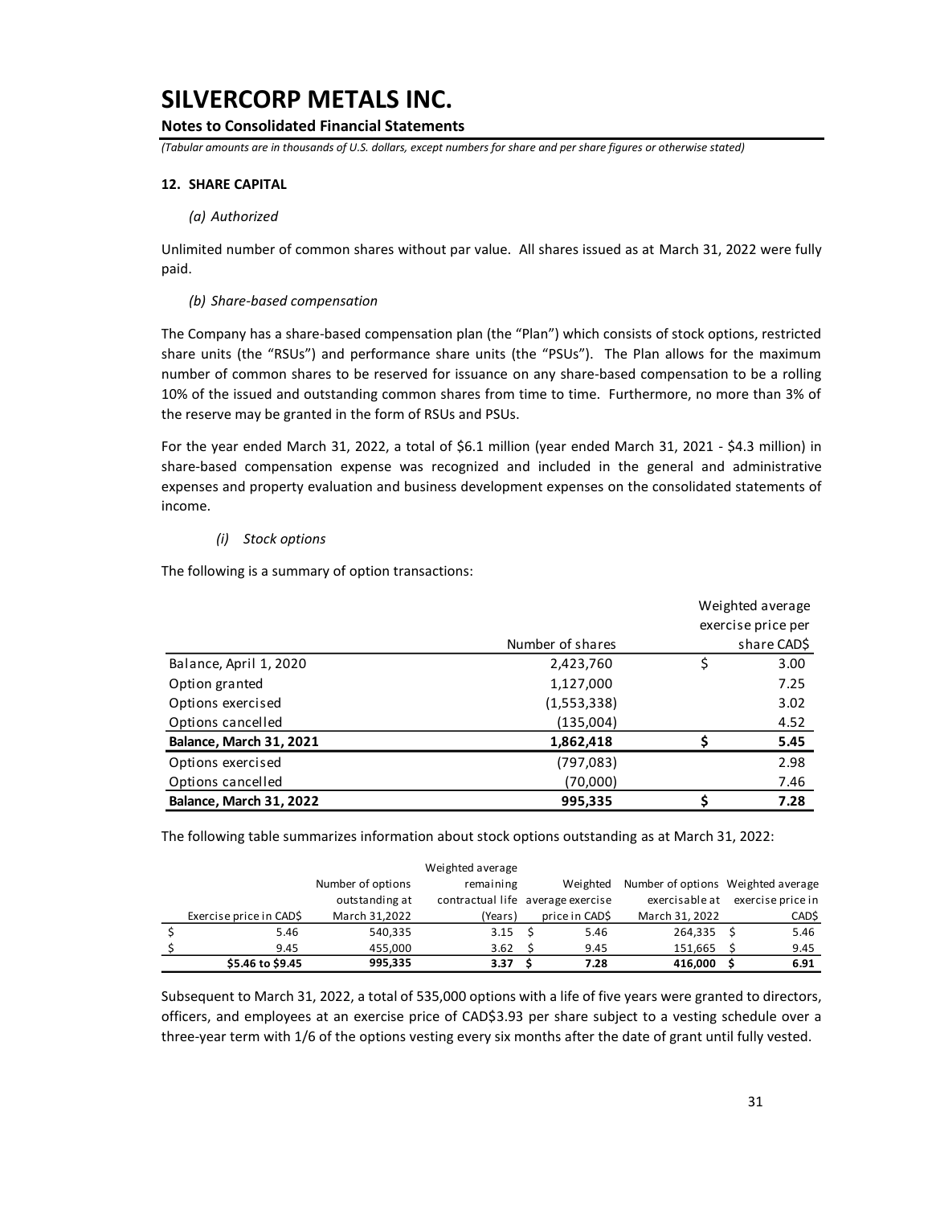# SILVERCORP METALS INC.

**Notes to Consolidated Financial Statements**

*(Tabular amounts are in thousands of U.S. dollars, except numbers for share and per share figures or otherwise stated)*

**12. SHARE CAPITAL**

*(a) Authorized*

Unlimited number of common shares without par value. All shares issued as at March 31, 2022 were fully paid.

*(b) Share-based compensation*

The Company has a share-based compensation plan (the "Plan") which consists of stock options, restricted share units (the "RSUs") and performance share units (the "PSUs"). The Plan allows for the maximum number of common shares to be reserved for issuance on any share-based compensation to be a rolling 10% of the issued and outstanding common shares from time to time. Furthermore, no more than 3% of the reserve may be granted in the form of RSUs and PSUs.

For the year ended March 31, 2022, a total of $6.1 million (year ended March 31, 2021 - $4.3 million) in share-based compensation expense was recognized and included in the general and administrative expenses and property evaluation and business development expenses on the consolidated statements of income.

*(i) Stock options*

The following is a summary of option transactions:

| | Number of shares | Weighted average exercise price per share CAD$ |
|---|---|---|
| Balance, April 1, 2020 | 2,423,760 | $ 3.00 |
| Option granted | 1,127,000 | 7.25 |
| Options exercised | (1,553,338) | 3.02 |
| Options cancelled | (135,004) | 4.52 |
| **Balance, March 31, 2021** | **1,862,418** | **$ 5.45** |
| Options exercised | (797,083) | 2.98 |
| Options cancelled | (70,000) | 7.46 |
| **Balance, March 31, 2022** | **995,335** | **$ 7.28** |

The following table summarizes information about stock options outstanding as at March 31, 2022:

| Exercise price in CAD$ | Number of options outstanding at March 31,2022 | Weighted average remaining contractual life (Years) | Weighted average exercise price in CAD$ | Number of options exercisable at March 31, 2022 | Weighted average exercise price in CAD$ |
|---|---|---|---|---|---|
| $ 5.46 | 540,335 | 3.15 | $ 5.46 | 264,335 | $ 5.46 |
| $ 9.45 | 455,000 | 3.62 | $ 9.45 | 151,665 | $ 9.45 |
| **$5.46 to $9.45** | **995,335** | **3.37** | **$ 7.28** | **416,000** | **$ 6.91** |

Subsequent to March 31, 2022, a total of 535,000 options with a life of five years were granted to directors, officers, and employees at an exercise price of CAD$3.93 per share subject to a vesting schedule over a three-year term with 1/6 of the options vesting every six months after the date of grant until fully vested.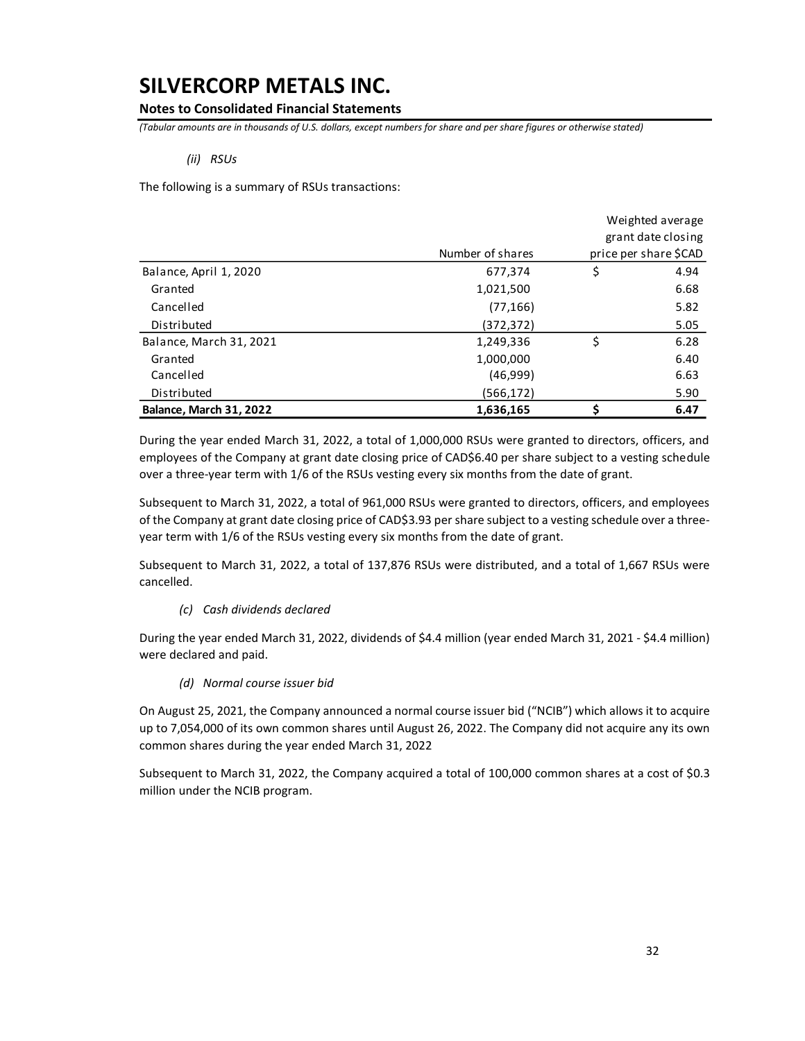# SILVERCORP METALS INC.

**Notes to Consolidated Financial Statements**

*(Tabular amounts are in thousands of U.S. dollars, except numbers for share and per share figures or otherwise stated)*

*(ii) RSUs*

The following is a summary of RSUs transactions:

| | Number of shares | Weighted average grant date closing price per share $CAD |
|---|---|---|
| Balance, April 1, 2020 | 677,374 | $ 4.94 |
| Granted | 1,021,500 | 6.68 |
| Cancelled | (77,166) | 5.82 |
| Distributed | (372,372) | 5.05 |
| Balance, March 31, 2021 | 1,249,336 | $ 6.28 |
| Granted | 1,000,000 | 6.40 |
| Cancelled | (46,999) | 6.63 |
| Distributed | (566,172) | 5.90 |
| **Balance, March 31, 2022** | **1,636,165** | **$ 6.47** |

During the year ended March 31, 2022, a total of 1,000,000 RSUs were granted to directors, officers, and employees of the Company at grant date closing price of CAD$6.40 per share subject to a vesting schedule over a three-year term with 1/6 of the RSUs vesting every six months from the date of grant.

Subsequent to March 31, 2022, a total of 961,000 RSUs were granted to directors, officers, and employees of the Company at grant date closing price of CAD$3.93 per share subject to a vesting schedule over a three-year term with 1/6 of the RSUs vesting every six months from the date of grant.

Subsequent to March 31, 2022, a total of 137,876 RSUs were distributed, and a total of 1,667 RSUs were cancelled.

*(c) Cash dividends declared*

During the year ended March 31, 2022, dividends of $4.4 million (year ended March 31, 2021 - $4.4 million) were declared and paid.

*(d) Normal course issuer bid*

On August 25, 2021, the Company announced a normal course issuer bid ("NCIB") which allows it to acquire up to 7,054,000 of its own common shares until August 26, 2022. The Company did not acquire any its own common shares during the year ended March 31, 2022

Subsequent to March 31, 2022, the Company acquired a total of 100,000 common shares at a cost of $0.3 million under the NCIB program.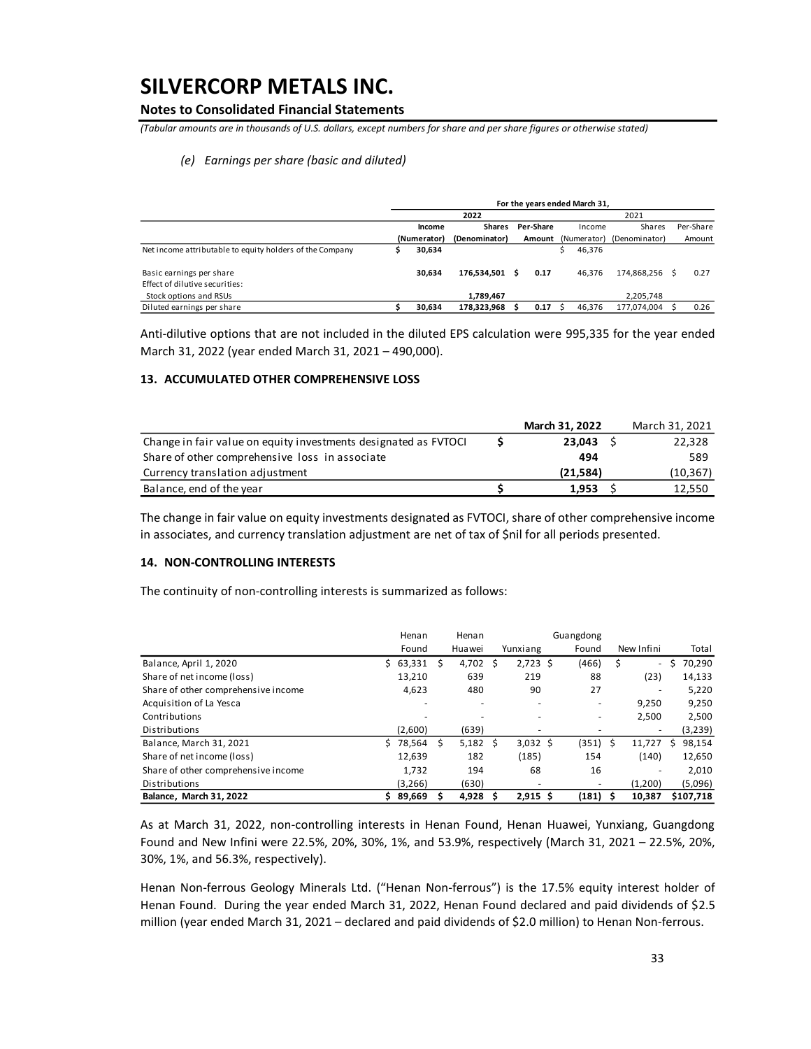# SILVERCORP METALS INC.

**Notes to Consolidated Financial Statements**

*(Tabular amounts are in thousands of U.S. dollars, except numbers for share and per share figures or otherwise stated)*

### *(e) Earnings per share (basic and diluted)*

| | For the years ended March 31, | | | | | |
|---|---|---|---|---|---|---|
| | **2022** | | | 2021 | | |
| | **Income (Numerator)** | **Shares (Denominator)** | **Per-Share Amount** | Income (Numerator) | Shares (Denominator) | Per-Share Amount |
| Net income attributable to equity holders of the Company | **$ 30,634** | | | $ 46,376 | | |
| Basic earnings per share | **30,634** | **176,534,501** | **$ 0.17** | 46,376 | 174,868,256 | $ 0.27 |
| Effect of dilutive securities: | | | | | | |
| Stock options and RSUs | | **1,789,467** | | | 2,205,748 | |
| Diluted earnings per share | **$ 30,634** | **178,323,968** | **$ 0.17** | $ 46,376 | 177,074,004 | $ 0.26 |

Anti-dilutive options that are not included in the diluted EPS calculation were 995,335 for the year ended March 31, 2022 (year ended March 31, 2021 – 490,000).

## 13. ACCUMULATED OTHER COMPREHENSIVE LOSS

| | **March 31, 2022** | March 31, 2021 |
|---|---|---|
| Change in fair value on equity investments designated as FVTOCI | **$ 23,043** | $ 22,328 |
| Share of other comprehensive loss in associate | **494** | 589 |
| Currency translation adjustment | **(21,584)** | (10,367) |
| Balance, end of the year | **$ 1,953** | $ 12,550 |

The change in fair value on equity investments designated as FVTOCI, share of other comprehensive income in associates, and currency translation adjustment are net of tax of $nil for all periods presented.

## 14. NON-CONTROLLING INTERESTS

The continuity of non-controlling interests is summarized as follows:

| | Henan Found | Henan Huawei | Yunxiang | Guangdong Found | New Infini | Total |
|---|---|---|---|---|---|---|
| Balance, April 1, 2020 | $ 63,331 | $ 4,702 | $ 2,723 | $ (466) | $ - | $ 70,290 |
| Share of net income (loss) | 13,210 | 639 | 219 | 88 | (23) | 14,133 |
| Share of other comprehensive income | 4,623 | 480 | 90 | 27 | - | 5,220 |
| Acquisition of La Yesca | - | - | - | - | 9,250 | 9,250 |
| Contributions | - | - | - | - | 2,500 | 2,500 |
| Distributions | (2,600) | (639) | - | - | - | (3,239) |
| Balance, March 31, 2021 | $ 78,564 | $ 5,182 | $ 3,032 | $ (351) | $ 11,727 | $ 98,154 |
| Share of net income (loss) | 12,639 | 182 | (185) | 154 | (140) | 12,650 |
| Share of other comprehensive income | 1,732 | 194 | 68 | 16 | - | 2,010 |
| Distributions | (3,266) | (630) | - | - | (1,200) | (5,096) |
| **Balance, March 31, 2022** | **$ 89,669** | **$ 4,928** | **$ 2,915** | **$ (181)** | **$ 10,387** | **$107,718** |

As at March 31, 2022, non-controlling interests in Henan Found, Henan Huawei, Yunxiang, Guangdong Found and New Infini were 22.5%, 20%, 30%, 1%, and 53.9%, respectively (March 31, 2021 – 22.5%, 20%, 30%, 1%, and 56.3%, respectively).

Henan Non-ferrous Geology Minerals Ltd. ("Henan Non-ferrous") is the 17.5% equity interest holder of Henan Found. During the year ended March 31, 2022, Henan Found declared and paid dividends of $2.5 million (year ended March 31, 2021 – declared and paid dividends of $2.0 million) to Henan Non-ferrous.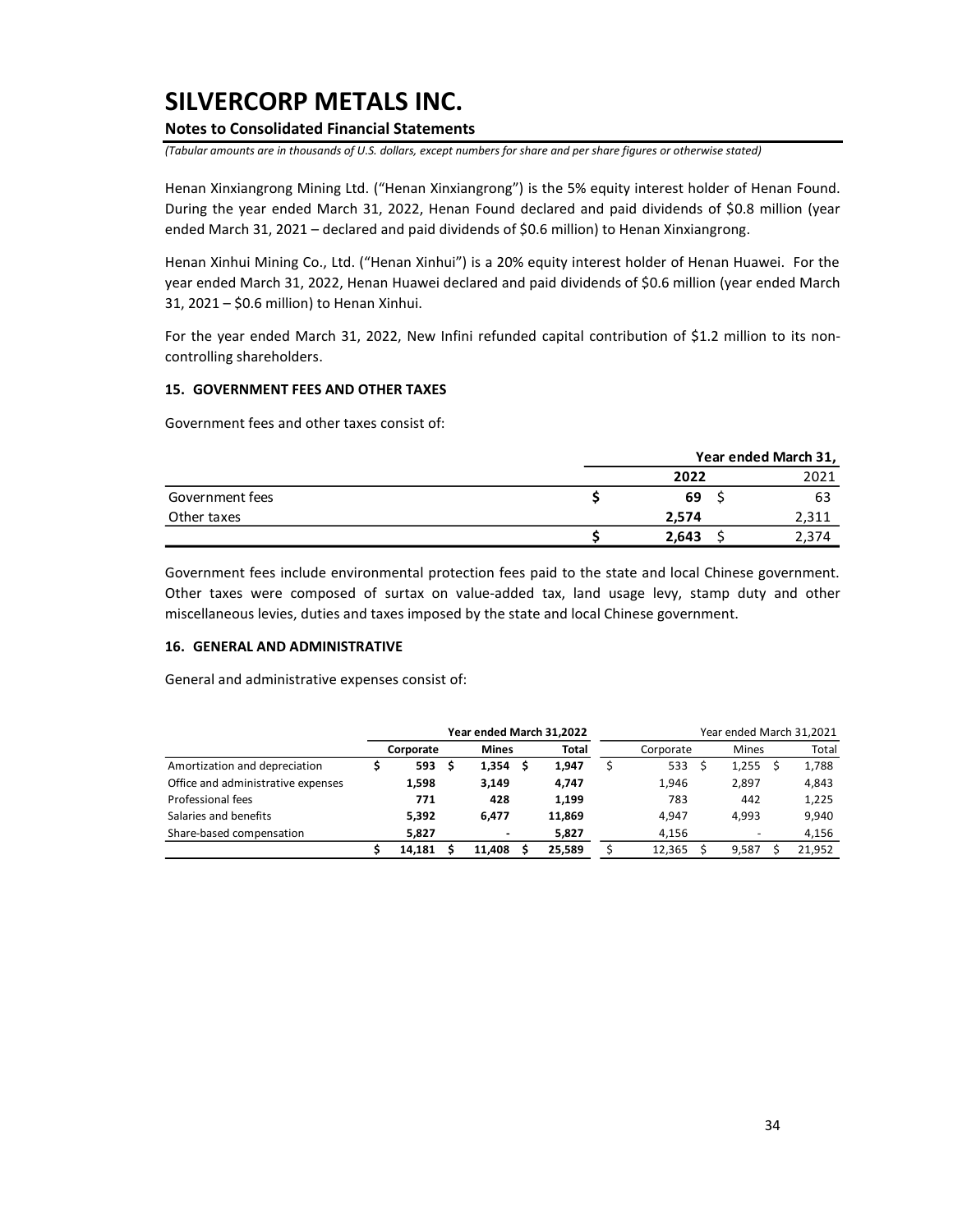Henan Xinxiangrong Mining Ltd. ("Henan Xinxiangrong") is the 5% equity interest holder of Henan Found. During the year ended March 31, 2022, Henan Found declared and paid dividends of $0.8 million (year ended March 31, 2021 – declared and paid dividends of $0.6 million) to Henan Xinxiangrong.

Henan Xinhui Mining Co., Ltd. ("Henan Xinhui") is a 20% equity interest holder of Henan Huawei. For the year ended March 31, 2022, Henan Huawei declared and paid dividends of $0.6 million (year ended March 31, 2021 – $0.6 million) to Henan Xinhui.

For the year ended March 31, 2022, New Infini refunded capital contribution of $1.2 million to its non-controlling shareholders.

## 15. GOVERNMENT FEES AND OTHER TAXES

Government fees and other taxes consist of:

| | Year ended March 31, | |
|---|---|---|
| | **2022** | 2021 |
| Government fees | **$ 69** | $ 63 |
| Other taxes | **2,574** | 2,311 |
| | **$ 2,643** | $ 2,374 |

Government fees include environmental protection fees paid to the state and local Chinese government. Other taxes were composed of surtax on value-added tax, land usage levy, stamp duty and other miscellaneous levies, duties and taxes imposed by the state and local Chinese government.

## 16. GENERAL AND ADMINISTRATIVE

General and administrative expenses consist of:

| | **Year ended March 31,2022** | | | Year ended March 31,2021 | | |
|---|---|---|---|---|---|---|
| | **Corporate** | **Mines** | **Total** | Corporate | Mines | Total |
| Amortization and depreciation | **$ 593** | **$ 1,354** | **$ 1,947** | $ 533 | $ 1,255 | $ 1,788 |
| Office and administrative expenses | **1,598** | **3,149** | **4,747** | 1,946 | 2,897 | 4,843 |
| Professional fees | **771** | **428** | **1,199** | 783 | 442 | 1,225 |
| Salaries and benefits | **5,392** | **6,477** | **11,869** | 4,947 | 4,993 | 9,940 |
| Share-based compensation | **5,827** | **-** | **5,827** | 4,156 | - | 4,156 |
| | **$ 14,181** | **$ 11,408** | **$ 25,589** | $ 12,365 | $ 9,587 | $ 21,952 |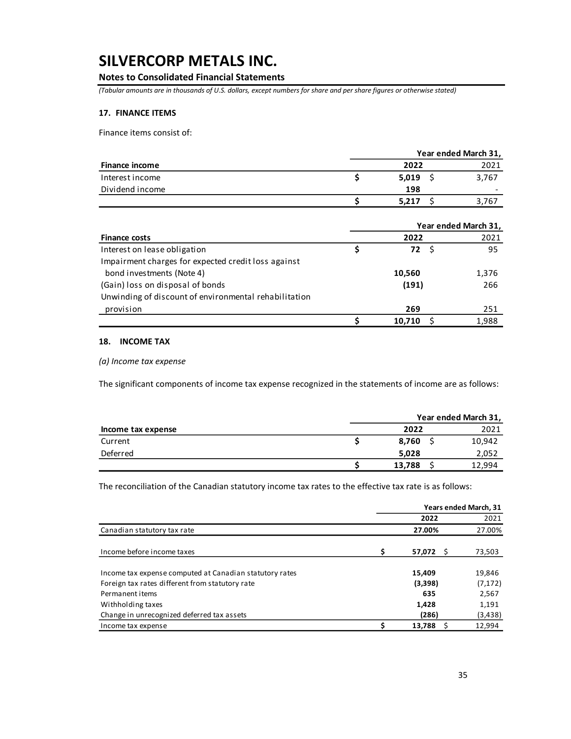# SILVERCORP METALS INC.

**Notes to Consolidated Financial Statements**

*(Tabular amounts are in thousands of U.S. dollars, except numbers for share and per share figures or otherwise stated)*

### 17. FINANCE ITEMS

Finance items consist of:

| | Year ended March 31, | |
|---|---|---|
| **Finance income** | **2022** | 2021 |
| Interest income | **$ 5,019** | $ 3,767 |
| Dividend income | **198** | - |
| | **$ 5,217** | $ 3,767 |

| | Year ended March 31, | |
|---|---|---|
| **Finance costs** | **2022** | 2021 |
| Interest on lease obligation | **$ 72** | $ 95 |
| Impairment charges for expected credit loss against bond investments (Note 4) | **10,560** | 1,376 |
| (Gain) loss on disposal of bonds | **(191)** | 266 |
| Unwinding of discount of environmental rehabilitation provision | **269** | 251 |
| | **$ 10,710** | $ 1,988 |

### 18. INCOME TAX

*(a) Income tax expense*

The significant components of income tax expense recognized in the statements of income are as follows:

| | Year ended March 31, | |
|---|---|---|
| **Income tax expense** | **2022** | 2021 |
| Current | **$ 8,760** | $ 10,942 |
| Deferred | **5,028** | 2,052 |
| | **$ 13,788** | $ 12,994 |

The reconciliation of the Canadian statutory income tax rates to the effective tax rate is as follows:

| | Years ended March, 31 | |
|---|---|---|
| | **2022** | 2021 |
| Canadian statutory tax rate | **27.00%** | 27.00% |
| Income before income taxes | **$ 57,072** | $ 73,503 |
| Income tax expense computed at Canadian statutory rates | **15,409** | 19,846 |
| Foreign tax rates different from statutory rate | **(3,398)** | (7,172) |
| Permanent items | **635** | 2,567 |
| Withholding taxes | **1,428** | 1,191 |
| Change in unrecognized deferred tax assets | **(286)** | (3,438) |
| Income tax expense | **$ 13,788** | $ 12,994 |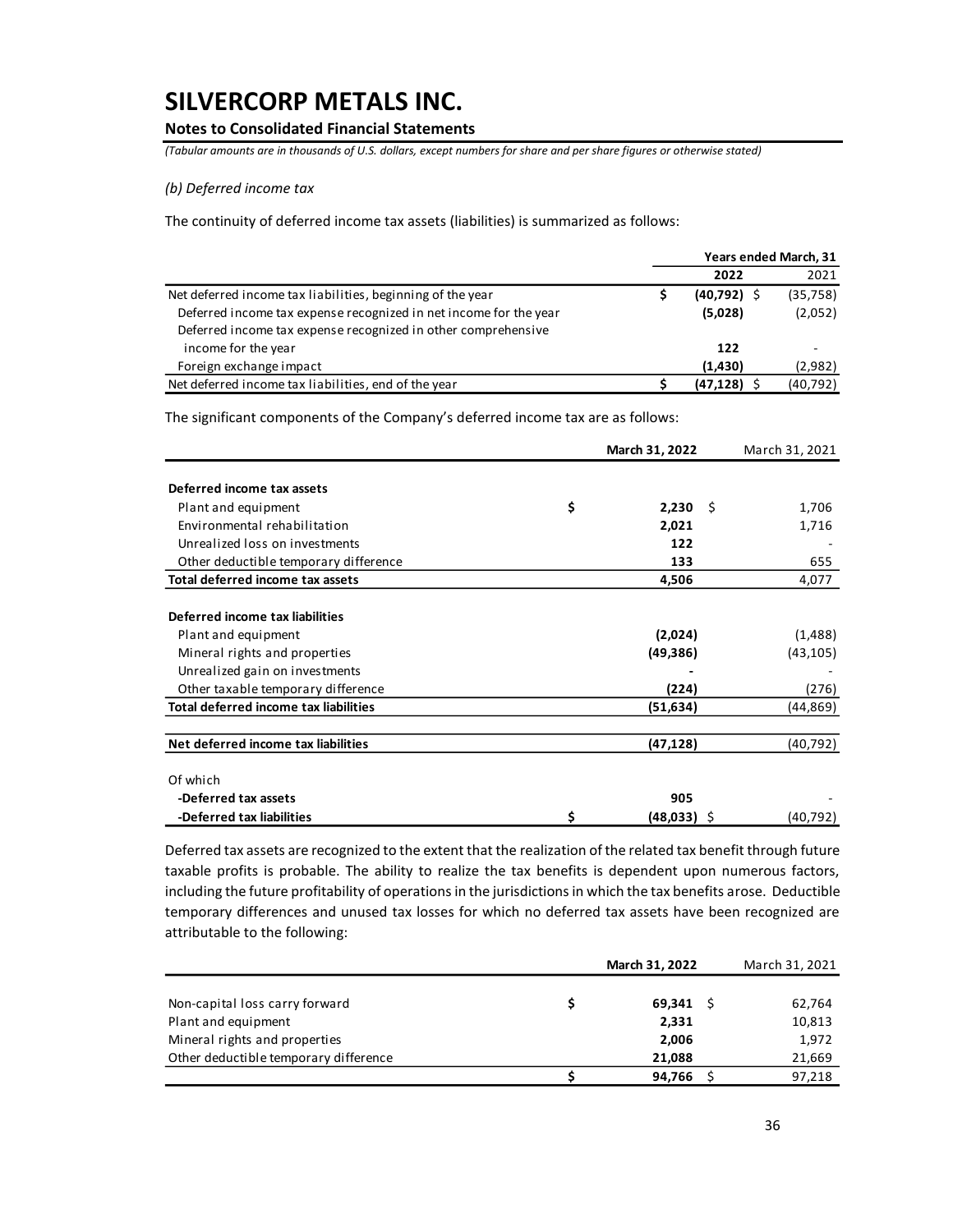# SILVERCORP METALS INC.

**Notes to Consolidated Financial Statements**

*(Tabular amounts are in thousands of U.S. dollars, except numbers for share and per share figures or otherwise stated)*

*(b) Deferred income tax*

The continuity of deferred income tax assets (liabilities) is summarized as follows:

| | Years ended March, 31 | |
|---|---|---|
| | **2022** | 2021 |
| Net deferred income tax liabilities, beginning of the year | $ **(40,792)** | $ (35,758) |
| Deferred income tax expense recognized in net income for the year | **(5,028)** | (2,052) |
| Deferred income tax expense recognized in other comprehensive income for the year | **122** | - |
| Foreign exchange impact | **(1,430)** | (2,982) |
| Net deferred income tax liabilities, end of the year | $ **(47,128)** | $ (40,792) |

The significant components of the Company's deferred income tax are as follows:

| | **March 31, 2022** | March 31, 2021 |
|---|---|---|
| **Deferred income tax assets** | | |
| Plant and equipment | $ **2,230** | $ 1,706 |
| Environmental rehabilitation | **2,021** | 1,716 |
| Unrealized loss on investments | **122** | - |
| Other deductible temporary difference | **133** | 655 |
| **Total deferred income tax assets** | **4,506** | 4,077 |
| **Deferred income tax liabilities** | | |
| Plant and equipment | **(2,024)** | (1,488) |
| Mineral rights and properties | **(49,386)** | (43,105) |
| Unrealized gain on investments | **-** | - |
| Other taxable temporary difference | **(224)** | (276) |
| **Total deferred income tax liabilities** | **(51,634)** | (44,869) |
| **Net deferred income tax liabilities** | **(47,128)** | (40,792) |
| Of which | | |
| **-Deferred tax assets** | **905** | - |
| **-Deferred tax liabilities** | $ **(48,033)** | $ (40,792) |

Deferred tax assets are recognized to the extent that the realization of the related tax benefit through future taxable profits is probable. The ability to realize the tax benefits is dependent upon numerous factors, including the future profitability of operations in the jurisdictions in which the tax benefits arose. Deductible temporary differences and unused tax losses for which no deferred tax assets have been recognized are attributable to the following:

| | **March 31, 2022** | March 31, 2021 |
|---|---|---|
| Non-capital loss carry forward | $ **69,341** | $ 62,764 |
| Plant and equipment | **2,331** | 10,813 |
| Mineral rights and properties | **2,006** | 1,972 |
| Other deductible temporary difference | **21,088** | 21,669 |
| | $ **94,766** | $ 97,218 |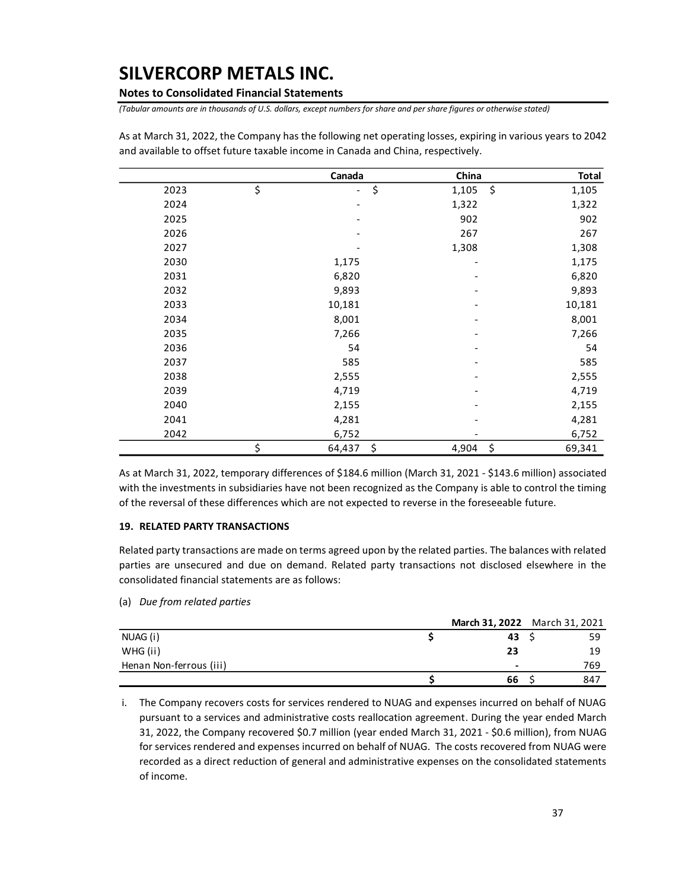As at March 31, 2022, the Company has the following net operating losses, expiring in various years to 2042 and available to offset future taxable income in Canada and China, respectively.

| | Canada | China | Total |
|---|---|---|---|
| 2023 | $ - | $ 1,105 | $ 1,105 |
| 2024 | - | 1,322 | 1,322 |
| 2025 | - | 902 | 902 |
| 2026 | - | 267 | 267 |
| 2027 | - | 1,308 | 1,308 |
| 2030 | 1,175 | - | 1,175 |
| 2031 | 6,820 | - | 6,820 |
| 2032 | 9,893 | - | 9,893 |
| 2033 | 10,181 | - | 10,181 |
| 2034 | 8,001 | - | 8,001 |
| 2035 | 7,266 | - | 7,266 |
| 2036 | 54 | - | 54 |
| 2037 | 585 | - | 585 |
| 2038 | 2,555 | - | 2,555 |
| 2039 | 4,719 | - | 4,719 |
| 2040 | 2,155 | - | 2,155 |
| 2041 | 4,281 | - | 4,281 |
| 2042 | 6,752 | - | 6,752 |
| | $ 64,437 | $ 4,904 | $ 69,341 |

As at March 31, 2022, temporary differences of $184.6 million (March 31, 2021 - $143.6 million) associated with the investments in subsidiaries have not been recognized as the Company is able to control the timing of the reversal of these differences which are not expected to reverse in the foreseeable future.

**19. RELATED PARTY TRANSACTIONS**

Related party transactions are made on terms agreed upon by the related parties. The balances with related parties are unsecured and due on demand. Related party transactions not disclosed elsewhere in the consolidated financial statements are as follows:

(a) *Due from related parties*

| | **March 31, 2022** | March 31, 2021 |
|---|---|---|
| NUAG (i) | **$ 43** | $ 59 |
| WHG (ii) | **23** | 19 |
| Henan Non-ferrous (iii) | **-** | 769 |
| | **$ 66** | $ 847 |

i. The Company recovers costs for services rendered to NUAG and expenses incurred on behalf of NUAG pursuant to a services and administrative costs reallocation agreement. During the year ended March 31, 2022, the Company recovered $0.7 million (year ended March 31, 2021 - $0.6 million), from NUAG for services rendered and expenses incurred on behalf of NUAG. The costs recovered from NUAG were recorded as a direct reduction of general and administrative expenses on the consolidated statements of income.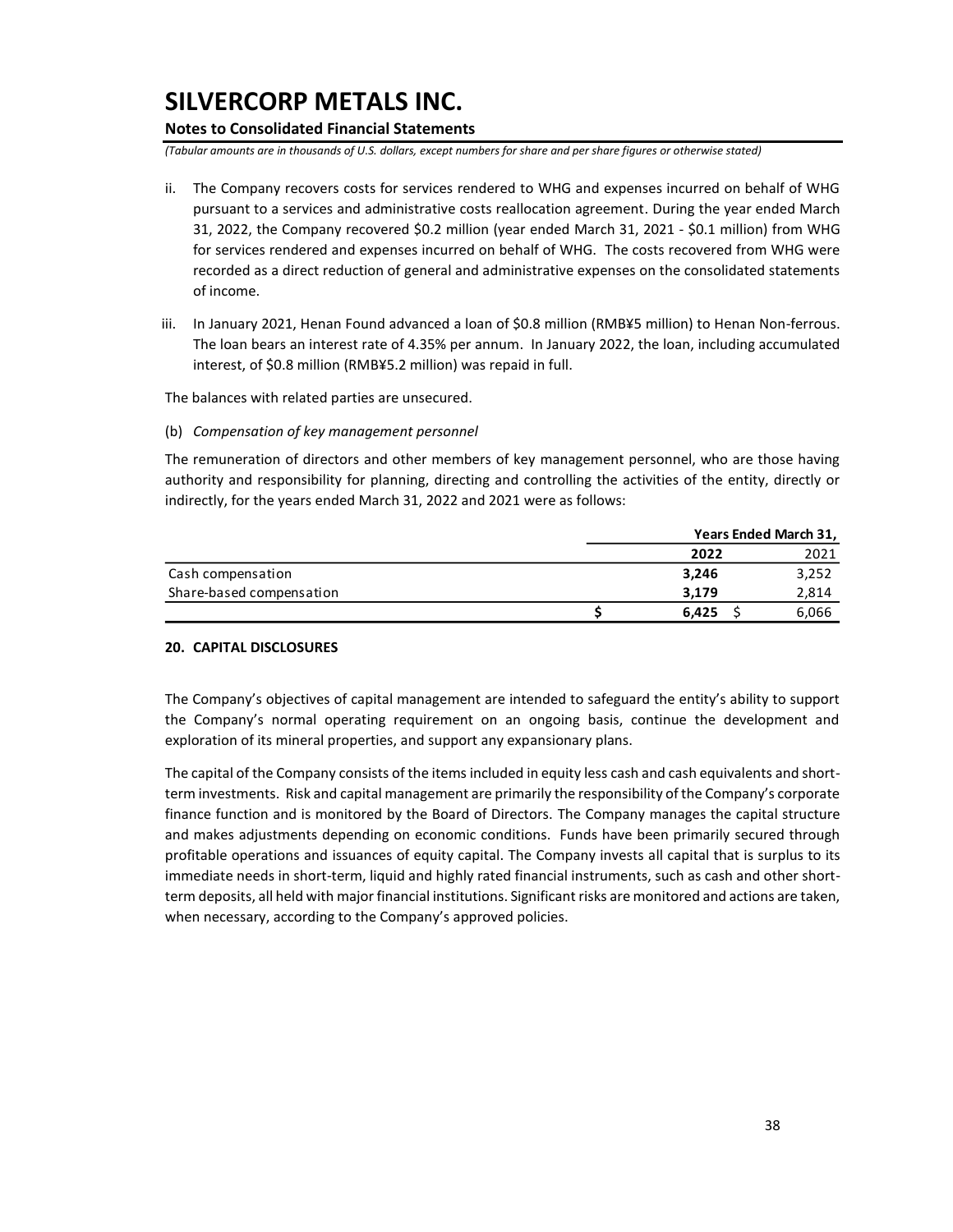ii. The Company recovers costs for services rendered to WHG and expenses incurred on behalf of WHG pursuant to a services and administrative costs reallocation agreement. During the year ended March 31, 2022, the Company recovered \$0.2 million (year ended March 31, 2021 - \$0.1 million) from WHG for services rendered and expenses incurred on behalf of WHG. The costs recovered from WHG were recorded as a direct reduction of general and administrative expenses on the consolidated statements of income.

iii. In January 2021, Henan Found advanced a loan of \$0.8 million (RMB¥5 million) to Henan Non-ferrous. The loan bears an interest rate of 4.35% per annum. In January 2022, the loan, including accumulated interest, of \$0.8 million (RMB¥5.2 million) was repaid in full.

The balances with related parties are unsecured.

(b) *Compensation of key management personnel*

The remuneration of directors and other members of key management personnel, who are those having authority and responsibility for planning, directing and controlling the activities of the entity, directly or indirectly, for the years ended March 31, 2022 and 2021 were as follows:

| | Years Ended March 31, | |
|---|---|---|
| | **2022** | 2021 |
| Cash compensation | **3,246** | 3,252 |
| Share-based compensation | **3,179** | 2,814 |
| | **\$ 6,425** | \$ 6,066 |

## 20. CAPITAL DISCLOSURES

The Company's objectives of capital management are intended to safeguard the entity's ability to support the Company's normal operating requirement on an ongoing basis, continue the development and exploration of its mineral properties, and support any expansionary plans.

The capital of the Company consists of the items included in equity less cash and cash equivalents and short-term investments. Risk and capital management are primarily the responsibility of the Company's corporate finance function and is monitored by the Board of Directors. The Company manages the capital structure and makes adjustments depending on economic conditions. Funds have been primarily secured through profitable operations and issuances of equity capital. The Company invests all capital that is surplus to its immediate needs in short-term, liquid and highly rated financial instruments, such as cash and other short-term deposits, all held with major financial institutions. Significant risks are monitored and actions are taken, when necessary, according to the Company's approved policies.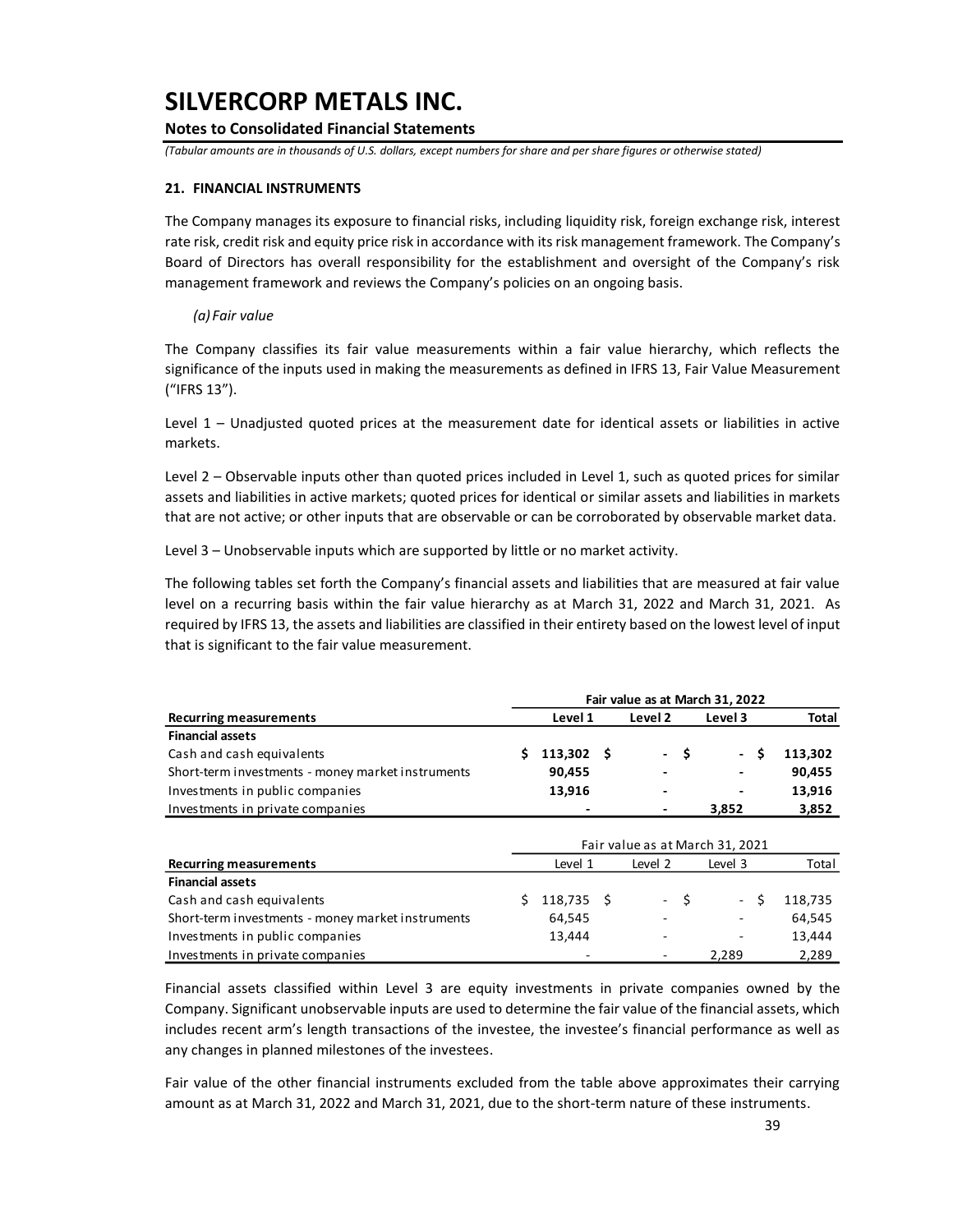# SILVERCORP METALS INC.

**Notes to Consolidated Financial Statements**

*(Tabular amounts are in thousands of U.S. dollars, except numbers for share and per share figures or otherwise stated)*

## 21. FINANCIAL INSTRUMENTS

The Company manages its exposure to financial risks, including liquidity risk, foreign exchange risk, interest rate risk, credit risk and equity price risk in accordance with its risk management framework. The Company's Board of Directors has overall responsibility for the establishment and oversight of the Company's risk management framework and reviews the Company's policies on an ongoing basis.

*(a) Fair value*

The Company classifies its fair value measurements within a fair value hierarchy, which reflects the significance of the inputs used in making the measurements as defined in IFRS 13, Fair Value Measurement ("IFRS 13").

Level 1 – Unadjusted quoted prices at the measurement date for identical assets or liabilities in active markets.

Level 2 – Observable inputs other than quoted prices included in Level 1, such as quoted prices for similar assets and liabilities in active markets; quoted prices for identical or similar assets and liabilities in markets that are not active; or other inputs that are observable or can be corroborated by observable market data.

Level 3 – Unobservable inputs which are supported by little or no market activity.

The following tables set forth the Company's financial assets and liabilities that are measured at fair value level on a recurring basis within the fair value hierarchy as at March 31, 2022 and March 31, 2021. As required by IFRS 13, the assets and liabilities are classified in their entirety based on the lowest level of input that is significant to the fair value measurement.

| | **Fair value as at March 31, 2022** | | | |
|---|---|---|---|---|
| **Recurring measurements** | **Level 1** | **Level 2** | **Level 3** | **Total** |
| **Financial assets** | | | | |
| Cash and cash equivalents | **$ 113,302** | **$ -** | **$ -** | **$ 113,302** |
| Short-term investments - money market instruments | **90,455** | **-** | **-** | **90,455** |
| Investments in public companies | **13,916** | **-** | **-** | **13,916** |
| Investments in private companies | **-** | **-** | **3,852** | **3,852** |

| | Fair value as at March 31, 2021 | | | |
|---|---|---|---|---|
| **Recurring measurements** | Level 1 | Level 2 | Level 3 | Total |
| **Financial assets** | | | | |
| Cash and cash equivalents | $ 118,735 | $ - | $ - | $ 118,735 |
| Short-term investments - money market instruments | 64,545 | - | - | 64,545 |
| Investments in public companies | 13,444 | - | - | 13,444 |
| Investments in private companies | - | - | 2,289 | 2,289 |

Financial assets classified within Level 3 are equity investments in private companies owned by the Company. Significant unobservable inputs are used to determine the fair value of the financial assets, which includes recent arm's length transactions of the investee, the investee's financial performance as well as any changes in planned milestones of the investees.

Fair value of the other financial instruments excluded from the table above approximates their carrying amount as at March 31, 2022 and March 31, 2021, due to the short-term nature of these instruments.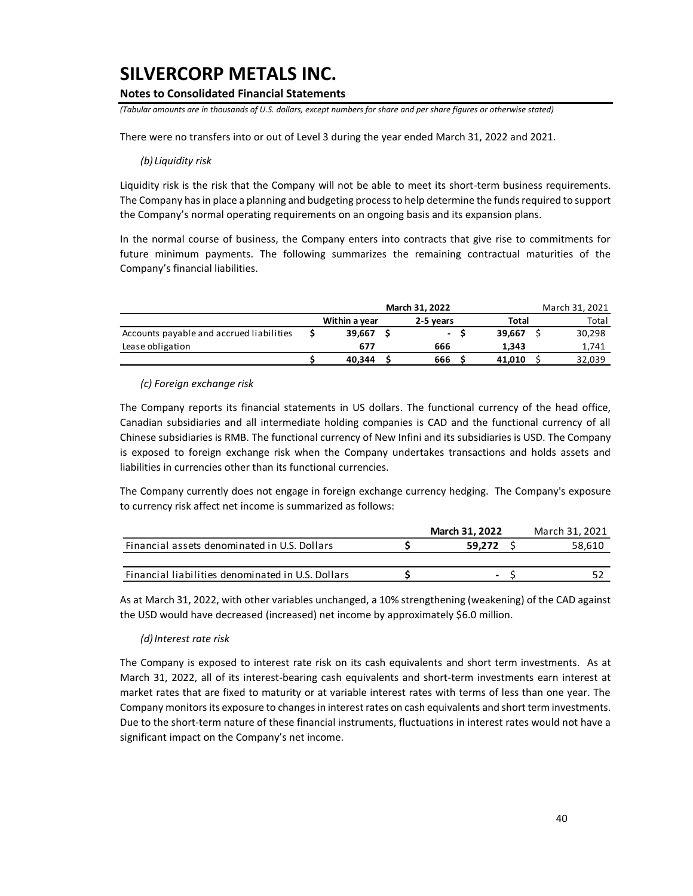There were no transfers into or out of Level 3 during the year ended March 31, 2022 and 2021.

*(b) Liquidity risk*

Liquidity risk is the risk that the Company will not be able to meet its short-term business requirements. The Company has in place a planning and budgeting process to help determine the funds required to support the Company's normal operating requirements on an ongoing basis and its expansion plans.

In the normal course of business, the Company enters into contracts that give rise to commitments for future minimum payments. The following summarizes the remaining contractual maturities of the Company's financial liabilities.

| | **March 31, 2022** | | | March 31, 2021 |
|---|---|---|---|---|
| | **Within a year** | **2-5 years** | **Total** | Total |
| Accounts payable and accrued liabilities | **$ 39,667** | **$ -** | **$ 39,667** | $ 30,298 |
| Lease obligation | **677** | **666** | **1,343** | 1,741 |
| | **$ 40,344** | **$ 666** | **$ 41,010** | $ 32,039 |

*(c) Foreign exchange risk*

The Company reports its financial statements in US dollars. The functional currency of the head office, Canadian subsidiaries and all intermediate holding companies is CAD and the functional currency of all Chinese subsidiaries is RMB. The functional currency of New Infini and its subsidiaries is USD. The Company is exposed to foreign exchange risk when the Company undertakes transactions and holds assets and liabilities in currencies other than its functional currencies.

The Company currently does not engage in foreign exchange currency hedging. The Company's exposure to currency risk affect net income is summarized as follows:

| | **March 31, 2022** | March 31, 2021 |
|---|---|---|
| Financial assets denominated in U.S. Dollars | **$ 59,272** | $ 58,610 |
| | | |
| Financial liabilities denominated in U.S. Dollars | **$ -** | $ 52 |

As at March 31, 2022, with other variables unchanged, a 10% strengthening (weakening) of the CAD against the USD would have decreased (increased) net income by approximately $6.0 million.

*(d) Interest rate risk*

The Company is exposed to interest rate risk on its cash equivalents and short term investments. As at March 31, 2022, all of its interest-bearing cash equivalents and short-term investments earn interest at market rates that are fixed to maturity or at variable interest rates with terms of less than one year. The Company monitors its exposure to changes in interest rates on cash equivalents and short term investments. Due to the short-term nature of these financial instruments, fluctuations in interest rates would not have a significant impact on the Company's net income.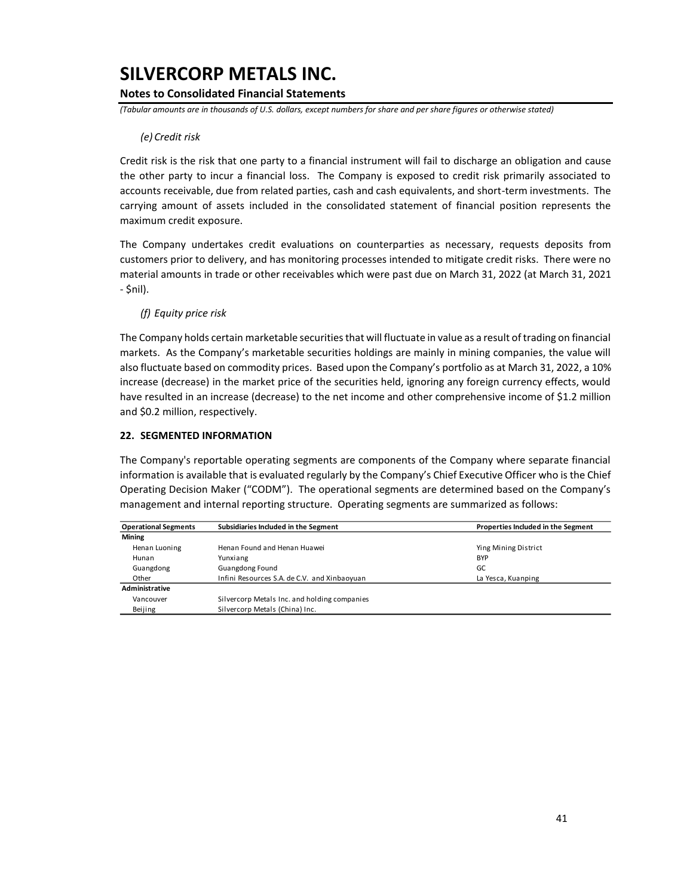*(e) Credit risk*

Credit risk is the risk that one party to a financial instrument will fail to discharge an obligation and cause the other party to incur a financial loss. The Company is exposed to credit risk primarily associated to accounts receivable, due from related parties, cash and cash equivalents, and short-term investments. The carrying amount of assets included in the consolidated statement of financial position represents the maximum credit exposure.

The Company undertakes credit evaluations on counterparties as necessary, requests deposits from customers prior to delivery, and has monitoring processes intended to mitigate credit risks. There were no material amounts in trade or other receivables which were past due on March 31, 2022 (at March 31, 2021 - $nil).

*(f) Equity price risk*

The Company holds certain marketable securities that will fluctuate in value as a result of trading on financial markets. As the Company's marketable securities holdings are mainly in mining companies, the value will also fluctuate based on commodity prices. Based upon the Company's portfolio as at March 31, 2022, a 10% increase (decrease) in the market price of the securities held, ignoring any foreign currency effects, would have resulted in an increase (decrease) to the net income and other comprehensive income of $1.2 million and $0.2 million, respectively.

**22. SEGMENTED INFORMATION**

The Company's reportable operating segments are components of the Company where separate financial information is available that is evaluated regularly by the Company's Chief Executive Officer who is the Chief Operating Decision Maker ("CODM"). The operational segments are determined based on the Company's management and internal reporting structure. Operating segments are summarized as follows:

| Operational Segments | Subsidiaries Included in the Segment | Properties Included in the Segment |
|---|---|---|
| **Mining** | | |
| Henan Luoning | Henan Found and Henan Huawei | Ying Mining District |
| Hunan | Yunxiang | BYP |
| Guangdong | Guangdong Found | GC |
| Other | Infini Resources S.A. de C.V. and Xinbaoyuan | La Yesca, Kuanping |
| **Administrative** | | |
| Vancouver | Silvercorp Metals Inc. and holding companies | |
| Beijing | Silvercorp Metals (China) Inc. | |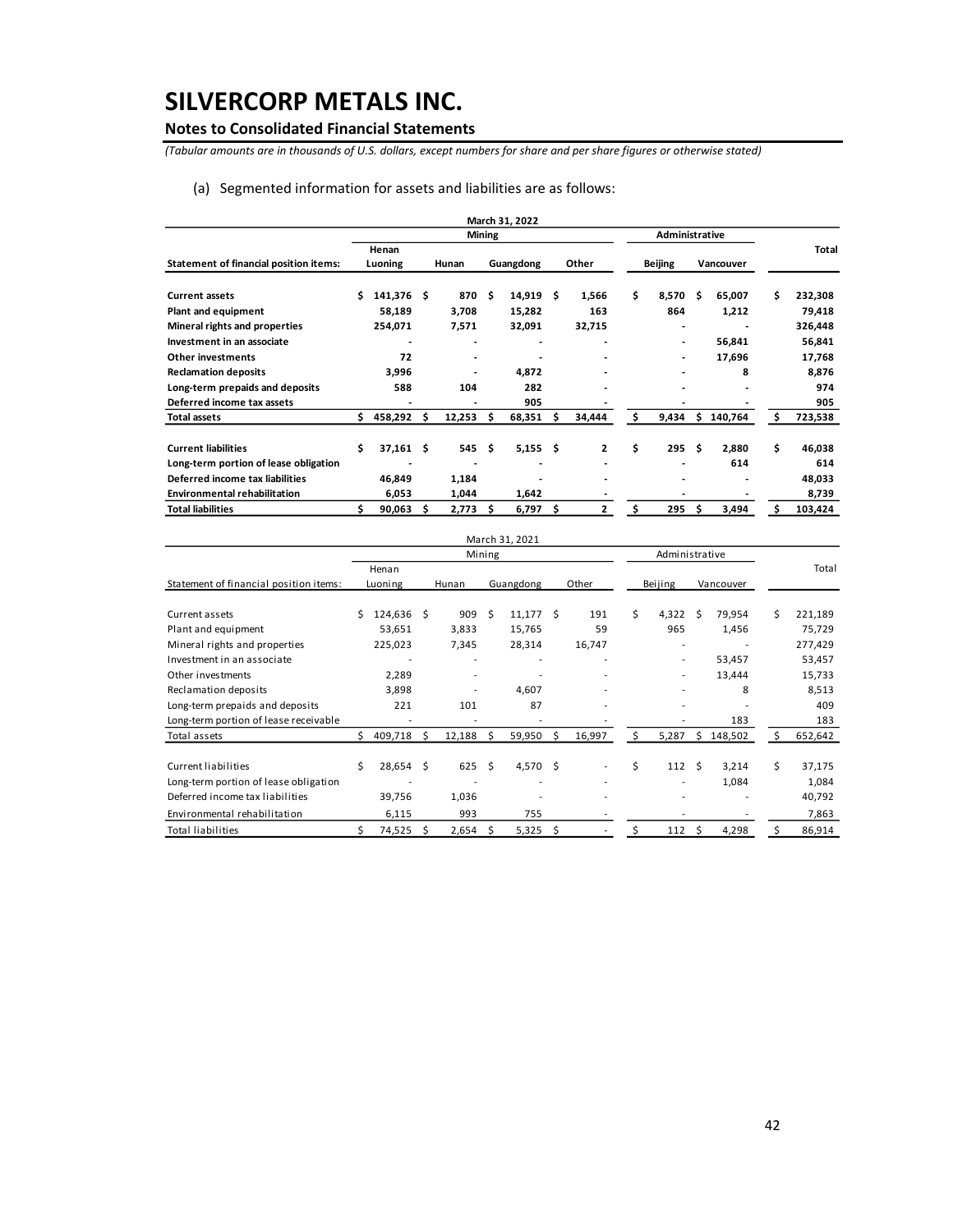# SILVERCORP METALS INC.

## Notes to Consolidated Financial Statements

*(Tabular amounts are in thousands of U.S. dollars, except numbers for share and per share figures or otherwise stated)*

(a) Segmented information for assets and liabilities are as follows:

| | March 31, 2022 | | | | | | |
|---|---|---|---|---|---|---|---|
| | Mining | | | | Administrative | | |
| **Statement of financial position items:** | **Henan Luoning** | **Hunan** | **Guangdong** | **Other** | **Beijing** | **Vancouver** | **Total** |
| **Current assets** | **$ 141,376** | **$ 870** | **$ 14,919** | **$ 1,566** | **$ 8,570** | **$ 65,007** | **$ 232,308** |
| **Plant and equipment** | **58,189** | **3,708** | **15,282** | **163** | **864** | **1,212** | **79,418** |
| **Mineral rights and properties** | **254,071** | **7,571** | **32,091** | **32,715** | **-** | **-** | **326,448** |
| **Investment in an associate** | **-** | **-** | **-** | **-** | **-** | **56,841** | **56,841** |
| **Other investments** | **72** | **-** | **-** | **-** | **-** | **17,696** | **17,768** |
| **Reclamation deposits** | **3,996** | **-** | **4,872** | **-** | **-** | **8** | **8,876** |
| **Long-term prepaids and deposits** | **588** | **104** | **282** | **-** | **-** | **-** | **974** |
| **Deferred income tax assets** | **-** | **-** | **905** | **-** | **-** | **-** | **905** |
| **Total assets** | **$ 458,292** | **$ 12,253** | **$ 68,351** | **$ 34,444** | **$ 9,434** | **$ 140,764** | **$ 723,538** |
| | | | | | | | |
| **Current liabilities** | **$ 37,161** | **$ 545** | **$ 5,155** | **$ 2** | **$ 295** | **$ 2,880** | **$ 46,038** |
| **Long-term portion of lease obligation** | **-** | **-** | **-** | **-** | **-** | **614** | **614** |
| **Deferred income tax liabilities** | **46,849** | **1,184** | **-** | **-** | **-** | **-** | **48,033** |
| **Environmental rehabilitation** | **6,053** | **1,044** | **1,642** | **-** | **-** | **-** | **8,739** |
| **Total liabilities** | **$ 90,063** | **$ 2,773** | **$ 6,797** | **$ 2** | **$ 295** | **$ 3,494** | **$ 103,424** |

| | March 31, 2021 | | | | | | |
|---|---|---|---|---|---|---|---|
| | Mining | | | | Administrative | | |
| Statement of financial position items: | Henan Luoning | Hunan | Guangdong | Other | Beijing | Vancouver | Total |
| Current assets | $ 124,636 | $ 909 | $ 11,177 | $ 191 | $ 4,322 | $ 79,954 | $ 221,189 |
| Plant and equipment | 53,651 | 3,833 | 15,765 | 59 | 965 | 1,456 | 75,729 |
| Mineral rights and properties | 225,023 | 7,345 | 28,314 | 16,747 | - | - | 277,429 |
| Investment in an associate | - | - | - | - | - | 53,457 | 53,457 |
| Other investments | 2,289 | - | - | - | - | 13,444 | 15,733 |
| Reclamation deposits | 3,898 | - | 4,607 | - | - | 8 | 8,513 |
| Long-term prepaids and deposits | 221 | 101 | 87 | - | - | - | 409 |
| Long-term portion of lease receivable | - | - | - | - | - | 183 | 183 |
| Total assets | $ 409,718 | $ 12,188 | $ 59,950 | $ 16,997 | $ 5,287 | $ 148,502 | $ 652,642 |
| | | | | | | | |
| Current liabilities | $ 28,654 | $ 625 | $ 4,570 | $ - | $ 112 | $ 3,214 | $ 37,175 |
| Long-term portion of lease obligation | - | - | - | - | - | 1,084 | 1,084 |
| Deferred income tax liabilities | 39,756 | 1,036 | - | - | - | - | 40,792 |
| Environmental rehabilitation | 6,115 | 993 | 755 | - | - | - | 7,863 |
| Total liabilities | $ 74,525 | $ 2,654 | $ 5,325 | $ - | $ 112 | $ 4,298 | $ 86,914 |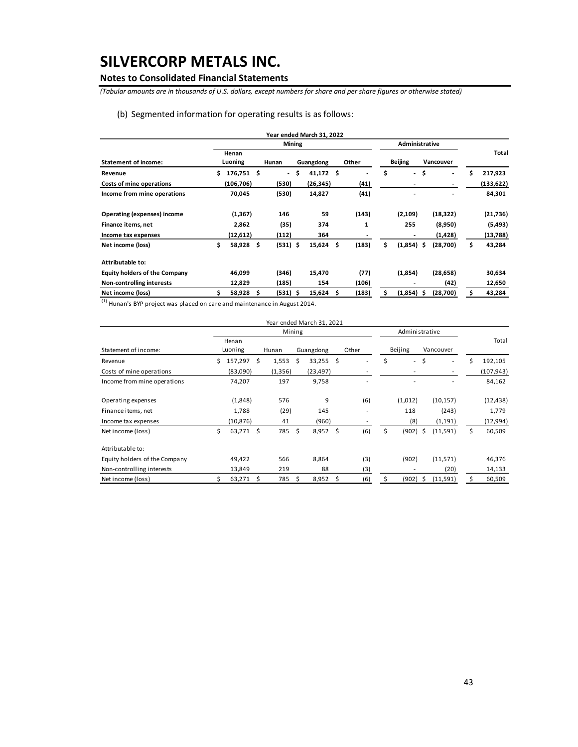# SILVERCORP METALS INC.

## Notes to Consolidated Financial Statements

*(Tabular amounts are in thousands of U.S. dollars, except numbers for share and per share figures or otherwise stated)*

(b) Segmented information for operating results is as follows:

| | Year ended March 31, 2022 | | | | | | |
|---|---|---|---|---|---|---|---|
| | Mining | | | | Administrative | | |
| **Statement of income:** | **Henan Luoning** | **Hunan** | **Guangdong** | **Other** | **Beijing** | **Vancouver** | **Total** |
| **Revenue** | **$ 176,751** | **$ -** | **$ 41,172** | **$ -** | **$ -** | **$ -** | **$ 217,923** |
| **Costs of mine operations** | **(106,706)** | **(530)** | **(26,345)** | **(41)** | **-** | **-** | **(133,622)** |
| **Income from mine operations** | **70,045** | **(530)** | **14,827** | **(41)** | **-** | **-** | **84,301** |
| **Operating (expenses) income** | **(1,367)** | **146** | **59** | **(143)** | **(2,109)** | **(18,322)** | **(21,736)** |
| **Finance items, net** | **2,862** | **(35)** | **374** | **1** | **255** | **(8,950)** | **(5,493)** |
| **Income tax expenses** | **(12,612)** | **(112)** | **364** | **-** | **-** | **(1,428)** | **(13,788)** |
| **Net income (loss)** | **$ 58,928** | **$ (531)** | **$ 15,624** | **$ (183)** | **$ (1,854)** | **$ (28,700)** | **$ 43,284** |
| **Attributable to:** | | | | | | | |
| **Equity holders of the Company** | **46,099** | **(346)** | **15,470** | **(77)** | **(1,854)** | **(28,658)** | **30,634** |
| **Non-controlling interests** | **12,829** | **(185)** | **154** | **(106)** | **-** | **(42)** | **12,650** |
| **Net income (loss)** | **$ 58,928** | **$ (531)** | **$ 15,624** | **$ (183)** | **$ (1,854)** | **$ (28,700)** | **$ 43,284** |

[1] Hunan's BYP project was placed on care and maintenance in August 2014.

| | Year ended March 31, 2021 | | | | | | |
|---|---|---|---|---|---|---|---|
| | Mining | | | | Administrative | | |
| Statement of income: | Henan Luoning | Hunan | Guangdong | Other | Beijing | Vancouver | Total |
| Revenue | $ 157,297 | $ 1,553 | $ 33,255 | $ - | $ - | $ - | $ 192,105 |
| Costs of mine operations | (83,090) | (1,356) | (23,497) | - | - | - | (107,943) |
| Income from mine operations | 74,207 | 197 | 9,758 | - | - | - | 84,162 |
| Operating expenses | (1,848) | 576 | 9 | (6) | (1,012) | (10,157) | (12,438) |
| Finance items, net | 1,788 | (29) | 145 | - | 118 | (243) | 1,779 |
| Income tax expenses | (10,876) | 41 | (960) | - | (8) | (1,191) | (12,994) |
| Net income (loss) | $ 63,271 | $ 785 | $ 8,952 | $ (6) | $ (902) | $ (11,591) | $ 60,509 |
| Attributable to: | | | | | | | |
| Equity holders of the Company | 49,422 | 566 | 8,864 | (3) | (902) | (11,571) | 46,376 |
| Non-controlling interests | 13,849 | 219 | 88 | (3) | - | (20) | 14,133 |
| Net income (loss) | $ 63,271 | $ 785 | $ 8,952 | $ (6) | $ (902) | $ (11,591) | $ 60,509 |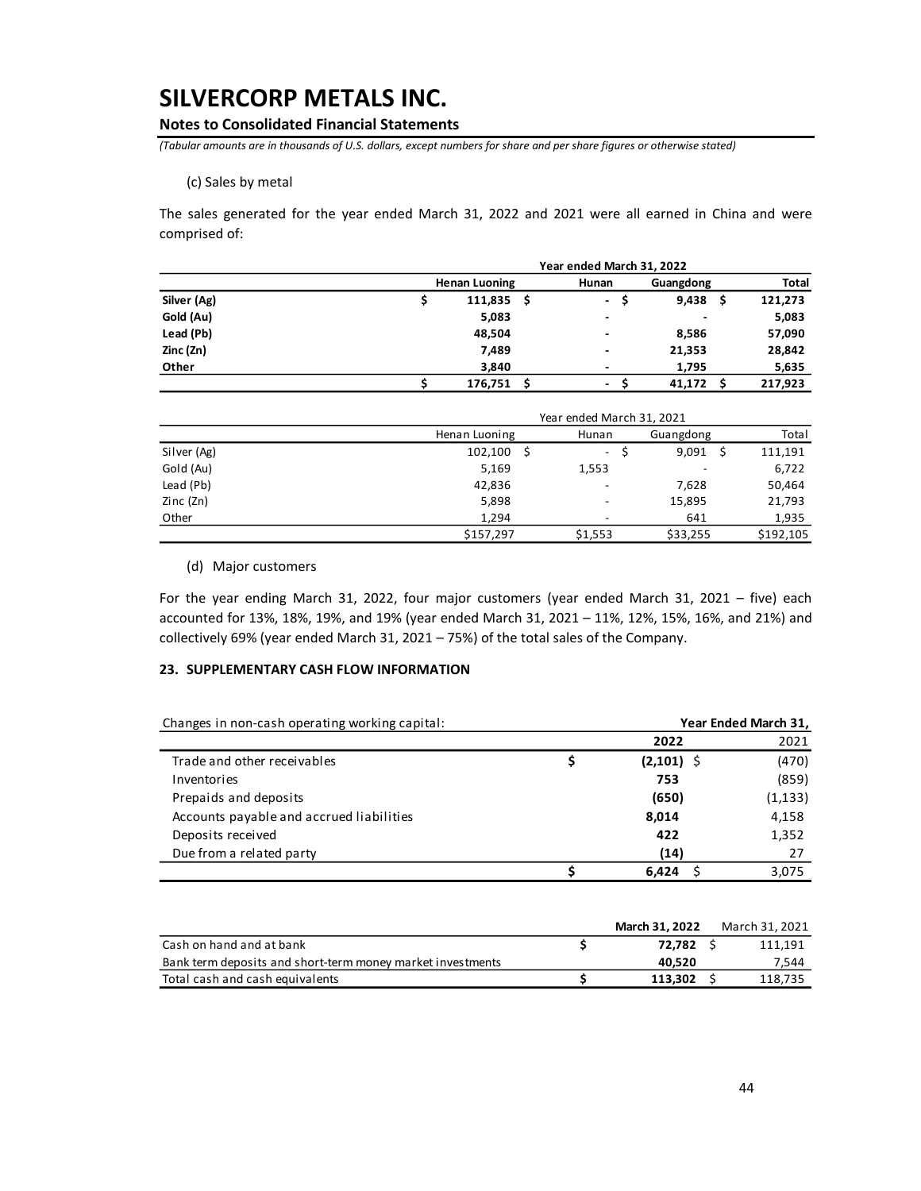# SILVERCORP METALS INC.

**Notes to Consolidated Financial Statements**

*(Tabular amounts are in thousands of U.S. dollars, except numbers for share and per share figures or otherwise stated)*

(c) Sales by metal

The sales generated for the year ended March 31, 2022 and 2021 were all earned in China and were comprised of:

| | Year ended March 31, 2022 | | | |
|---|---|---|---|---|
| | **Henan Luoning** | **Hunan** | **Guangdong** | **Total** |
| **Silver (Ag)** | **$ 111,835** | **$ -** | **$ 9,438** | **$ 121,273** |
| **Gold (Au)** | **5,083** | **-** | **-** | **5,083** |
| **Lead (Pb)** | **48,504** | **-** | **8,586** | **57,090** |
| **Zinc (Zn)** | **7,489** | **-** | **21,353** | **28,842** |
| **Other** | **3,840** | **-** | **1,795** | **5,635** |
| | **$ 176,751** | **$ -** | **$ 41,172** | **$ 217,923** |

| | Year ended March 31, 2021 | | | |
|---|---|---|---|---|
| | Henan Luoning | Hunan | Guangdong | Total |
| Silver (Ag) | 102,100 | $ - | $ 9,091 | $ 111,191 |
| Gold (Au) | 5,169 | 1,553 | - | 6,722 |
| Lead (Pb) | 42,836 | - | 7,628 | 50,464 |
| Zinc (Zn) | 5,898 | - | 15,895 | 21,793 |
| Other | 1,294 | - | 641 | 1,935 |
| | $157,297 | $1,553 | $33,255 | $192,105 |

(d) Major customers

For the year ending March 31, 2022, four major customers (year ended March 31, 2021 – five) each accounted for 13%, 18%, 19%, and 19% (year ended March 31, 2021 – 11%, 12%, 15%, 16%, and 21%) and collectively 69% (year ended March 31, 2021 – 75%) of the total sales of the Company.

## 23. SUPPLEMENTARY CASH FLOW INFORMATION

| Changes in non-cash operating working capital: | Year Ended March 31, | |
|---|---|---|
| | **2022** | 2021 |
| Trade and other receivables | **$ (2,101)** | $ (470) |
| Inventories | **753** | (859) |
| Prepaids and deposits | **(650)** | (1,133) |
| Accounts payable and accrued liabilities | **8,014** | 4,158 |
| Deposits received | **422** | 1,352 |
| Due from a related party | **(14)** | 27 |
| | **$ 6,424** | $ 3,075 |

| | **March 31, 2022** | March 31, 2021 |
|---|---|---|
| Cash on hand and at bank | **$ 72,782** | $ 111,191 |
| Bank term deposits and short-term money market investments | **40,520** | 7,544 |
| Total cash and cash equivalents | **$ 113,302** | $ 118,735 |